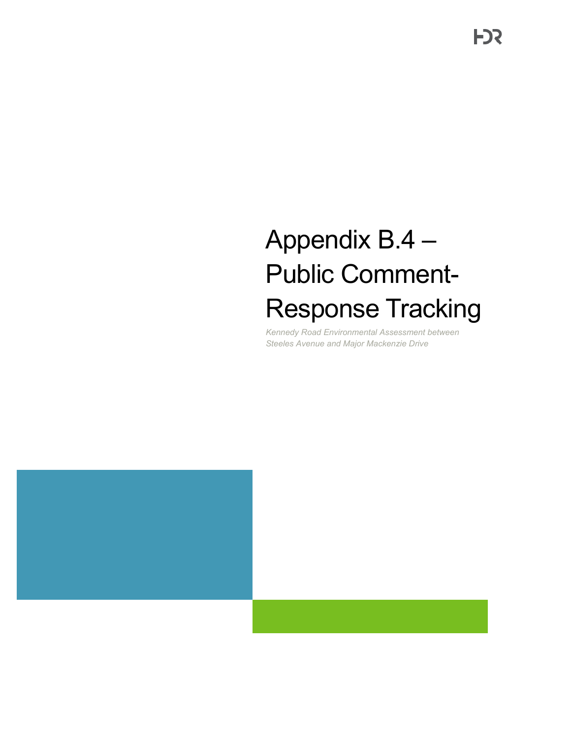# Appendix B.4 – Public Comment-Response Tracking

*Kennedy Road Environmental Assessment between Steeles Avenue and Major Mackenzie Drive*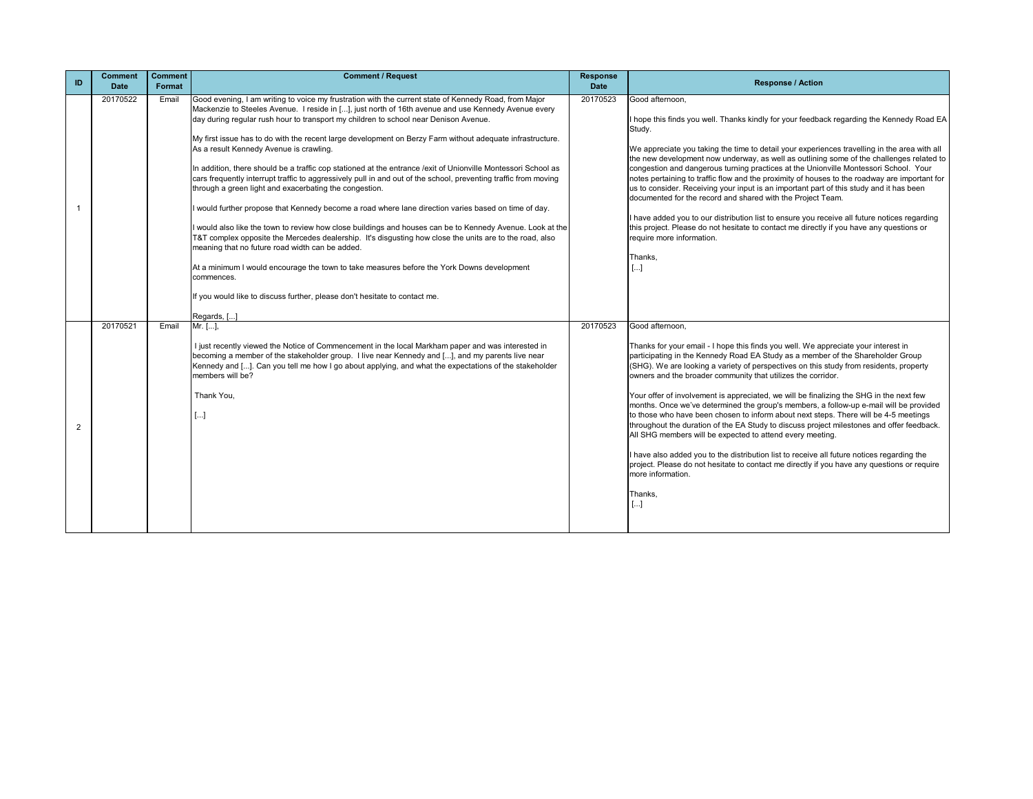| ID | Comment Date | Comment Format | Comment / Request | Response Date | Response / Action |
|---|---|---|---|---|---|
| 1 | 20170522 | Email | Good evening, I am writing to voice my frustration with the current state of Kennedy Road, from Major Mackenzie to Steeles Avenue. I reside in [...], just north of 16th avenue and use Kennedy Avenue every day during regular rush hour to transport my children to school near Denison Avenue.<br><br>My first issue has to do with the recent large development on Berzy Farm without adequate infrastructure. As a result Kennedy Avenue is crawling.<br><br>In addition, there should be a traffic cop stationed at the entrance /exit of Unionville Montessori School as cars frequently interrupt traffic to aggressively pull in and out of the school, preventing traffic from moving through a green light and exacerbating the congestion.<br><br>I would further propose that Kennedy become a road where lane direction varies based on time of day.<br><br>I would also like the town to review how close buildings and houses can be to Kennedy Avenue. Look at the T&T complex opposite the Mercedes dealership. It's disgusting how close the units are to the road, also meaning that no future road width can be added.<br><br>At a minimum I would encourage the town to take measures before the York Downs development commences.<br><br>If you would like to discuss further, please don't hesitate to contact me.<br><br>Regards, [...] | 20170523 | Good afternoon,<br><br>I hope this finds you well. Thanks kindly for your feedback regarding the Kennedy Road EA Study.<br><br>We appreciate you taking the time to detail your experiences travelling in the area with all the new development now underway, as well as outlining some of the challenges related to congestion and dangerous turning practices at the Unionville Montessori School. Your notes pertaining to traffic flow and the proximity of houses to the roadway are important for us to consider. Receiving your input is an important part of this study and it has been documented for the record and shared with the Project Team.<br><br>I have added you to our distribution list to ensure you receive all future notices regarding this project. Please do not hesitate to contact me directly if you have any questions or require more information.<br><br>Thanks,<br>[...] |
| 2 | 20170521 | Email | Mr. [...],<br><br>I just recently viewed the Notice of Commencement in the local Markham paper and was interested in becoming a member of the stakeholder group. I live near Kennedy and [...], and my parents live near Kennedy and [...]. Can you tell me how I go about applying, and what the expectations of the stakeholder members will be?<br><br>Thank You,<br><br>[...] | 20170523 | Good afternoon,<br><br>Thanks for your email - I hope this finds you well. We appreciate your interest in participating in the Kennedy Road EA Study as a member of the Shareholder Group (SHG). We are looking a variety of perspectives on this study from residents, property owners and the broader community that utilizes the corridor.<br><br>Your offer of involvement is appreciated, we will be finalizing the SHG in the next few months. Once we've determined the group's members, a follow-up e-mail will be provided to those who have been chosen to inform about next steps. There will be 4-5 meetings throughout the duration of the EA Study to discuss project milestones and offer feedback. All SHG members will be expected to attend every meeting.<br><br>I have also added you to the distribution list to receive all future notices regarding the project. Please do not hesitate to contact me directly if you have any questions or require more information.<br><br>Thanks,<br>[...] |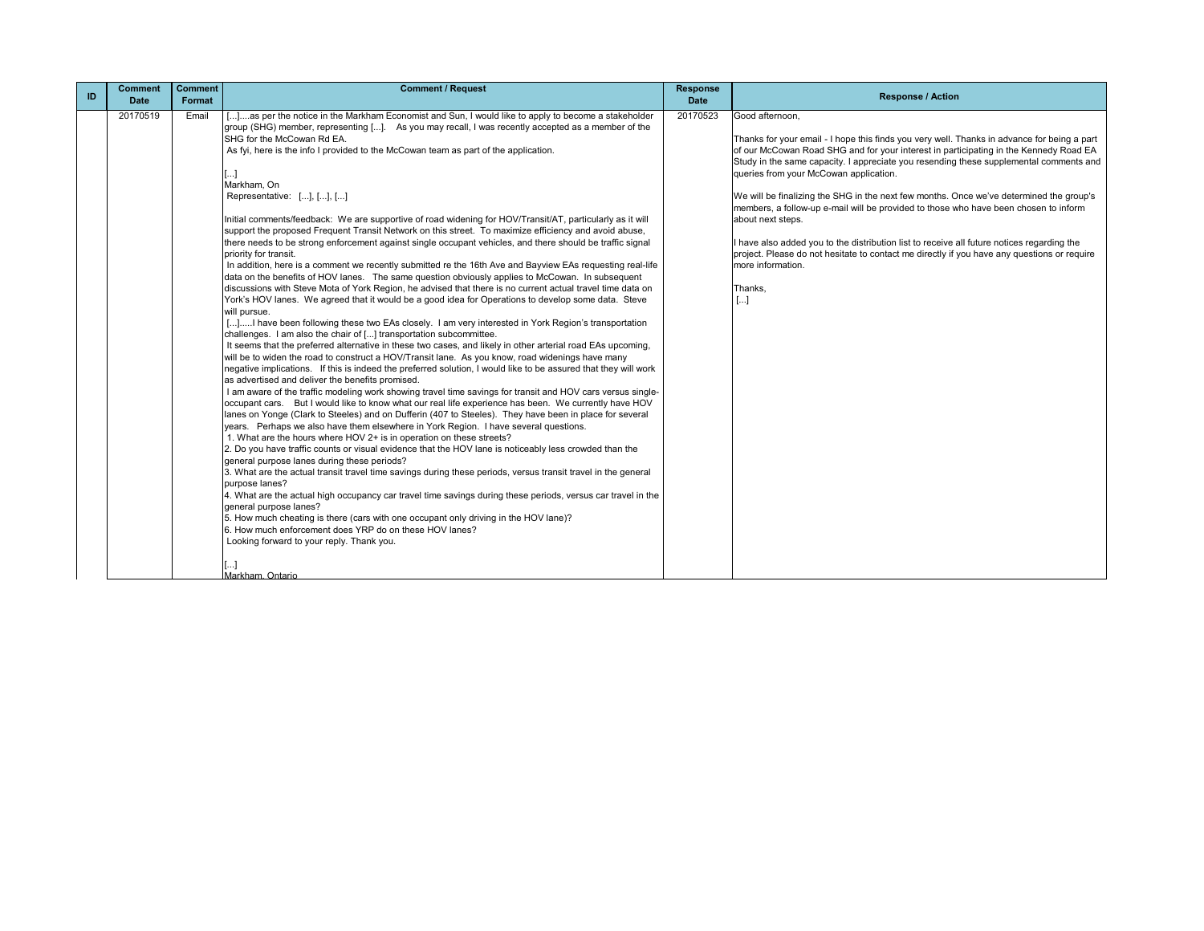| ID | Comment Date | Comment Format | Comment / Request | Response Date | Response / Action |
|---|---|---|---|---|---|
| | 20170519 | Email | [...]....as per the notice in the Markham Economist and Sun, I would like to apply to become a stakeholder group (SHG) member, representing [...]. As you may recall, I was recently accepted as a member of the SHG for the McCowan Rd EA.<br>As fyi, here is the info I provided to the McCowan team as part of the application.<br><br>[...]<br>Markham, On<br>Representative: [...], [...], [...]<br><br>Initial comments/feedback: We are supportive of road widening for HOV/Transit/AT, particularly as it will support the proposed Frequent Transit Network on this street. To maximize efficiency and avoid abuse, there needs to be strong enforcement against single occupant vehicles, and there should be traffic signal priority for transit.<br>In addition, here is a comment we recently submitted re the 16th Ave and Bayview EAs requesting real-life data on the benefits of HOV lanes. The same question obviously applies to McCowan. In subsequent discussions with Steve Mota of York Region, he advised that there is no current actual travel time data on York's HOV lanes. We agreed that it would be a good idea for Operations to develop some data. Steve will pursue.<br>[...].....I have been following these two EAs closely. I am very interested in York Region's transportation challenges. I am also the chair of [...] transportation subcommittee.<br>It seems that the preferred alternative in these two cases, and likely in other arterial road EAs upcoming, will be to widen the road to construct a HOV/Transit lane. As you know, road widenings have many negative implications. If this is indeed the preferred solution, I would like to be assured that they will work as advertised and deliver the benefits promised.<br>I am aware of the traffic modeling work showing travel time savings for transit and HOV cars versus single-occupant cars. But I would like to know what our real life experience has been. We currently have HOV lanes on Yonge (Clark to Steeles) and on Dufferin (407 to Steeles). They have been in place for several years. Perhaps we also have them elsewhere in York Region. I have several questions.<br>1. What are the hours where HOV 2+ is in operation on these streets?<br>2. Do you have traffic counts or visual evidence that the HOV lane is noticeably less crowded than the general purpose lanes during these periods?<br>3. What are the actual transit travel time savings during these periods, versus transit travel in the general purpose lanes?<br>4. What are the actual high occupancy car travel time savings during these periods, versus car travel in the general purpose lanes?<br>5. How much cheating is there (cars with one occupant only driving in the HOV lane)?<br>6. How much enforcement does YRP do on these HOV lanes?<br>Looking forward to your reply. Thank you.<br><br>[...]<br>Markham, Ontario | 20170523 | Good afternoon,<br><br>Thanks for your email - I hope this finds you very well. Thanks in advance for being a part of our McCowan Road SHG and for your interest in participating in the Kennedy Road EA Study in the same capacity. I appreciate you resending these supplemental comments and queries from your McCowan application.<br><br>We will be finalizing the SHG in the next few months. Once we've determined the group's members, a follow-up e-mail will be provided to those who have been chosen to inform about next steps.<br><br>I have also added you to the distribution list to receive all future notices regarding the project. Please do not hesitate to contact me directly if you have any questions or require more information.<br><br>Thanks,<br>[...] |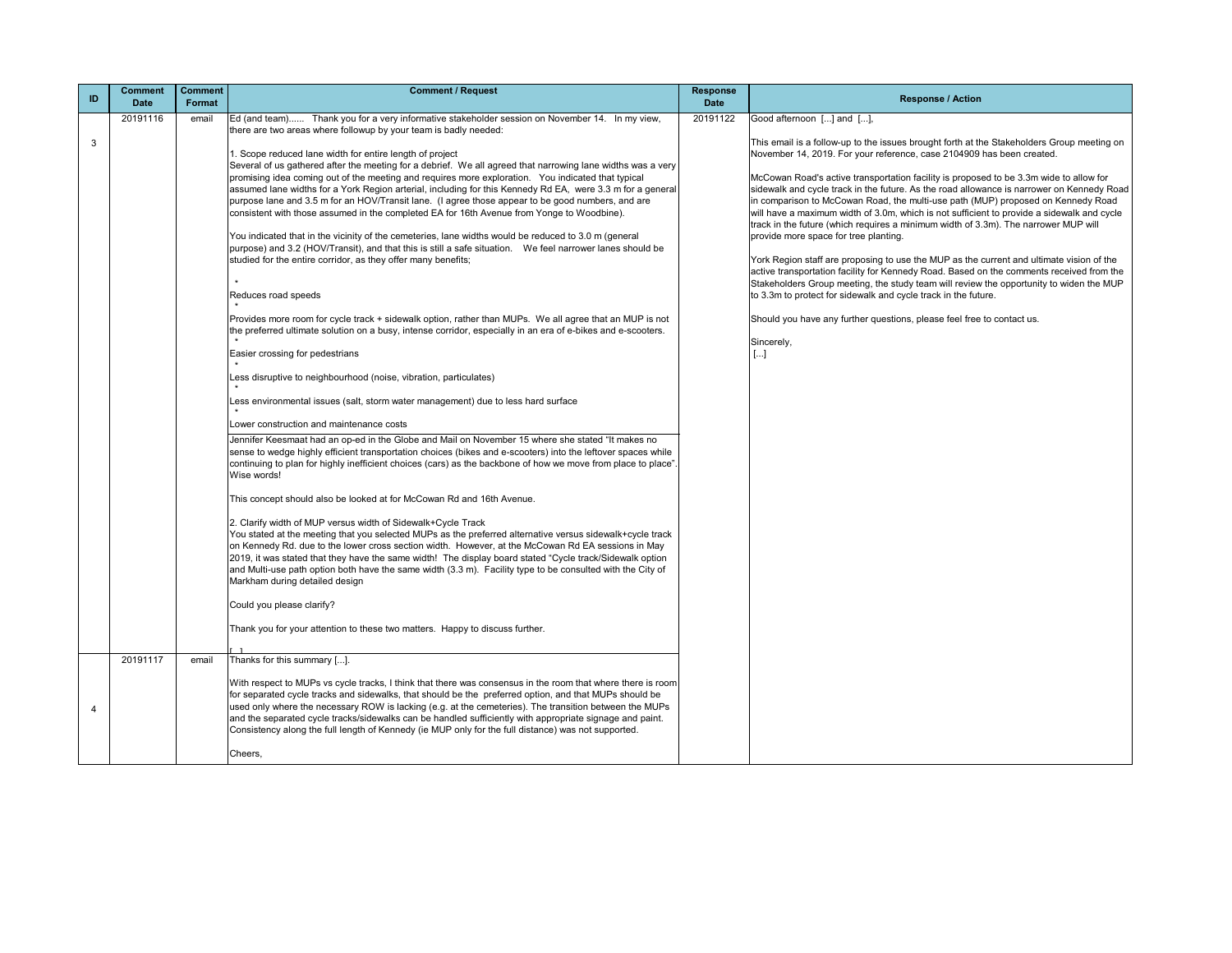| ID | Comment Date | Comment Format | Comment / Request | Response Date | Response / Action |
|---|---|---|---|---|---|
| 3 | 20191116 | email | Ed (and team)...... Thank you for a very informative stakeholder session on November 14. In my view, there are two areas where followup by your team is badly needed:<br><br>1. Scope reduced lane width for entire length of project<br>Several of us gathered after the meeting for a debrief. We all agreed that narrowing lane widths was a very promising idea coming out of the meeting and requires more exploration. You indicated that typical assumed lane widths for a York Region arterial, including for this Kennedy Rd EA, were 3.3 m for a general purpose lane and 3.5 m for an HOV/Transit lane. (I agree those appear to be good numbers, and are consistent with those assumed in the completed EA for 16th Avenue from Yonge to Woodbine).<br><br>You indicated that in the vicinity of the cemeteries, lane widths would be reduced to 3.0 m (general purpose) and 3.2 (HOV/Transit), and that this is still a safe situation. We feel narrower lanes should be studied for the entire corridor, as they offer many benefits;<br><br>* Reduces road speeds<br>* Provides more room for cycle track + sidewalk option, rather than MUPs. We all agree that an MUP is not the preferred ultimate solution on a busy, intense corridor, especially in an era of e-bikes and e-scooters.<br>* Easier crossing for pedestrians<br>* Less disruptive to neighbourhood (noise, vibration, particulates)<br>* Less environmental issues (salt, storm water management) due to less hard surface<br>* Lower construction and maintenance costs<br><br>Jennifer Keesmaat had an op-ed in the Globe and Mail on November 15 where she stated "It makes no sense to wedge highly efficient transportation choices (bikes and e-scooters) into the leftover spaces while continuing to plan for highly inefficient choices (cars) as the backbone of how we move from place to place". Wise words!<br><br>This concept should also be looked at for McCowan Rd and 16th Avenue.<br><br>2. Clarify width of MUP versus width of Sidewalk+Cycle Track<br>You stated at the meeting that you selected MUPs as the preferred alternative versus sidewalk+cycle track on Kennedy Rd. due to the lower cross section width. However, at the McCowan Rd EA sessions in May 2019, it was stated that they have the same width! The display board stated "Cycle track/Sidewalk option and Multi-use path option both have the same width (3.3 m). Facility type to be consulted with the City of Markham during detailed design<br><br>Could you please clarify?<br><br>Thank you for your attention to these two matters. Happy to discuss further.<br><br>[...] | 20191122 | Good afternoon [...] and [...],<br><br>This email is a follow-up to the issues brought forth at the Stakeholders Group meeting on November 14, 2019. For your reference, case 2104909 has been created.<br><br>McCowan Road's active transportation facility is proposed to be 3.3m wide to allow for sidewalk and cycle track in the future. As the road allowance is narrower on Kennedy Road in comparison to McCowan Road, the multi-use path (MUP) proposed on Kennedy Road will have a maximum width of 3.0m, which is not sufficient to provide a sidewalk and cycle track in the future (which requires a minimum width of 3.3m). The narrower MUP will provide more space for tree planting.<br><br>York Region staff are proposing to use the MUP as the current and ultimate vision of the active transportation facility for Kennedy Road. Based on the comments received from the Stakeholders Group meeting, the study team will review the opportunity to widen the MUP to 3.3m to protect for sidewalk and cycle track in the future.<br><br>Should you have any further questions, please feel free to contact us.<br><br>Sincerely,<br>[...] |
| 4 | 20191117 | email | Thanks for this summary [...].<br><br>With respect to MUPs vs cycle tracks, I think that there was consensus in the room that where there is room for separated cycle tracks and sidewalks, that should be the preferred option, and that MUPs should be used only where the necessary ROW is lacking (e.g. at the cemeteries). The transition between the MUPs and the separated cycle tracks/sidewalks can be handled sufficiently with appropriate signage and paint. Consistency along the full length of Kennedy (ie MUP only for the full distance) was not supported.<br><br>Cheers, | | |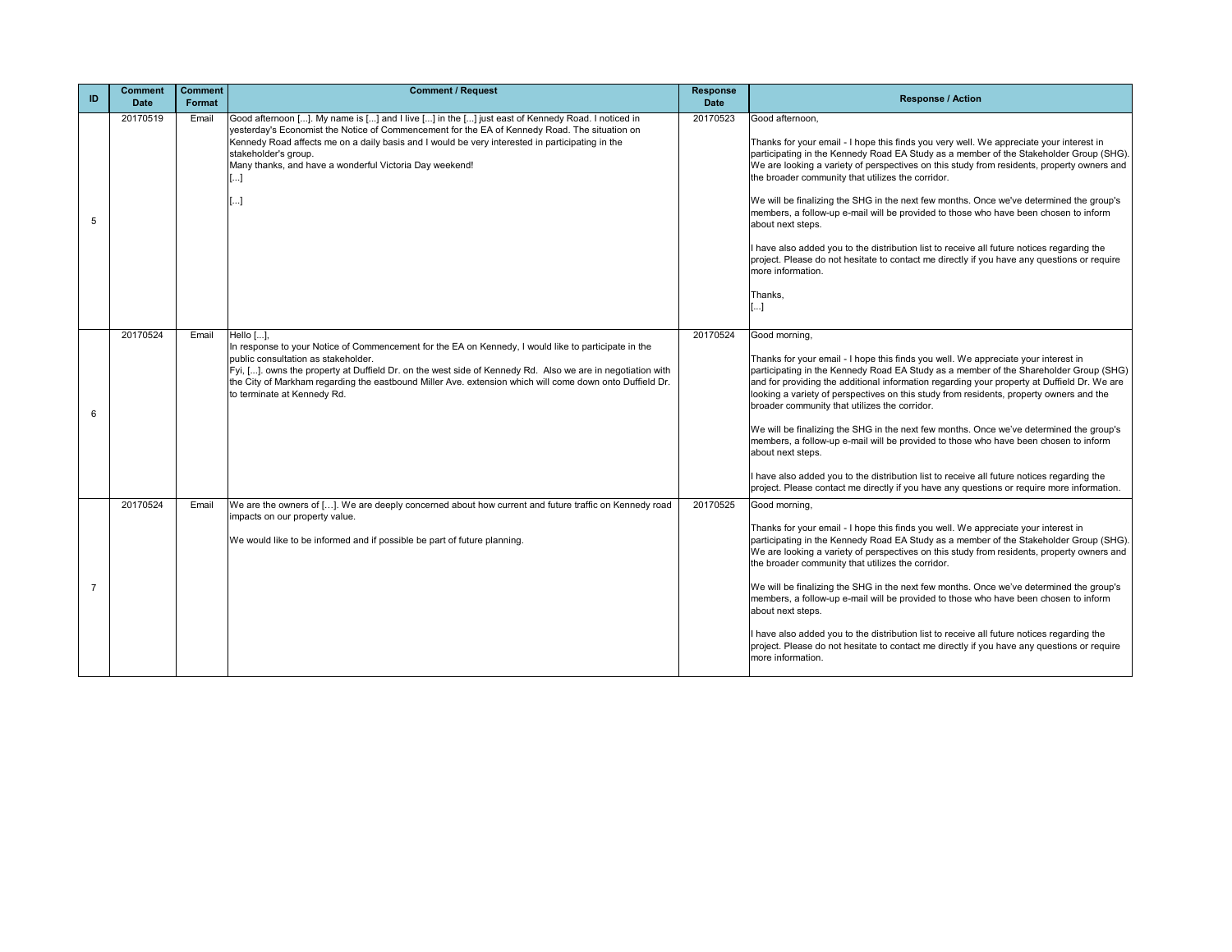| ID | Comment Date | Comment Format | Comment / Request | Response Date | Response / Action |
|---|---|---|---|---|---|
| 5 | 20170519 | Email | Good afternoon [...]. My name is [...] and I live [...] in the [...] just east of Kennedy Road. I noticed in yesterday's Economist the Notice of Commencement for the EA of Kennedy Road. The situation on Kennedy Road affects me on a daily basis and I would be very interested in participating in the stakeholder's group.<br>Many thanks, and have a wonderful Victoria Day weekend!<br>[...]<br><br>[...] | 20170523 | Good afternoon,<br><br>Thanks for your email - I hope this finds you very well. We appreciate your interest in participating in the Kennedy Road EA Study as a member of the Stakeholder Group (SHG). We are looking a variety of perspectives on this study from residents, property owners and the broader community that utilizes the corridor.<br><br>We will be finalizing the SHG in the next few months. Once we've determined the group's members, a follow-up e-mail will be provided to those who have been chosen to inform about next steps.<br><br>I have also added you to the distribution list to receive all future notices regarding the project. Please do not hesitate to contact me directly if you have any questions or require more information.<br><br>Thanks,<br>[...] |
| 6 | 20170524 | Email | Hello [...],<br>In response to your Notice of Commencement for the EA on Kennedy, I would like to participate in the public consultation as stakeholder.<br>Fyi, [...]. owns the property at Duffield Dr. on the west side of Kennedy Rd. Also we are in negotiation with the City of Markham regarding the eastbound Miller Ave. extension which will come down onto Duffield Dr. to terminate at Kennedy Rd. | 20170524 | Good morning,<br><br>Thanks for your email - I hope this finds you well. We appreciate your interest in participating in the Kennedy Road EA Study as a member of the Shareholder Group (SHG) and for providing the additional information regarding your property at Duffield Dr. We are looking a variety of perspectives on this study from residents, property owners and the broader community that utilizes the corridor.<br><br>We will be finalizing the SHG in the next few months. Once we've determined the group's members, a follow-up e-mail will be provided to those who have been chosen to inform about next steps.<br><br>I have also added you to the distribution list to receive all future notices regarding the project. Please contact me directly if you have any questions or require more information. |
| 7 | 20170524 | Email | We are the owners of […]. We are deeply concerned about how current and future traffic on Kennedy road impacts on our property value.<br><br>We would like to be informed and if possible be part of future planning. | 20170525 | Good morning,<br><br>Thanks for your email - I hope this finds you well. We appreciate your interest in participating in the Kennedy Road EA Study as a member of the Stakeholder Group (SHG). We are looking a variety of perspectives on this study from residents, property owners and the broader community that utilizes the corridor.<br><br>We will be finalizing the SHG in the next few months. Once we've determined the group's members, a follow-up e-mail will be provided to those who have been chosen to inform about next steps.<br><br>I have also added you to the distribution list to receive all future notices regarding the project. Please do not hesitate to contact me directly if you have any questions or require more information. |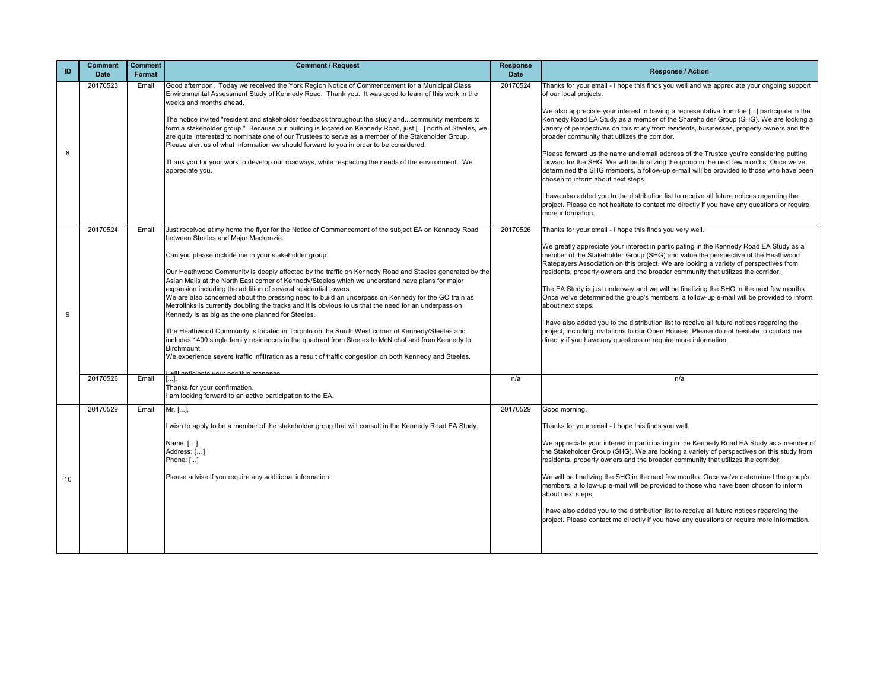| ID | Comment Date | Comment Format | Comment / Request | Response Date | Response / Action |
|---|---|---|---|---|---|
| 8 | 20170523 | Email | Good afternoon. Today we received the York Region Notice of Commencement for a Municipal Class Environmental Assessment Study of Kennedy Road. Thank you. It was good to learn of this work in the weeks and months ahead.<br><br>The notice invited "resident and stakeholder feedback throughout the study and...community members to form a stakeholder group." Because our building is located on Kennedy Road, just [...] north of Steeles, we are quite interested to nominate one of our Trustees to serve as a member of the Stakeholder Group. Please alert us of what information we should forward to you in order to be considered.<br><br>Thank you for your work to develop our roadways, while respecting the needs of the environment. We appreciate you. | 20170524 | Thanks for your email - I hope this finds you well and we appreciate your ongoing support of our local projects.<br><br>We also appreciate your interest in having a representative from the [...] participate in the Kennedy Road EA Study as a member of the Shareholder Group (SHG). We are looking a variety of perspectives on this study from residents, businesses, property owners and the broader community that utilizes the corridor.<br><br>Please forward us the name and email address of the Trustee you're considering putting forward for the SHG. We will be finalizing the group in the next few months. Once we've determined the SHG members, a follow-up e-mail will be provided to those who have been chosen to inform about next steps.<br><br>I have also added you to the distribution list to receive all future notices regarding the project. Please do not hesitate to contact me directly if you have any questions or require more information. |
| 9 | 20170524 | Email | Just received at my home the flyer for the Notice of Commencement of the subject EA on Kennedy Road between Steeles and Major Mackenzie.<br><br>Can you please include me in your stakeholder group.<br><br>Our Heathwood Community is deeply affected by the traffic on Kennedy Road and Steeles generated by the Asian Malls at the North East corner of Kennedy/Steeles which we understand have plans for major expansion including the addition of several residential towers.<br>We are also concerned about the pressing need to build an underpass on Kennedy for the GO train as Metrolinks is currently doubling the tracks and it is obvious to us that the need for an underpass on Kennedy is as big as the one planned for Steeles.<br><br>The Heathwood Community is located in Toronto on the South West corner of Kennedy/Steeles and includes 1400 single family residences in the quadrant from Steeles to McNichol and from Kennedy to Birchmount.<br>We experience severe traffic infiltration as a result of traffic congestion on both Kennedy and Steeles.<br><br>I will anticipate your positive response | 20170526 | Thanks for your email - I hope this finds you very well.<br><br>We greatly appreciate your interest in participating in the Kennedy Road EA Study as a member of the Stakeholder Group (SHG) and value the perspective of the Heathwood Ratepayers Association on this project. We are looking a variety of perspectives from residents, property owners and the broader community that utilizes the corridor.<br><br>The EA Study is just underway and we will be finalizing the SHG in the next few months. Once we've determined the group's members, a follow-up e-mail will be provided to inform about next steps.<br><br>I have also added you to the distribution list to receive all future notices regarding the project, including invitations to our Open Houses. Please do not hesitate to contact me directly if you have any questions or require more information. |
| | 20170526 | Email | [...],<br>Thanks for your confirmation.<br>I am looking forward to an active participation to the EA. | n/a | n/a |
| 10 | 20170529 | Email | Mr. [...],<br><br>I wish to apply to be a member of the stakeholder group that will consult in the Kennedy Road EA Study.<br><br>Name: [...]<br>Address: [...]<br>Phone: [...]<br><br>Please advise if you require any additional information. | 20170529 | Good morning,<br><br>Thanks for your email - I hope this finds you well.<br><br>We appreciate your interest in participating in the Kennedy Road EA Study as a member of the Stakeholder Group (SHG). We are looking a variety of perspectives on this study from residents, property owners and the broader community that utilizes the corridor.<br><br>We will be finalizing the SHG in the next few months. Once we've determined the group's members, a follow-up e-mail will be provided to those who have been chosen to inform about next steps.<br><br>I have also added you to the distribution list to receive all future notices regarding the project. Please contact me directly if you have any questions or require more information. |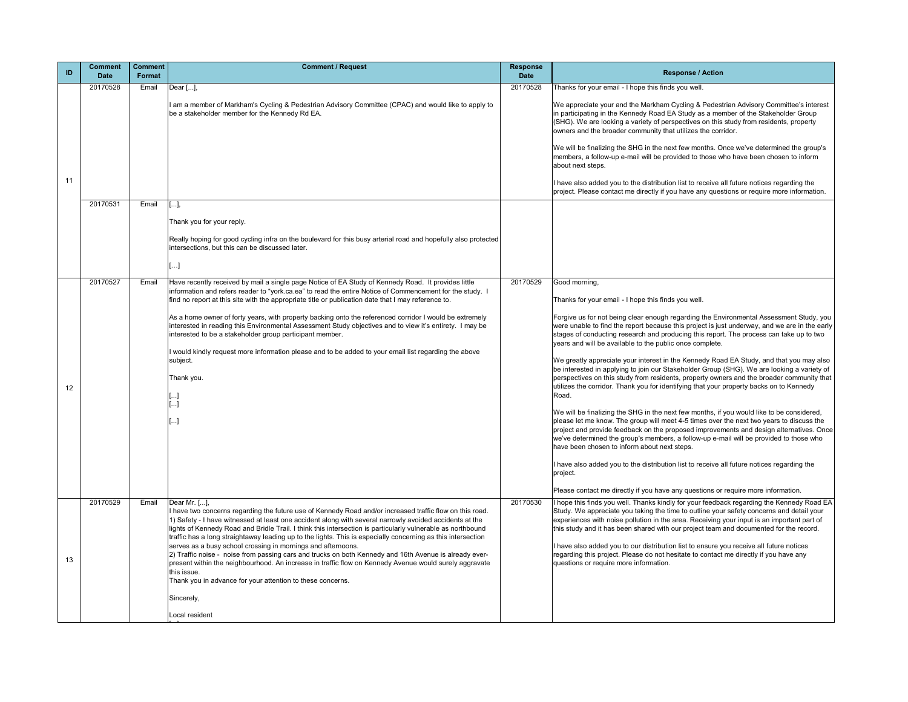| ID | Comment Date | Comment Format | Comment / Request | Response Date | Response / Action |
|---|---|---|---|---|---|
| 11 | 20170528 | Email | Dear [...],<br><br>I am a member of Markham's Cycling & Pedestrian Advisory Committee (CPAC) and would like to apply to be a stakeholder member for the Kennedy Rd EA. | 20170528 | Thanks for your email - I hope this finds you well.<br><br>We appreciate your and the Markham Cycling & Pedestrian Advisory Committee's interest in participating in the Kennedy Road EA Study as a member of the Stakeholder Group (SHG). We are looking a variety of perspectives on this study from residents, property owners and the broader community that utilizes the corridor.<br><br>We will be finalizing the SHG in the next few months. Once we've determined the group's members, a follow-up e-mail will be provided to those who have been chosen to inform about next steps.<br><br>I have also added you to the distribution list to receive all future notices regarding the project. Please contact me directly if you have any questions or require more information. |
| | 20170531 | Email | [...],<br><br>Thank you for your reply.<br><br>Really hoping for good cycling infra on the boulevard for this busy arterial road and hopefully also protected intersections, but this can be discussed later.<br><br>[…] | | |
| 12 | 20170527 | Email | Have recently received by mail a single page Notice of EA Study of Kennedy Road. It provides little information and refers reader to "york.ca.ea" to read the entire Notice of Commencement for the study. I find no report at this site with the appropriate title or publication date that I may reference to.<br><br>As a home owner of forty years, with property backing onto the referenced corridor I would be extremely interested in reading this Environmental Assessment Study objectives and to view it's entirety. I may be interested to be a stakeholder group participant member.<br><br>I would kindly request more information please and to be added to your email list regarding the above subject.<br><br>Thank you.<br><br>[...]<br>[...]<br><br>[...] | 20170529 | Good morning,<br><br>Thanks for your email - I hope this finds you well.<br><br>Forgive us for not being clear enough regarding the Environmental Assessment Study, you were unable to find the report because this project is just underway, and we are in the early stages of conducting research and producing this report. The process can take up to two years and will be available to the public once complete.<br><br>We greatly appreciate your interest in the Kennedy Road EA Study, and that you may also be interested in applying to join our Stakeholder Group (SHG). We are looking a variety of perspectives on this study from residents, property owners and the broader community that utilizes the corridor. Thank you for identifying that your property backs on to Kennedy Road.<br><br>We will be finalizing the SHG in the next few months, if you would like to be considered, please let me know. The group will meet 4-5 times over the next two years to discuss the project and provide feedback on the proposed improvements and design alternatives. Once we've determined the group's members, a follow-up e-mail will be provided to those who have been chosen to inform about next steps.<br><br>I have also added you to the distribution list to receive all future notices regarding the project.<br><br>Please contact me directly if you have any questions or require more information. |
| 13 | 20170529 | Email | Dear Mr. [...],<br>I have two concerns regarding the future use of Kennedy Road and/or increased traffic flow on this road.<br>1) Safety - I have witnessed at least one accident along with several narrowly avoided accidents at the lights of Kennedy Road and Bridle Trail. I think this intersection is particularly vulnerable as northbound traffic has a long straightaway leading up to the lights. This is especially concerning as this intersection serves as a busy school crossing in mornings and afternoons.<br>2) Traffic noise - noise from passing cars and trucks on both Kennedy and 16th Avenue is already ever-present within the neighbourhood. An increase in traffic flow on Kennedy Avenue would surely aggravate this issue.<br>Thank you in advance for your attention to these concerns.<br><br>Sincerely,<br><br>Local resident<br>[...] | 20170530 | I hope this finds you well. Thanks kindly for your feedback regarding the Kennedy Road EA Study. We appreciate you taking the time to outline your safety concerns and detail your experiences with noise pollution in the area. Receiving your input is an important part of this study and it has been shared with our project team and documented for the record.<br><br>I have also added you to our distribution list to ensure you receive all future notices regarding this project. Please do not hesitate to contact me directly if you have any questions or require more information. |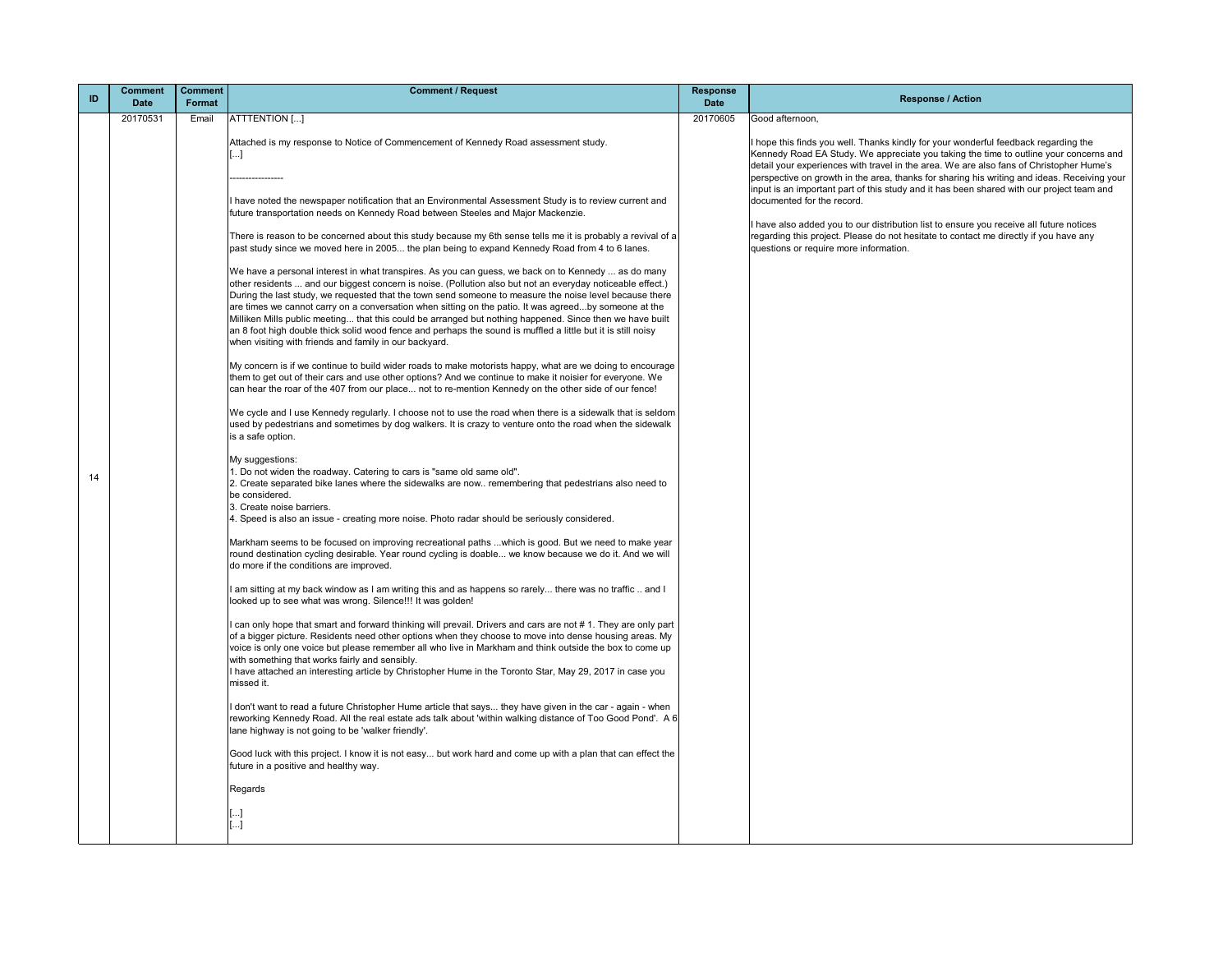| ID | Comment Date | Comment Format | Comment / Request | Response Date | Response / Action |
|---|---|---|---|---|---|
| 14 | 20170531 | Email | ATTTENTION [...]<br><br>Attached is my response to Notice of Commencement of Kennedy Road assessment study.<br>[...]<br><br>----------------<br><br>I have noted the newspaper notification that an Environmental Assessment Study is to review current and future transportation needs on Kennedy Road between Steeles and Major Mackenzie.<br><br>There is reason to be concerned about this study because my 6th sense tells me it is probably a revival of a past study since we moved here in 2005... the plan being to expand Kennedy Road from 4 to 6 lanes.<br><br>We have a personal interest in what transpires. As you can guess, we back on to Kennedy ... as do many other residents ... and our biggest concern is noise. (Pollution also but not an everyday noticeable effect.) During the last study, we requested that the town send someone to measure the noise level because there are times we cannot carry on a conversation when sitting on the patio. It was agreed...by someone at the Milliken Mills public meeting... that this could be arranged but nothing happened. Since then we have built an 8 foot high double thick solid wood fence and perhaps the sound is muffled a little but it is still noisy when visiting with friends and family in our backyard.<br><br>My concern is if we continue to build wider roads to make motorists happy, what are we doing to encourage them to get out of their cars and use other options? And we continue to make it noisier for everyone. We can hear the roar of the 407 from our place... not to re-mention Kennedy on the other side of our fence!<br><br>We cycle and I use Kennedy regularly. I choose not to use the road when there is a sidewalk that is seldom used by pedestrians and sometimes by dog walkers. It is crazy to venture onto the road when the sidewalk is a safe option.<br><br>My suggestions:<br>1. Do not widen the roadway. Catering to cars is "same old same old".<br>2. Create separated bike lanes where the sidewalks are now.. remembering that pedestrians also need to be considered.<br>3. Create noise barriers.<br>4. Speed is also an issue - creating more noise. Photo radar should be seriously considered.<br><br>Markham seems to be focused on improving recreational paths ...which is good. But we need to make year round destination cycling desirable. Year round cycling is doable... we know because we do it. And we will do more if the conditions are improved.<br><br>I am sitting at my back window as I am writing this and as happens so rarely... there was no traffic .. and I looked up to see what was wrong. Silence!!! It was golden!<br><br>I can only hope that smart and forward thinking will prevail. Drivers and cars are not # 1. They are only part of a bigger picture. Residents need other options when they choose to move into dense housing areas. My voice is only one voice but please remember all who live in Markham and think outside the box to come up with something that works fairly and sensibly.<br>I have attached an interesting article by Christopher Hume in the Toronto Star, May 29, 2017 in case you missed it.<br><br>I don't want to read a future Christopher Hume article that says... they have given in the car - again - when reworking Kennedy Road. All the real estate ads talk about 'within walking distance of Too Good Pond'. A 6 lane highway is not going to be 'walker friendly'.<br><br>Good luck with this project. I know it is not easy... but work hard and come up with a plan that can effect the future in a positive and healthy way.<br><br>Regards<br><br>[...]<br>[...] | 20170605 | Good afternoon,<br><br>I hope this finds you well. Thanks kindly for your wonderful feedback regarding the Kennedy Road EA Study. We appreciate you taking the time to outline your concerns and detail your experiences with travel in the area. We are also fans of Christopher Hume's perspective on growth in the area, thanks for sharing his writing and ideas. Receiving your input is an important part of this study and it has been shared with our project team and documented for the record.<br><br>I have also added you to our distribution list to ensure you receive all future notices regarding this project. Please do not hesitate to contact me directly if you have any questions or require more information. |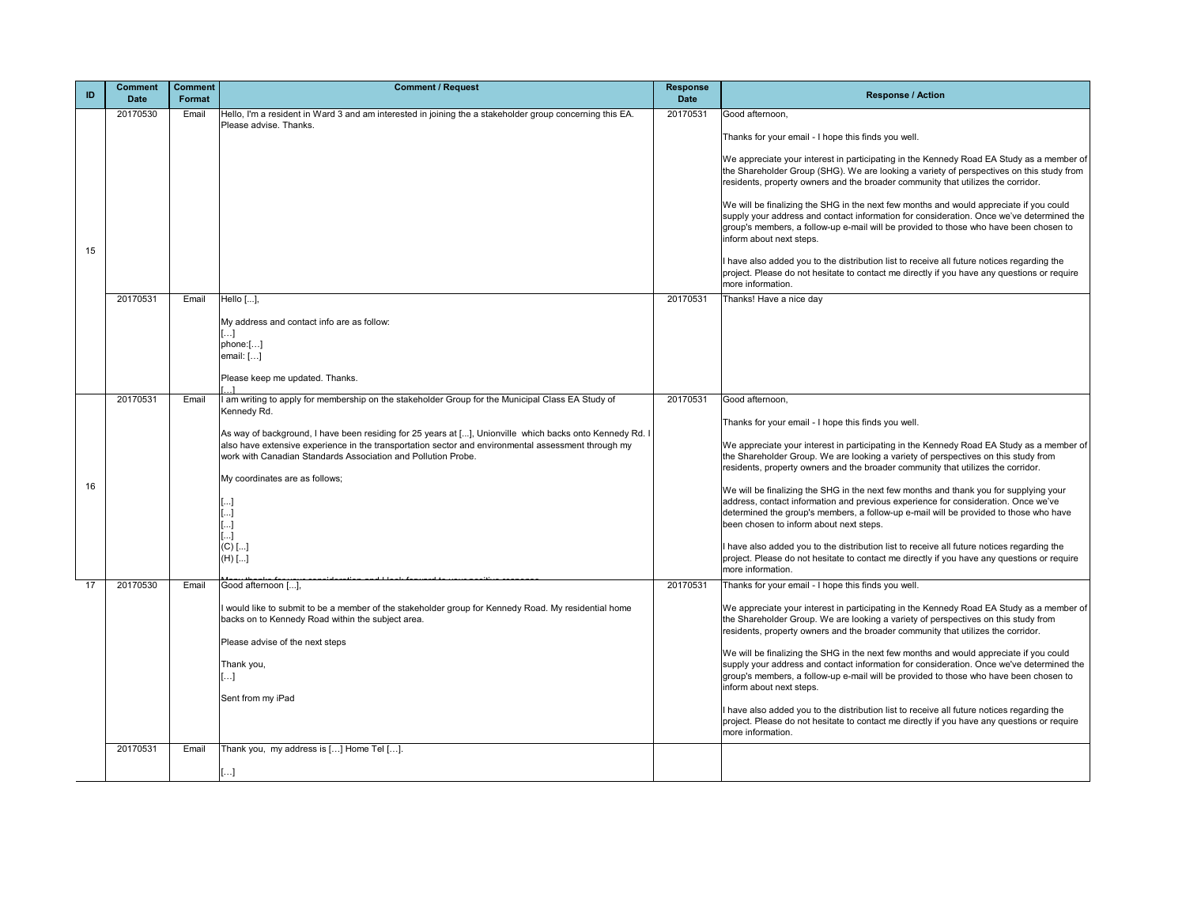| ID | Comment Date | Comment Format | Comment / Request | Response Date | Response / Action |
|---|---|---|---|---|---|
| 15 | 20170530 | Email | Hello, I'm a resident in Ward 3 and am interested in joining the a stakeholder group concerning this EA. Please advise. Thanks. | 20170531 | Good afternoon,<br><br>Thanks for your email - I hope this finds you well.<br><br>We appreciate your interest in participating in the Kennedy Road EA Study as a member of the Shareholder Group (SHG). We are looking a variety of perspectives on this study from residents, property owners and the broader community that utilizes the corridor.<br><br>We will be finalizing the SHG in the next few months and would appreciate if you could supply your address and contact information for consideration. Once we've determined the group's members, a follow-up e-mail will be provided to those who have been chosen to inform about next steps.<br><br>I have also added you to the distribution list to receive all future notices regarding the project. Please do not hesitate to contact me directly if you have any questions or require more information. |
| | 20170531 | Email | Hello [...],<br><br>My address and contact info are as follow:<br>[…]<br>phone:[…]<br>email: […]<br><br>Please keep me updated. Thanks.<br>[…] | 20170531 | Thanks! Have a nice day |
| 16 | 20170531 | Email | I am writing to apply for membership on the stakeholder Group for the Municipal Class EA Study of Kennedy Rd.<br><br>As way of background, I have been residing for 25 years at [...], Unionville which backs onto Kennedy Rd. I also have extensive experience in the transportation sector and environmental assessment through my work with Canadian Standards Association and Pollution Probe.<br><br>My coordinates are as follows;<br><br>[...]<br>[...]<br>[...]<br>[...]<br>(C) [...]<br>(H) [...]<br><br>Many thanks for your consideration and I look forward to your positive response | 20170531 | Good afternoon,<br><br>Thanks for your email - I hope this finds you well.<br><br>We appreciate your interest in participating in the Kennedy Road EA Study as a member of the Shareholder Group. We are looking a variety of perspectives on this study from residents, property owners and the broader community that utilizes the corridor.<br><br>We will be finalizing the SHG in the next few months and thank you for supplying your address, contact information and previous experience for consideration. Once we've determined the group's members, a follow-up e-mail will be provided to those who have been chosen to inform about next steps.<br><br>I have also added you to the distribution list to receive all future notices regarding the project. Please do not hesitate to contact me directly if you have any questions or require more information. |
| 17 | 20170530 | Email | Good afternoon [...],<br><br>I would like to submit to be a member of the stakeholder group for Kennedy Road. My residential home backs on to Kennedy Road within the subject area.<br><br>Please advise of the next steps<br><br>Thank you,<br>[…]<br><br>Sent from my iPad | 20170531 | Thanks for your email - I hope this finds you well.<br><br>We appreciate your interest in participating in the Kennedy Road EA Study as a member of the Shareholder Group. We are looking a variety of perspectives on this study from residents, property owners and the broader community that utilizes the corridor.<br><br>We will be finalizing the SHG in the next few months and would appreciate if you could supply your address and contact information for consideration. Once we've determined the group's members, a follow-up e-mail will be provided to those who have been chosen to inform about next steps.<br><br>I have also added you to the distribution list to receive all future notices regarding the project. Please do not hesitate to contact me directly if you have any questions or require more information. |
| | 20170531 | Email | Thank you, my address is […] Home Tel […].<br><br>[…] | | |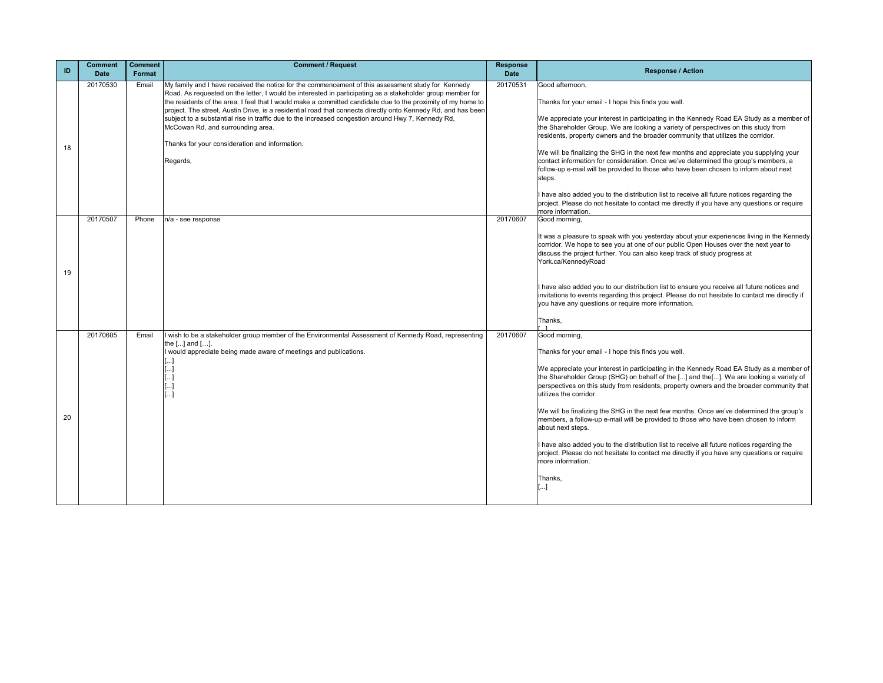| ID | Comment Date | Comment Format | Comment / Request | Response Date | Response / Action |
|---|---|---|---|---|---|
| 18 | 20170530 | Email | My family and I have received the notice for the commencement of this assessment study for Kennedy Road. As requested on the letter, I would be interested in participating as a stakeholder group member for the residents of the area. I feel that I would make a committed candidate due to the proximity of my home to the project. The street, Austin Drive, is a residential road that connects directly onto Kennedy Rd, and has been subject to a substantial rise in traffic due to the increased congestion around Hwy 7, Kennedy Rd, McCowan Rd, and surrounding area.<br><br>Thanks for your consideration and information.<br><br>Regards, | 20170531 | Good afternoon,<br><br>Thanks for your email - I hope this finds you well.<br><br>We appreciate your interest in participating in the Kennedy Road EA Study as a member of the Shareholder Group. We are looking a variety of perspectives on this study from residents, property owners and the broader community that utilizes the corridor.<br><br>We will be finalizing the SHG in the next few months and appreciate you supplying your contact information for consideration. Once we've determined the group's members, a follow-up e-mail will be provided to those who have been chosen to inform about next steps.<br><br>I have also added you to the distribution list to receive all future notices regarding the project. Please do not hesitate to contact me directly if you have any questions or require more information. |
| 19 | 20170507 | Phone | n/a - see response | 20170607 | Good morning,<br><br>It was a pleasure to speak with you yesterday about your experiences living in the Kennedy corridor. We hope to see you at one of our public Open Houses over the next year to discuss the project further. You can also keep track of study progress at York.ca/KennedyRoad<br><br>I have also added you to our distribution list to ensure you receive all future notices and invitations to events regarding this project. Please do not hesitate to contact me directly if you have any questions or require more information.<br><br>Thanks,<br>[...] |
| 20 | 20170605 | Email | I wish to be a stakeholder group member of the Environmental Assessment of Kennedy Road, representing the [...] and [...].<br>I would appreciate being made aware of meetings and publications.<br>[...]<br>[...]<br>[...]<br>[...]<br>[...] | 20170607 | Good morning,<br><br>Thanks for your email - I hope this finds you well.<br><br>We appreciate your interest in participating in the Kennedy Road EA Study as a member of the Shareholder Group (SHG) on behalf of the [...] and the[...]. We are looking a variety of perspectives on this study from residents, property owners and the broader community that utilizes the corridor.<br><br>We will be finalizing the SHG in the next few months. Once we've determined the group's members, a follow-up e-mail will be provided to those who have been chosen to inform about next steps.<br><br>I have also added you to the distribution list to receive all future notices regarding the project. Please do not hesitate to contact me directly if you have any questions or require more information.<br><br>Thanks,<br>[...] |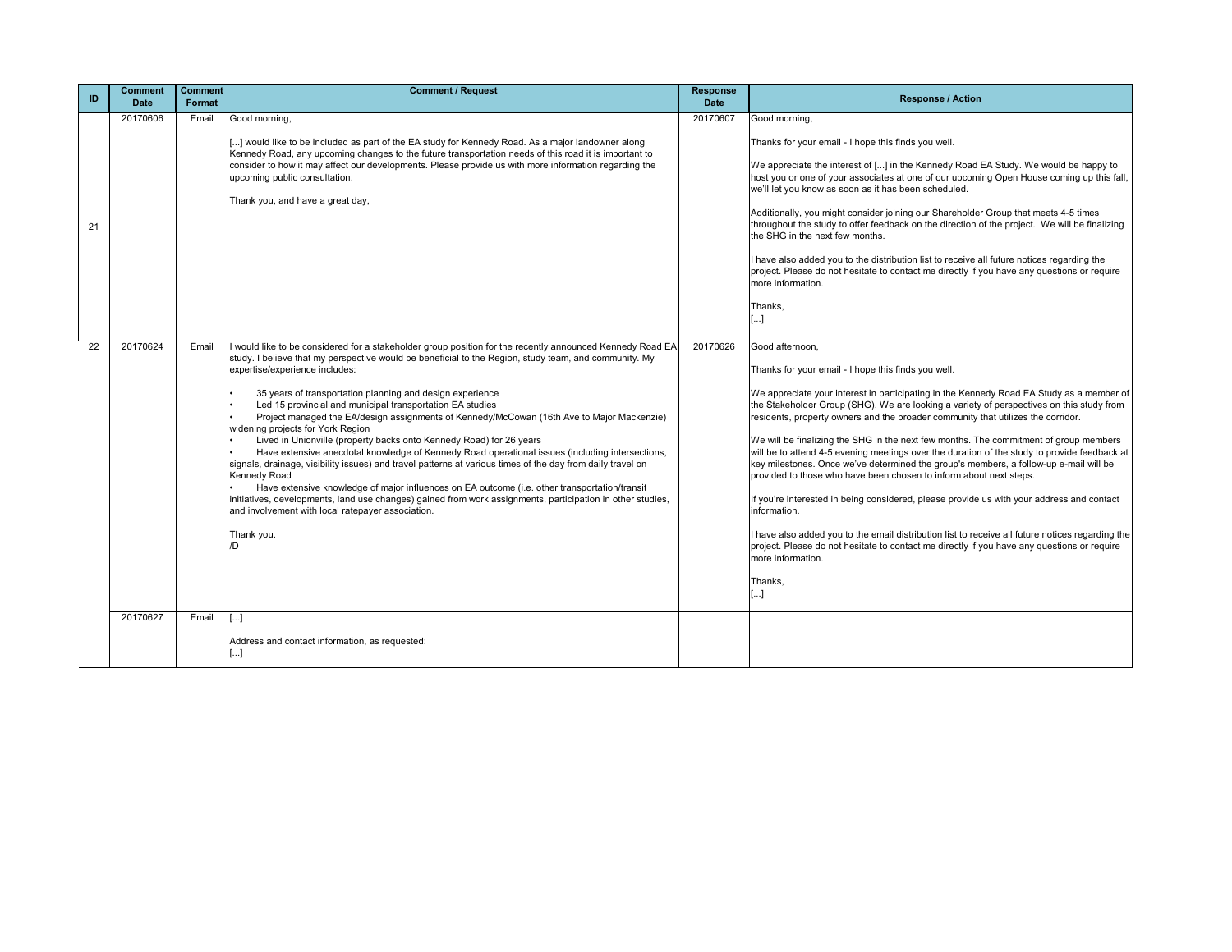| ID | Comment Date | Comment Format | Comment / Request | Response Date | Response / Action |
|---|---|---|---|---|---|
| 21 | 20170606 | Email | Good morning,<br><br>[...] would like to be included as part of the EA study for Kennedy Road. As a major landowner along Kennedy Road, any upcoming changes to the future transportation needs of this road it is important to consider to how it may affect our developments. Please provide us with more information regarding the upcoming public consultation.<br><br>Thank you, and have a great day, | 20170607 | Good morning,<br><br>Thanks for your email - I hope this finds you well.<br><br>We appreciate the interest of [...] in the Kennedy Road EA Study. We would be happy to host you or one of your associates at one of our upcoming Open House coming up this fall, we'll let you know as soon as it has been scheduled.<br><br>Additionally, you might consider joining our Shareholder Group that meets 4-5 times throughout the study to offer feedback on the direction of the project. We will be finalizing the SHG in the next few months.<br><br>I have also added you to the distribution list to receive all future notices regarding the project. Please do not hesitate to contact me directly if you have any questions or require more information.<br><br>Thanks,<br>[...] |
| 22 | 20170624 | Email | I would like to be considered for a stakeholder group position for the recently announced Kennedy Road EA study. I believe that my perspective would be beneficial to the Region, study team, and community. My expertise/experience includes:<br><br>• 35 years of transportation planning and design experience<br>• Led 15 provincial and municipal transportation EA studies<br>• Project managed the EA/design assignments of Kennedy/McCowan (16th Ave to Major Mackenzie) widening projects for York Region<br>• Lived in Unionville (property backs onto Kennedy Road) for 26 years<br>• Have extensive anecdotal knowledge of Kennedy Road operational issues (including intersections, signals, drainage, visibility issues) and travel patterns at various times of the day from daily travel on Kennedy Road<br>• Have extensive knowledge of major influences on EA outcome (i.e. other transportation/transit initiatives, developments, land use changes) gained from work assignments, participation in other studies, and involvement with local ratepayer association.<br><br>Thank you.<br>/D | 20170626 | Good afternoon,<br><br>Thanks for your email - I hope this finds you well.<br><br>We appreciate your interest in participating in the Kennedy Road EA Study as a member of the Stakeholder Group (SHG). We are looking a variety of perspectives on this study from residents, property owners and the broader community that utilizes the corridor.<br><br>We will be finalizing the SHG in the next few months. The commitment of group members will be to attend 4-5 evening meetings over the duration of the study to provide feedback at key milestones. Once we've determined the group's members, a follow-up e-mail will be provided to those who have been chosen to inform about next steps.<br><br>If you're interested in being considered, please provide us with your address and contact information.<br><br>I have also added you to the email distribution list to receive all future notices regarding the project. Please do not hesitate to contact me directly if you have any questions or require more information.<br><br>Thanks,<br>[...] |
| | 20170627 | Email | [...]<br><br>Address and contact information, as requested:<br>[...] | | |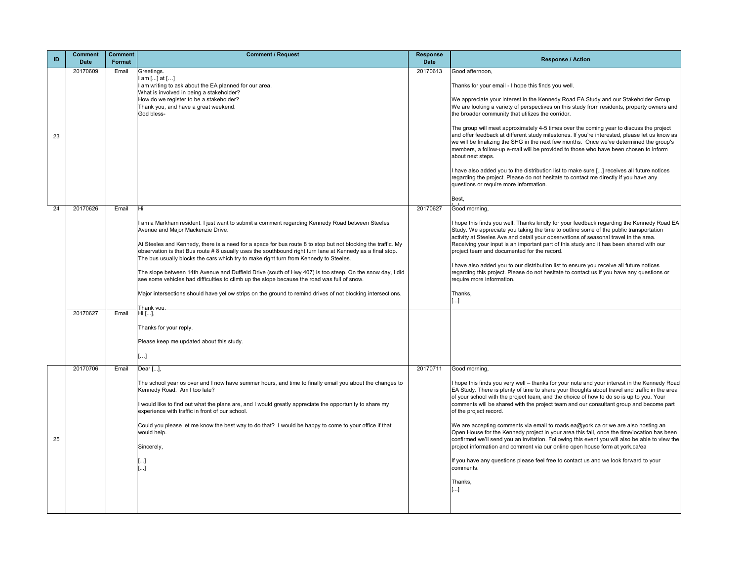| ID | Comment Date | Comment Format | Comment / Request | Response Date | Response / Action |
|---|---|---|---|---|---|
| 23 | 20170609 | Email | Greetings.<br>I am [...] at […]<br>I am writing to ask about the EA planned for our area.<br>What is involved in being a stakeholder?<br>How do we register to be a stakeholder?<br>Thank you, and have a great weekend.<br>God bless- | 20170613 | Good afternoon,<br><br>Thanks for your email - I hope this finds you well.<br><br>We appreciate your interest in the Kennedy Road EA Study and our Stakeholder Group. We are looking a variety of perspectives on this study from residents, property owners and the broader community that utilizes the corridor.<br><br>The group will meet approximately 4-5 times over the coming year to discuss the project and offer feedback at different study milestones. If you're interested, please let us know as we will be finalizing the SHG in the next few months. Once we've determined the group's members, a follow-up e-mail will be provided to those who have been chosen to inform about next steps.<br><br>I have also added you to the distribution list to make sure [...] receives all future notices regarding the project. Please do not hesitate to contact me directly if you have any questions or require more information.<br><br>Best,<br>[...] |
| 24 | 20170626 | Email | Hi<br><br>I am a Markham resident. I just want to submit a comment regarding Kennedy Road between Steeles Avenue and Major Mackenzie Drive.<br><br>At Steeles and Kennedy, there is a need for a space for bus route 8 to stop but not blocking the traffic. My observation is that Bus route # 8 usually uses the southbound right turn lane at Kennedy as a final stop. The bus usually blocks the cars which try to make right turn from Kennedy to Steeles.<br><br>The slope between 14th Avenue and Duffield Drive (south of Hwy 407) is too steep. On the snow day, I did see some vehicles had difficulties to climb up the slope because the road was full of snow.<br><br>Major intersections should have yellow strips on the ground to remind drives of not blocking intersections.<br><br>Thank you. | 20170627 | Good morning,<br><br>I hope this finds you well. Thanks kindly for your feedback regarding the Kennedy Road EA Study. We appreciate you taking the time to outline some of the public transportation activity at Steeles Ave and detail your observations of seasonal travel in the area. Receiving your input is an important part of this study and it has been shared with our project team and documented for the record.<br><br>I have also added you to our distribution list to ensure you receive all future notices regarding this project. Please do not hesitate to contact us if you have any questions or require more information.<br><br>Thanks,<br>[...] |
| | 20170627 | Email | Hi [...],<br><br>Thanks for your reply.<br><br>Please keep me updated about this study.<br><br>[…] | | |
| 25 | 20170706 | Email | Dear [...],<br><br>The school year os over and I now have summer hours, and time to finally email you about the changes to Kennedy Road. Am I too late?<br><br>I would like to find out what the plans are, and I would greatly appreciate the opportunity to share my experience with traffic in front of our school.<br><br>Could you please let me know the best way to do that? I would be happy to come to your office if that would help.<br><br>Sincerely,<br><br>[...]<br>[...] | 20170711 | Good morning,<br><br>I hope this finds you very well – thanks for your note and your interest in the Kennedy Road EA Study. There is plenty of time to share your thoughts about travel and traffic in the area of your school with the project team, and the choice of how to do so is up to you. Your comments will be shared with the project team and our consultant group and become part of the project record.<br><br>We are accepting comments via email to roads.ea@york.ca or we are also hosting an Open House for the Kennedy project in your area this fall, once the time/location has been confirmed we'll send you an invitation. Following this event you will also be able to view the project information and comment via our online open house form at york.ca/ea<br><br>If you have any questions please feel free to contact us and we look forward to your comments.<br><br>Thanks,<br>[...] |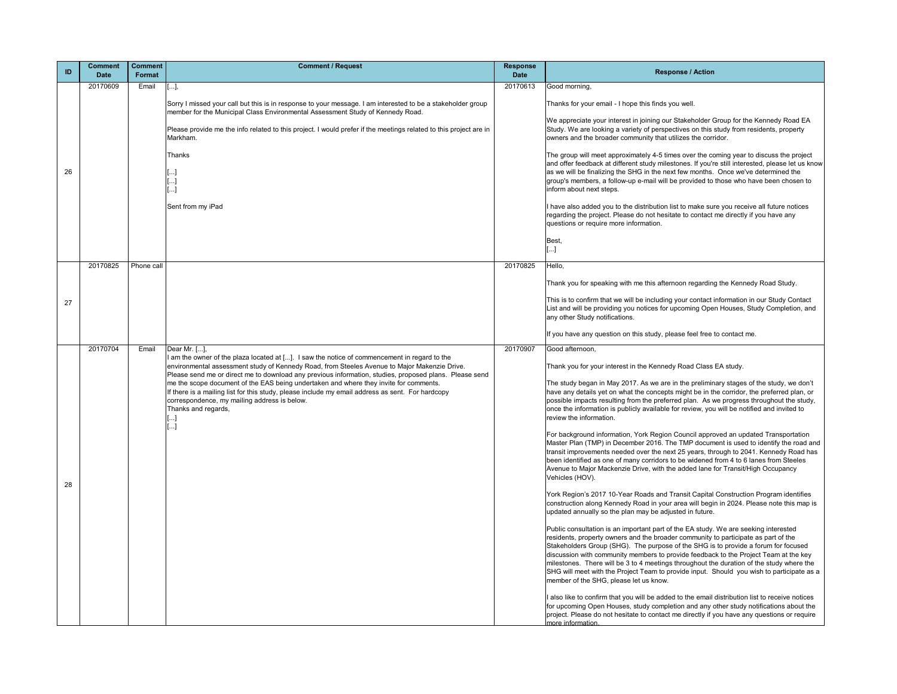| ID | Comment Date | Comment Format | Comment / Request | Response Date | Response / Action |
|---|---|---|---|---|---|
| 26 | 20170609 | Email | [...],<br><br>Sorry I missed your call but this is in response to your message. I am interested to be a stakeholder group member for the Municipal Class Environmental Assessment Study of Kennedy Road.<br><br>Please provide me the info related to this project. I would prefer if the meetings related to this project are in Markham.<br><br>Thanks<br><br>[...]<br>[...]<br>[...]<br><br>Sent from my iPad | 20170613 | Good morning,<br><br>Thanks for your email - I hope this finds you well.<br><br>We appreciate your interest in joining our Stakeholder Group for the Kennedy Road EA Study. We are looking a variety of perspectives on this study from residents, property owners and the broader community that utilizes the corridor.<br><br>The group will meet approximately 4-5 times over the coming year to discuss the project and offer feedback at different study milestones. If you're still interested, please let us know as we will be finalizing the SHG in the next few months. Once we've determined the group's members, a follow-up e-mail will be provided to those who have been chosen to inform about next steps.<br><br>I have also added you to the distribution list to make sure you receive all future notices regarding the project. Please do not hesitate to contact me directly if you have any questions or require more information.<br><br>Best,<br>[...] |
| 27 | 20170825 | Phone call | | 20170825 | Hello,<br><br>Thank you for speaking with me this afternoon regarding the Kennedy Road Study.<br><br>This is to confirm that we will be including your contact information in our Study Contact List and will be providing you notices for upcoming Open Houses, Study Completion, and any other Study notifications.<br><br>If you have any question on this study, please feel free to contact me. |
| 28 | 20170704 | Email | Dear Mr. [...],<br>I am the owner of the plaza located at [...]. I saw the notice of commencement in regard to the environmental assessment study of Kennedy Road, from Steeles Avenue to Major Makenzie Drive.<br>Please send me or direct me to download any previous information, studies, proposed plans. Please send me the scope document of the EAS being undertaken and where they invite for comments.<br>If there is a mailing list for this study, please include my email address as sent. For hardcopy correspondence, my mailing address is below.<br>Thanks and regards,<br>[...]<br>[...] | 20170907 | Good afternoon,<br><br>Thank you for your interest in the Kennedy Road Class EA study.<br><br>The study began in May 2017. As we are in the preliminary stages of the study, we don't have any details yet on what the concepts might be in the corridor, the preferred plan, or possible impacts resulting from the preferred plan. As we progress throughout the study, once the information is publicly available for review, you will be notified and invited to review the information.<br><br>For background information, York Region Council approved an updated Transportation Master Plan (TMP) in December 2016. The TMP document is used to identify the road and transit improvements needed over the next 25 years, through to 2041. Kennedy Road has been identified as one of many corridors to be widened from 4 to 6 lanes from Steeles Avenue to Major Mackenzie Drive, with the added lane for Transit/High Occupancy Vehicles (HOV).<br><br>York Region's 2017 10-Year Roads and Transit Capital Construction Program identifies construction along Kennedy Road in your area will begin in 2024. Please note this map is updated annually so the plan may be adjusted in future.<br><br>Public consultation is an important part of the EA study. We are seeking interested residents, property owners and the broader community to participate as part of the Stakeholders Group (SHG). The purpose of the SHG is to provide a forum for focused discussion with community members to provide feedback to the Project Team at the key milestones. There will be 3 to 4 meetings throughout the duration of the study where the SHG will meet with the Project Team to provide input. Should you wish to participate as a member of the SHG, please let us know.<br><br>I also like to confirm that you will be added to the email distribution list to receive notices for upcoming Open Houses, study completion and any other study notifications about the project. Please do not hesitate to contact me directly if you have any questions or require more information. |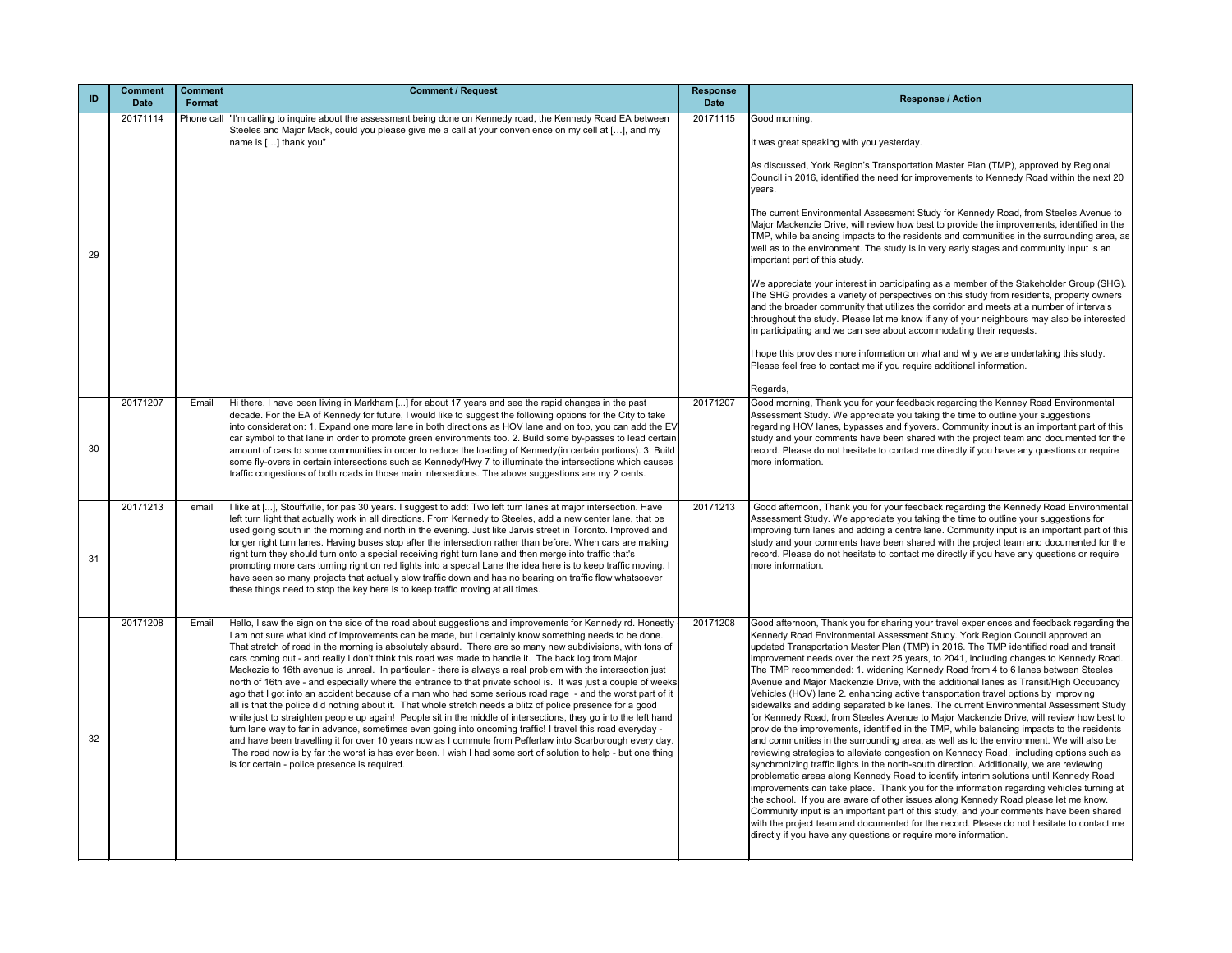| ID | Comment Date | Comment Format | Comment / Request | Response Date | Response / Action |
|---|---|---|---|---|---|
| 29 | 20171114 | Phone call | "I'm calling to inquire about the assessment being done on Kennedy road, the Kennedy Road EA between Steeles and Major Mack, could you please give me a call at your convenience on my cell at […], and my name is […] thank you" | 20171115 | Good morning,<br><br>It was great speaking with you yesterday.<br><br>As discussed, York Region's Transportation Master Plan (TMP), approved by Regional Council in 2016, identified the need for improvements to Kennedy Road within the next 20 years.<br><br>The current Environmental Assessment Study for Kennedy Road, from Steeles Avenue to Major Mackenzie Drive, will review how best to provide the improvements, identified in the TMP, while balancing impacts to the residents and communities in the surrounding area, as well as to the environment. The study is in very early stages and community input is an important part of this study.<br><br>We appreciate your interest in participating as a member of the Stakeholder Group (SHG). The SHG provides a variety of perspectives on this study from residents, property owners and the broader community that utilizes the corridor and meets at a number of intervals throughout the study. Please let me know if any of your neighbours may also be interested in participating and we can see about accommodating their requests.<br><br>I hope this provides more information on what and why we are undertaking this study. Please feel free to contact me if you require additional information.<br><br>Regards, |
| 30 | 20171207 | Email | Hi there, I have been living in Markham [...] for about 17 years and see the rapid changes in the past decade. For the EA of Kennedy for future, I would like to suggest the following options for the City to take into consideration: 1. Expand one more lane in both directions as HOV lane and on top, you can add the EV car symbol to that lane in order to promote green environments too. 2. Build some by-passes to lead certain amount of cars to some communities in order to reduce the loading of Kennedy(in certain portions). 3. Build some fly-overs in certain intersections such as Kennedy/Hwy 7 to illuminate the intersections which causes traffic congestions of both roads in those main intersections. The above suggestions are my 2 cents. | 20171207 | Good morning, Thank you for your feedback regarding the Kenney Road Environmental Assessment Study. We appreciate you taking the time to outline your suggestions regarding HOV lanes, bypasses and flyovers. Community input is an important part of this study and your comments have been shared with the project team and documented for the record. Please do not hesitate to contact me directly if you have any questions or require more information. |
| 31 | 20171213 | email | I like at [...], Stouffville, for pas 30 years. I suggest to add: Two left turn lanes at major intersection. Have left turn light that actually work in all directions. From Kennedy to Steeles, add a new center lane, that be used going south in the morning and north in the evening. Just like Jarvis street in Toronto. Improved and longer right turn lanes. Having buses stop after the intersection rather than before. When cars are making right turn they should turn onto a special receiving right turn lane and then merge into traffic that's promoting more cars turning right on red lights into a special Lane the idea here is to keep traffic moving. I have seen so many projects that actually slow traffic down and has no bearing on traffic flow whatsoever these things need to stop the key here is to keep traffic moving at all times. | 20171213 | Good afternoon, Thank you for your feedback regarding the Kennedy Road Environmental Assessment Study. We appreciate you taking the time to outline your suggestions for improving turn lanes and adding a centre lane. Community input is an important part of this study and your comments have been shared with the project team and documented for the record. Please do not hesitate to contact me directly if you have any questions or require more information. |
| 32 | 20171208 | Email | Hello, I saw the sign on the side of the road about suggestions and improvements for Kennedy rd. Honestly - I am not sure what kind of improvements can be made, but i certainly know something needs to be done. That stretch of road in the morning is absolutely absurd. There are so many new subdivisions, with tons of cars coming out - and really I don't think this road was made to handle it. The back log from Major Mackezie to 16th avenue is unreal. In particular - there is always a real problem with the intersection just north of 16th ave - and especially where the entrance to that private school is. It was just a couple of weeks ago that I got into an accident because of a man who had some serious road rage - and the worst part of it all is that the police did nothing about it. That whole stretch needs a blitz of police presence for a good while just to straighten people up again! People sit in the middle of intersections, they go into the left hand turn lane way to far in advance, sometimes even going into oncoming traffic! I travel this road everyday - and have been travelling it for over 10 years now as I commute from Pefferlaw into Scarborough every day. The road now is by far the worst is has ever been. I wish I had some sort of solution to help - but one thing is for certain - police presence is required. | 20171208 | Good afternoon, Thank you for sharing your travel experiences and feedback regarding the Kennedy Road Environmental Assessment Study. York Region Council approved an updated Transportation Master Plan (TMP) in 2016. The TMP identified road and transit improvement needs over the next 25 years, to 2041, including changes to Kennedy Road. The TMP recommended: 1. widening Kennedy Road from 4 to 6 lanes between Steeles Avenue and Major Mackenzie Drive, with the additional lanes as Transit/High Occupancy Vehicles (HOV) lane 2. enhancing active transportation travel options by improving sidewalks and adding separated bike lanes. The current Environmental Assessment Study for Kennedy Road, from Steeles Avenue to Major Mackenzie Drive, will review how best to provide the improvements, identified in the TMP, while balancing impacts to the residents and communities in the surrounding area, as well as to the environment. We will also be reviewing strategies to alleviate congestion on Kennedy Road, including options such as synchronizing traffic lights in the north-south direction. Additionally, we are reviewing problematic areas along Kennedy Road to identify interim solutions until Kennedy Road improvements can take place. Thank you for the information regarding vehicles turning at the school. If you are aware of other issues along Kennedy Road please let me know. Community input is an important part of this study, and your comments have been shared with the project team and documented for the record. Please do not hesitate to contact me directly if you have any questions or require more information. |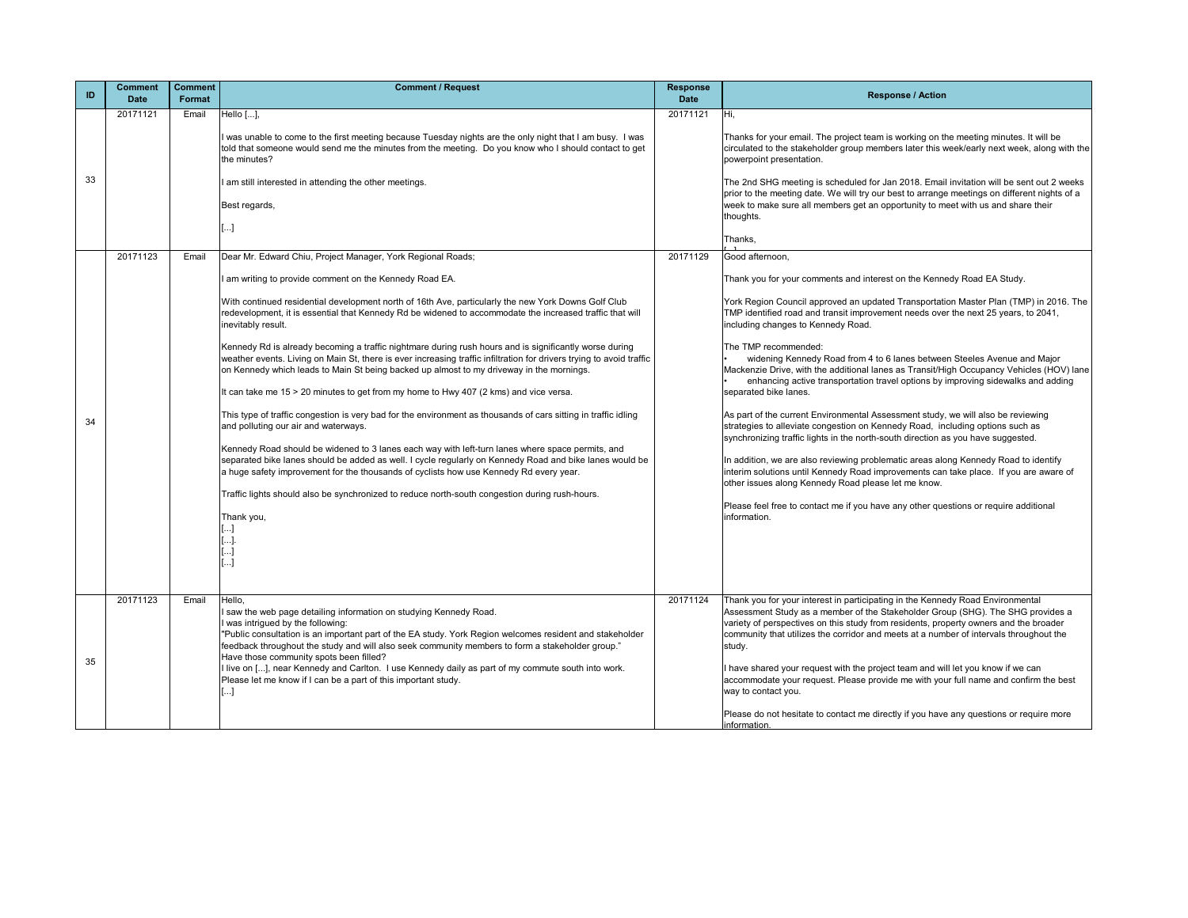| ID | Comment Date | Comment Format | Comment / Request | Response Date | Response / Action |
|---|---|---|---|---|---|
| 33 | 20171121 | Email | Hello [...],<br><br>I was unable to come to the first meeting because Tuesday nights are the only night that I am busy. I was told that someone would send me the minutes from the meeting. Do you know who I should contact to get the minutes?<br><br>I am still interested in attending the other meetings.<br><br>Best regards,<br><br>[...] | 20171121 | Hi,<br><br>Thanks for your email. The project team is working on the meeting minutes. It will be circulated to the stakeholder group members later this week/early next week, along with the powerpoint presentation.<br><br>The 2nd SHG meeting is scheduled for Jan 2018. Email invitation will be sent out 2 weeks prior to the meeting date. We will try our best to arrange meetings on different nights of a week to make sure all members get an opportunity to meet with us and share their thoughts.<br><br>Thanks,<br>[...] |
| 34 | 20171123 | Email | Dear Mr. Edward Chiu, Project Manager, York Regional Roads;<br><br>I am writing to provide comment on the Kennedy Road EA.<br><br>With continued residential development north of 16th Ave, particularly the new York Downs Golf Club redevelopment, it is essential that Kennedy Rd be widened to accommodate the increased traffic that will inevitably result.<br><br>Kennedy Rd is already becoming a traffic nightmare during rush hours and is significantly worse during weather events. Living on Main St, there is ever increasing traffic infiltration for drivers trying to avoid traffic on Kennedy which leads to Main St being backed up almost to my driveway in the mornings.<br><br>It can take me 15 > 20 minutes to get from my home to Hwy 407 (2 kms) and vice versa.<br><br>This type of traffic congestion is very bad for the environment as thousands of cars sitting in traffic idling and polluting our air and waterways.<br><br>Kennedy Road should be widened to 3 lanes each way with left-turn lanes where space permits, and separated bike lanes should be added as well. I cycle regularly on Kennedy Road and bike lanes would be a huge safety improvement for the thousands of cyclists how use Kennedy Rd every year.<br><br>Traffic lights should also be synchronized to reduce north-south congestion during rush-hours.<br><br>Thank you,<br>[...]<br>[...].<br>[...]<br>[...] | 20171129 | Good afternoon,<br><br>Thank you for your comments and interest on the Kennedy Road EA Study.<br><br>York Region Council approved an updated Transportation Master Plan (TMP) in 2016. The TMP identified road and transit improvement needs over the next 25 years, to 2041, including changes to Kennedy Road.<br><br>The TMP recommended:<br>• widening Kennedy Road from 4 to 6 lanes between Steeles Avenue and Major Mackenzie Drive, with the additional lanes as Transit/High Occupancy Vehicles (HOV) lane<br>• enhancing active transportation travel options by improving sidewalks and adding separated bike lanes.<br><br>As part of the current Environmental Assessment study, we will also be reviewing strategies to alleviate congestion on Kennedy Road, including options such as synchronizing traffic lights in the north-south direction as you have suggested.<br><br>In addition, we are also reviewing problematic areas along Kennedy Road to identify interim solutions until Kennedy Road improvements can take place. If you are aware of other issues along Kennedy Road please let me know.<br><br>Please feel free to contact me if you have any other questions or require additional information. |
| 35 | 20171123 | Email | Hello,<br>I saw the web page detailing information on studying Kennedy Road.<br>I was intrigued by the following:<br>"Public consultation is an important part of the EA study. York Region welcomes resident and stakeholder feedback throughout the study and will also seek community members to form a stakeholder group."<br>Have those community spots been filled?<br>I live on [...], near Kennedy and Carlton. I use Kennedy daily as part of my commute south into work.<br>Please let me know if I can be a part of this important study.<br>[...] | 20171124 | Thank you for your interest in participating in the Kennedy Road Environmental Assessment Study as a member of the Stakeholder Group (SHG). The SHG provides a variety of perspectives on this study from residents, property owners and the broader community that utilizes the corridor and meets at a number of intervals throughout the study.<br><br>I have shared your request with the project team and will let you know if we can accommodate your request. Please provide me with your full name and confirm the best way to contact you.<br><br>Please do not hesitate to contact me directly if you have any questions or require more information. |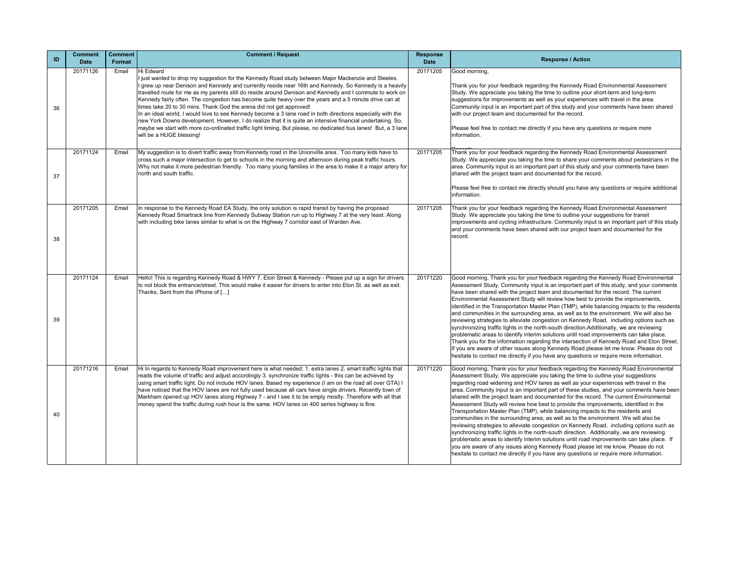| ID | Comment Date | Comment Format | Comment / Request | Response Date | Response / Action |
|---|---|---|---|---|---|
| 36 | 20171126 | Email | Hi Edward<br>I just wanted to drop my suggestion for the Kennedy Road study between Major Mackenzie and Steeles.<br>I grew up near Denison and Kennedy and currently reside near 16th and Kennedy. So Kennedy is a heavily travelled route for me as my parents still do reside around Denison and Kennedy and I commute to work on Kennedy fairly often. The congestion has become quite heavy over the years and a 5 minute drive can at times take 20 to 30 mins. Thank God the arena did not get approved!<br>In an ideal world, I would love to see Kennedy become a 3 lane road in both directions especially with the new York Downs development. However, I do realize that it is quite an intensive financial undertaking. So, maybe we start with more co-ordinated traffic light timing. But please, no dedicated bus lanes! But, a 3 lane will be a HUGE blessing! | 20171205 | Good morning,<br><br>Thank you for your feedback regarding the Kennedy Road Environmental Assessment Study. We appreciate you taking the time to outline your short-term and long-term suggestions for improvements as well as your experiences with travel in the area. Community input is an important part of this study and your comments have been shared with our project team and documented for the record.<br><br>Please feel free to contact me directly if you have any questions or require more information.<br><br>Regards, |
| 37 | 20171124 | Email | My suggestion is to divert traffic away from Kennedy road in the Unionville area. Too many kids have to cross such a major intersection to get to schools in the morning and afternoon during peak traffic hours. Why not make it more pedestrian friendly. Too many young families in the area to make it a major artery for north and south traffic. | 20171205 | Thank you for your feedback regarding the Kennedy Road Environmental Assessment Study. We appreciate you taking the time to share your comments about pedestrians in the area. Community input is an important part of this study and your comments have been shared with the project team and documented for the record.<br><br>Please feel free to contact me directly should you have any questions or require additional information. |
| 38 | 20171205 | Email | In response to the Kennedy Road EA Study, the only solution is rapid transit by having the proposed Kennedy Road Smartrack line from Kennedy Subway Station run up to Highway 7 at the very least. Along with including bike lanes similar to what is on the Highway 7 corridor east of Warden Ave. | 20171205 | Thank you for your feedback regarding the Kennedy Road Environmental Assessment Study. We appreciate you taking the time to outline your suggestions for transit improvements and cycling infrastructure. Community input is an important part of this study and your comments have been shared with our project team and documented for the record. |
| 39 | 20171124 | Email | Hello! This is regarding Kennedy Road & HWY 7. Eton Street & Kennedy - Please put up a sign for drivers to not block the entrance/street. This would make it easier for drivers to enter into Eton St. as well as exit. Thanks, Sent from the iPhone of […] | 20171220 | Good morning, Thank you for your feedback regarding the Kennedy Road Environmental Assessment Study. Community input is an important part of this study, and your comments have been shared with the project team and documented for the record. The current Environmental Assessment Study will review how best to provide the improvements, identified in the Transportation Master Plan (TMP), while balancing impacts to the residents and communities in the surrounding area, as well as to the environment. We will also be reviewing strategies to alleviate congestion on Kennedy Road, including options such as synchronizing traffic lights in the north-south direction.Additionally, we are reviewing problematic areas to identify interim solutions until road improvements can take place. Thank you for the information regarding the intersection of Kennedy Road and Eton Street. If you are aware of other issues along Kennedy Road please let me know. Please do not hesitate to contact me directly if you have any questions or require more information. |
| 40 | 20171216 | Email | Hi In regards to Kennedy Road improvement here is what needed; 1. extra lanes 2. smart traffic lights that reads the volume of traffic and adjust accordingly 3. synchronize traffic lights - this can be achieved by using smart traffic light, Do not include HOV lanes. Based my experience (I am on the road all over GTA) I have noticed that the HOV lanes are not fully used because all cars have single drivers. Recently town of Markham opened up HOV lanes along Highway 7 - and I see it to be empty mostly. Therefore with all that money spend the traffic during rush hour is the same. HOV lanes on 400 series highway is fine. | 20171220 | Good morning, Thank you for your feedback regarding the Kennedy Road Environmental Assessment Study. We appreciate you taking the time to outline your suggestions regarding road widening and HOV lanes as well as your experiences with travel in the area. Community input is an important part of these studies, and your comments have been shared with the project team and documented for the record. The current Environmental Assessment Study will review how best to provide the improvements, identified in the Transportation Master Plan (TMP), while balancing impacts to the residents and communities in the surrounding area, as well as to the environment. We will also be reviewing strategies to alleviate congestion on Kennedy Road, including options such as synchronizing traffic lights in the north-south direction. Additionally, we are reviewing problematic areas to identify interim solutions until road improvements can take place. If you are aware of any issues along Kennedy Road please let me know. Please do not hesitate to contact me directly if you have any questions or require more information. |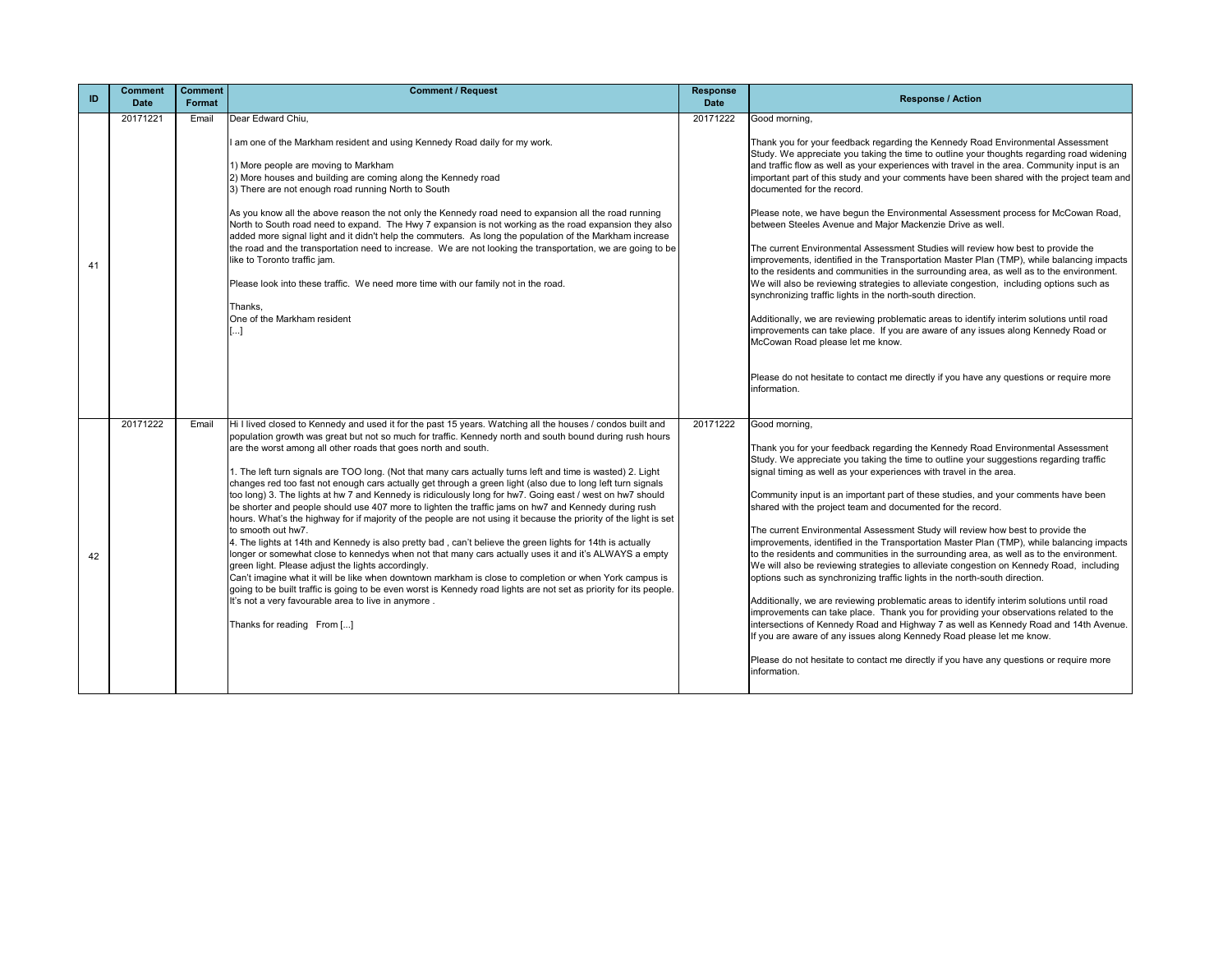| ID | Comment Date | Comment Format | Comment / Request | Response Date | Response / Action |
|---|---|---|---|---|---|
| 41 | 20171221 | Email | Dear Edward Chiu,<br><br>I am one of the Markham resident and using Kennedy Road daily for my work.<br><br>1) More people are moving to Markham<br>2) More houses and building are coming along the Kennedy road<br>3) There are not enough road running North to South<br><br>As you know all the above reason the not only the Kennedy road need to expansion all the road running North to South road need to expand. The Hwy 7 expansion is not working as the road expansion they also added more signal light and it didn't help the commuters. As long the population of the Markham increase the road and the transportation need to increase. We are not looking the transportation, we are going to be like to Toronto traffic jam.<br><br>Please look into these traffic. We need more time with our family not in the road.<br><br>Thanks,<br>One of the Markham resident<br>[...] | 20171222 | Good morning,<br><br>Thank you for your feedback regarding the Kennedy Road Environmental Assessment Study. We appreciate you taking the time to outline your thoughts regarding road widening and traffic flow as well as your experiences with travel in the area. Community input is an important part of this study and your comments have been shared with the project team and documented for the record.<br><br>Please note, we have begun the Environmental Assessment process for McCowan Road, between Steeles Avenue and Major Mackenzie Drive as well.<br><br>The current Environmental Assessment Studies will review how best to provide the improvements, identified in the Transportation Master Plan (TMP), while balancing impacts to the residents and communities in the surrounding area, as well as to the environment. We will also be reviewing strategies to alleviate congestion, including options such as synchronizing traffic lights in the north-south direction.<br><br>Additionally, we are reviewing problematic areas to identify interim solutions until road improvements can take place. If you are aware of any issues along Kennedy Road or McCowan Road please let me know.<br><br>Please do not hesitate to contact me directly if you have any questions or require more information. |
| 42 | 20171222 | Email | Hi I lived closed to Kennedy and used it for the past 15 years. Watching all the houses / condos built and population growth was great but not so much for traffic. Kennedy north and south bound during rush hours are the worst among all other roads that goes north and south.<br><br>1. The left turn signals are TOO long. (Not that many cars actually turns left and time is wasted) 2. Light changes red too fast not enough cars actually get through a green light (also due to long left turn signals too long) 3. The lights at hw 7 and Kennedy is ridiculously long for hw7. Going east / west on hw7 should be shorter and people should use 407 more to lighten the traffic jams on hw7 and Kennedy during rush hours. What's the highway for if majority of the people are not using it because the priority of the light is set to smooth out hw7.<br>4. The lights at 14th and Kennedy is also pretty bad , can't believe the green lights for 14th is actually longer or somewhat close to kennedys when not that many cars actually uses it and it's ALWAYS a empty green light. Please adjust the lights accordingly.<br>Can't imagine what it will be like when downtown markham is close to completion or when York campus is going to be built traffic is going to be even worst is Kennedy road lights are not set as priority for its people. It's not a very favourable area to live in anymore .<br><br>Thanks for reading From [...] | 20171222 | Good morning,<br><br>Thank you for your feedback regarding the Kennedy Road Environmental Assessment Study. We appreciate you taking the time to outline your suggestions regarding traffic signal timing as well as your experiences with travel in the area.<br><br>Community input is an important part of these studies, and your comments have been shared with the project team and documented for the record.<br><br>The current Environmental Assessment Study will review how best to provide the improvements, identified in the Transportation Master Plan (TMP), while balancing impacts to the residents and communities in the surrounding area, as well as to the environment. We will also be reviewing strategies to alleviate congestion on Kennedy Road, including options such as synchronizing traffic lights in the north-south direction.<br><br>Additionally, we are reviewing problematic areas to identify interim solutions until road improvements can take place. Thank you for providing your observations related to the intersections of Kennedy Road and Highway 7 as well as Kennedy Road and 14th Avenue. If you are aware of any issues along Kennedy Road please let me know.<br><br>Please do not hesitate to contact me directly if you have any questions or require more information. |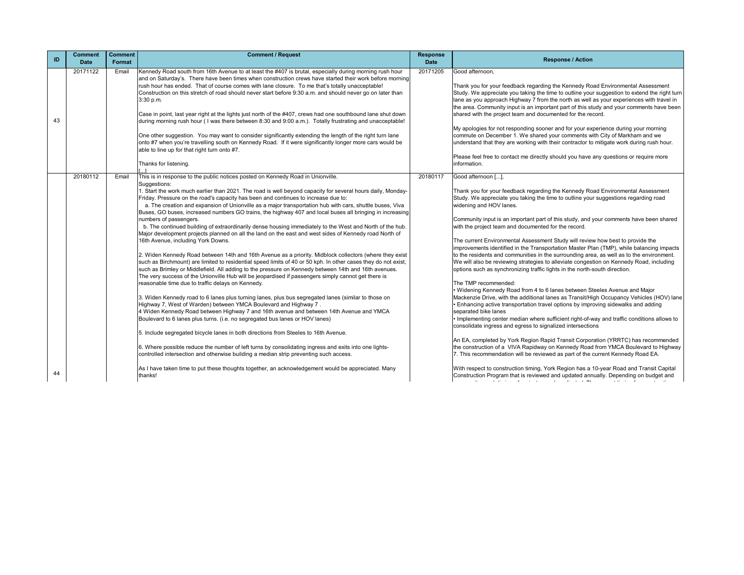| ID | Comment Date | Comment Format | Comment / Request | Response Date | Response / Action |
|---|---|---|---|---|---|
| 43 | 20171122 | Email | Kennedy Road south from 16th Avenue to at least the #407 is brutal, especially during morning rush hour and on Saturday's. There have been times when construction crews have started their work before morning rush hour has ended. That of course comes with lane closure. To me that's totally unacceptable! Construction on this stretch of road should never start before 9:30 a.m. and should never go on later than 3:30 p.m.<br><br>Case in point, last year right at the lights just north of the #407, crews had one southbound lane shut down during morning rush hour ( I was there between 8:30 and 9:00 a.m.). Totally frustrating and unacceptable!<br><br>One other suggestion. You may want to consider significantly extending the length of the right turn lane onto #7 when you're travelling south on Kennedy Road. If it were significantly longer more cars would be able to line up for that right turn onto #7.<br><br>Thanks for listening.<br>[...] | 20171205 | Good afternoon,<br><br>Thank you for your feedback regarding the Kennedy Road Environmental Assessment Study. We appreciate you taking the time to outline your suggestion to extend the right turn lane as you approach Highway 7 from the north as well as your experiences with travel in the area. Community input is an important part of this study and your comments have been shared with the project team and documented for the record.<br><br>My apologies for not responding sooner and for your experience during your morning commute on December 1. We shared your comments with City of Markham and we understand that they are working with their contractor to mitigate work during rush hour.<br><br>Please feel free to contact me directly should you have any questions or require more information. |
| 44 | 20180112 | Email | This is in response to the public notices posted on Kennedy Road in Unionville.<br>Suggestions:<br>1. Start the work much earlier than 2021. The road is well beyond capacity for several hours daily, Monday-Friday. Pressure on the road's capacity has been and continues to increase due to:<br>a. The creation and expansion of Unionville as a major transportation hub with cars, shuttle buses, Viva Buses, GO buses, increased numbers GO trains, the highway 407 and local buses all bringing in increasing numbers of passengers.<br>b. The continued building of extraordinarily dense housing immediately to the West and North of the hub. Major development projects planned on all the land on the east and west sides of Kennedy road North of 16th Avenue, including York Downs.<br><br>2. Widen Kennedy Road between 14th and 16th Avenue as a priority. Midblock collectors (where they exist such as Birchmount) are limited to residential speed limits of 40 or 50 kph. In other cases they do not exist, such as Brimley or Middlefield. All adding to the pressure on Kennedy between 14th and 16th avenues. The very success of the Unionville Hub will be jeopardised if passengers simply cannot get there is reasonable time due to traffic delays on Kennedy.<br><br>3. Widen Kennedy road to 6 lanes plus turning lanes, plus bus segregated lanes (similar to those on Highway 7, West of Warden) between YMCA Boulevard and Highway 7 .<br>4 Widen Kennedy Road between Highway 7 and 16th avenue and between 14th Avenue and YMCA Boulevard to 6 lanes plus turns. (i.e. no segregated bus lanes or HOV lanes)<br><br>5. Include segregated bicycle lanes in both directions from Steeles to 16th Avenue.<br><br>6. Where possible reduce the number of left turns by consolidating ingress and exits into one lights-controlled intersection and otherwise building a median strip preventing such access.<br><br>As I have taken time to put these thoughts together, an acknowledgement would be appreciated. Many thanks! | 20180117 | Good afternoon [...],<br><br>Thank you for your feedback regarding the Kennedy Road Environmental Assessment Study. We appreciate you taking the time to outline your suggestions regarding road widening and HOV lanes.<br><br>Community input is an important part of this study, and your comments have been shared with the project team and documented for the record.<br><br>The current Environmental Assessment Study will review how best to provide the improvements identified in the Transportation Master Plan (TMP), while balancing impacts to the residents and communities in the surrounding area, as well as to the environment. We will also be reviewing strategies to alleviate congestion on Kennedy Road, including options such as synchronizing traffic lights in the north-south direction.<br><br>The TMP recommended:<br>• Widening Kennedy Road from 4 to 6 lanes between Steeles Avenue and Major Mackenzie Drive, with the additional lanes as Transit/High Occupancy Vehicles (HOV) lane<br>• Enhancing active transportation travel options by improving sidewalks and adding separated bike lanes<br>• Implementing center median where sufficient right-of-way and traffic conditions allows to consolidate ingress and egress to signalized intersections<br><br>An EA, completed by York Region Rapid Transit Corporation (YRRTC) has recommended the construction of a VIVA Rapidway on Kennedy Road from YMCA Boulevard to Highway 7. This recommendation will be reviewed as part of the current Kennedy Road EA.<br><br>With respect to construction timing, York Region has a 10-year Road and Transit Capital Construction Program that is reviewed and updated annually. Depending on budget and |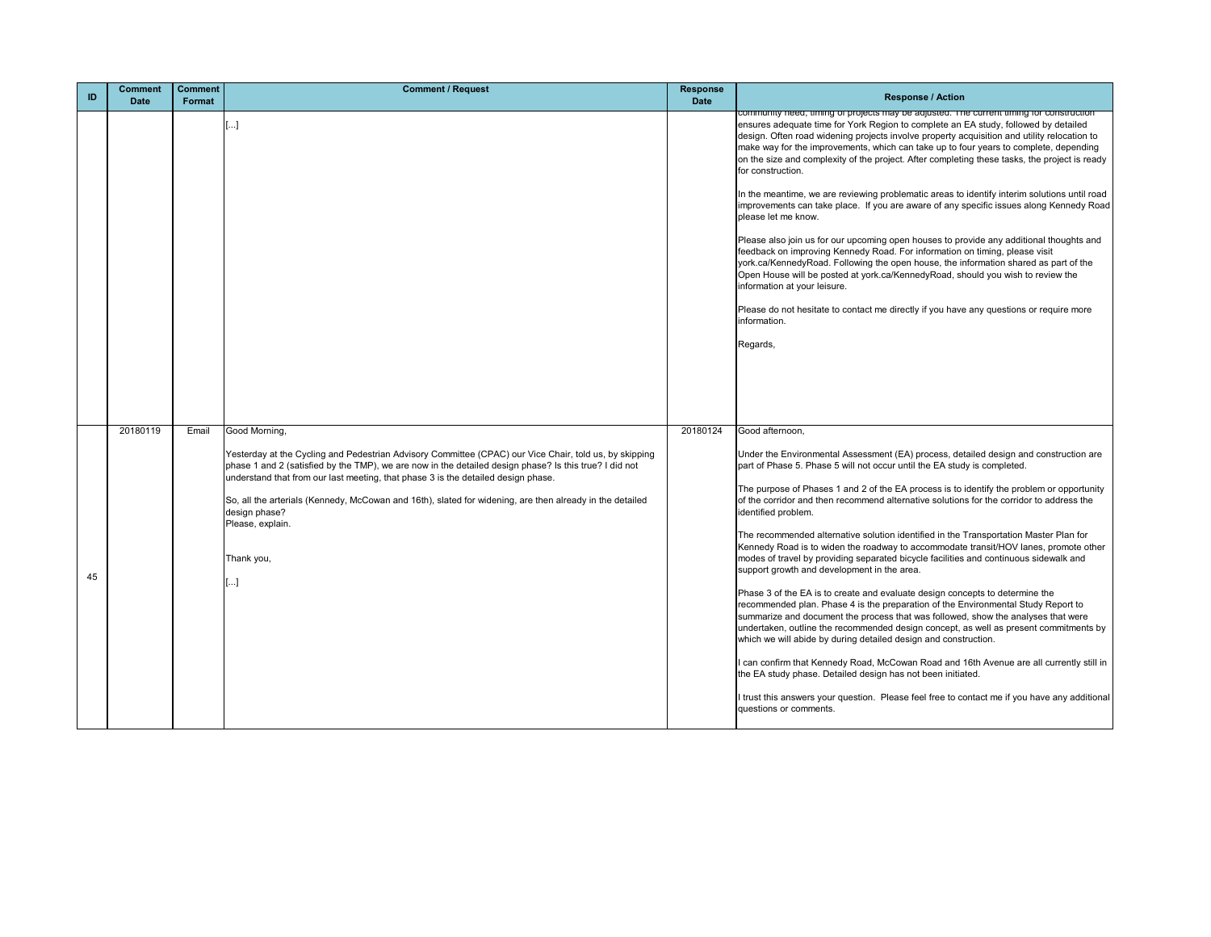| ID | Comment Date | Comment Format | Comment / Request | Response Date | Response / Action |
|---|---|---|---|---|---|
| | | | [...] | | community need, timing of projects may be adjusted. The current timing for construction ensures adequate time for York Region to complete an EA study, followed by detailed design. Often road widening projects involve property acquisition and utility relocation to make way for the improvements, which can take up to four years to complete, depending on the size and complexity of the project. After completing these tasks, the project is ready for construction.<br><br>In the meantime, we are reviewing problematic areas to identify interim solutions until road improvements can take place. If you are aware of any specific issues along Kennedy Road please let me know.<br><br>Please also join us for our upcoming open houses to provide any additional thoughts and feedback on improving Kennedy Road. For information on timing, please visit york.ca/KennedyRoad. Following the open house, the information shared as part of the Open House will be posted at york.ca/KennedyRoad, should you wish to review the information at your leisure.<br><br>Please do not hesitate to contact me directly if you have any questions or require more information.<br><br>Regards, |
| 45 | 20180119 | Email | Good Morning,<br><br>Yesterday at the Cycling and Pedestrian Advisory Committee (CPAC) our Vice Chair, told us, by skipping phase 1 and 2 (satisfied by the TMP), we are now in the detailed design phase? Is this true? I did not understand that from our last meeting, that phase 3 is the detailed design phase.<br><br>So, all the arterials (Kennedy, McCowan and 16th), slated for widening, are then already in the detailed design phase?<br>Please, explain.<br><br>Thank you,<br><br>[...] | 20180124 | Good afternoon,<br><br>Under the Environmental Assessment (EA) process, detailed design and construction are part of Phase 5. Phase 5 will not occur until the EA study is completed.<br><br>The purpose of Phases 1 and 2 of the EA process is to identify the problem or opportunity of the corridor and then recommend alternative solutions for the corridor to address the identified problem.<br><br>The recommended alternative solution identified in the Transportation Master Plan for Kennedy Road is to widen the roadway to accommodate transit/HOV lanes, promote other modes of travel by providing separated bicycle facilities and continuous sidewalk and support growth and development in the area.<br><br>Phase 3 of the EA is to create and evaluate design concepts to determine the recommended plan. Phase 4 is the preparation of the Environmental Study Report to summarize and document the process that was followed, show the analyses that were undertaken, outline the recommended design concept, as well as present commitments by which we will abide by during detailed design and construction.<br><br>I can confirm that Kennedy Road, McCowan Road and 16th Avenue are all currently still in the EA study phase. Detailed design has not been initiated.<br><br>I trust this answers your question. Please feel free to contact me if you have any additional questions or comments. |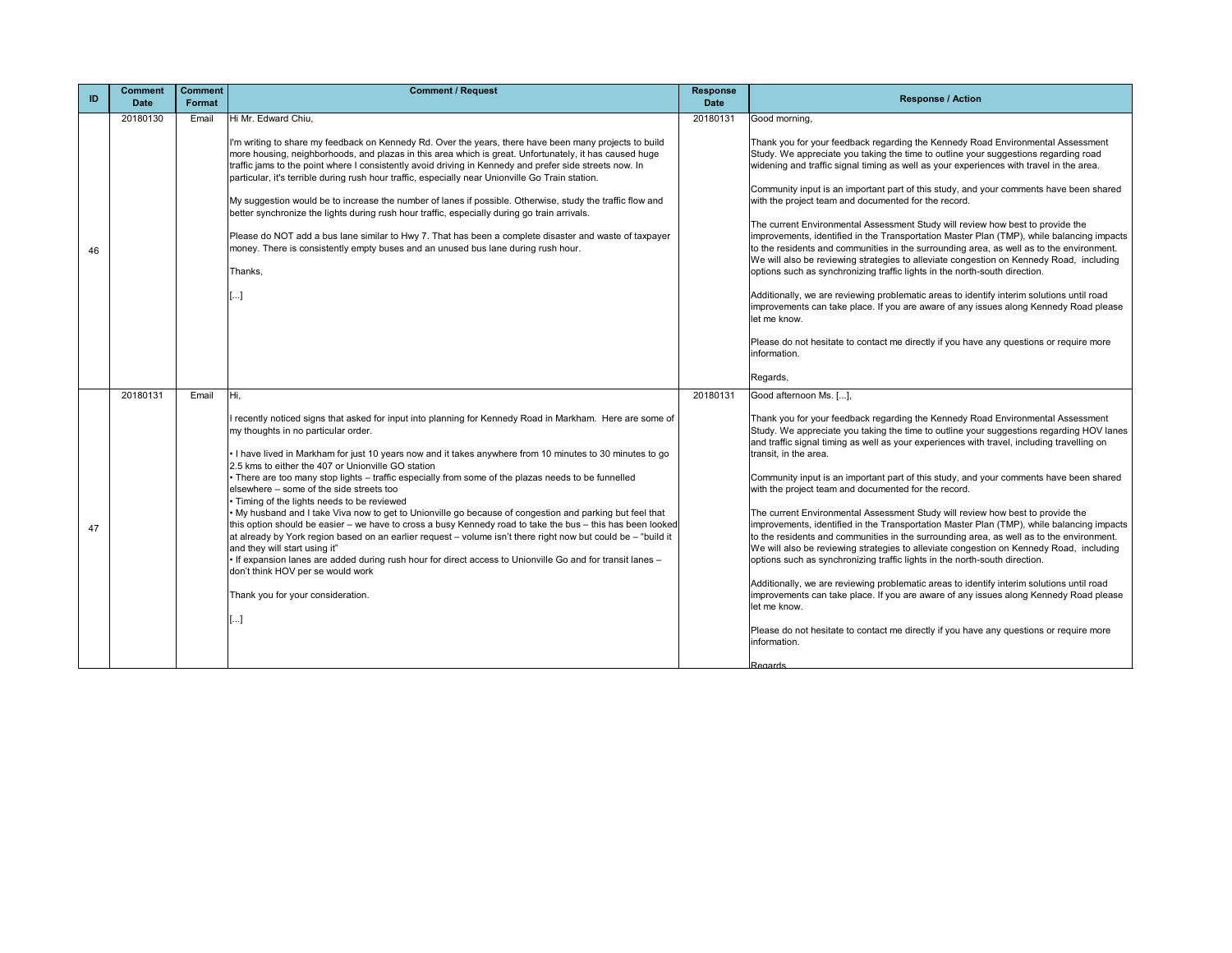| ID | Comment Date | Comment Format | Comment / Request | Response Date | Response / Action |
|---|---|---|---|---|---|
| 46 | 20180130 | Email | Hi Mr. Edward Chiu,<br><br>I'm writing to share my feedback on Kennedy Rd. Over the years, there have been many projects to build more housing, neighborhoods, and plazas in this area which is great. Unfortunately, it has caused huge traffic jams to the point where I consistently avoid driving in Kennedy and prefer side streets now. In particular, it's terrible during rush hour traffic, especially near Unionville Go Train station.<br><br>My suggestion would be to increase the number of lanes if possible. Otherwise, study the traffic flow and better synchronize the lights during rush hour traffic, especially during go train arrivals.<br><br>Please do NOT add a bus lane similar to Hwy 7. That has been a complete disaster and waste of taxpayer money. There is consistently empty buses and an unused bus lane during rush hour.<br><br>Thanks,<br><br>[...] | 20180131 | Good morning,<br><br>Thank you for your feedback regarding the Kennedy Road Environmental Assessment Study. We appreciate you taking the time to outline your suggestions regarding road widening and traffic signal timing as well as your experiences with travel in the area.<br><br>Community input is an important part of this study, and your comments have been shared with the project team and documented for the record.<br><br>The current Environmental Assessment Study will review how best to provide the improvements, identified in the Transportation Master Plan (TMP), while balancing impacts to the residents and communities in the surrounding area, as well as to the environment. We will also be reviewing strategies to alleviate congestion on Kennedy Road, including options such as synchronizing traffic lights in the north-south direction.<br><br>Additionally, we are reviewing problematic areas to identify interim solutions until road improvements can take place. If you are aware of any issues along Kennedy Road please let me know.<br><br>Please do not hesitate to contact me directly if you have any questions or require more information.<br><br>Regards, |
| 47 | 20180131 | Email | Hi,<br><br>I recently noticed signs that asked for input into planning for Kennedy Road in Markham. Here are some of my thoughts in no particular order.<br><br>• I have lived in Markham for just 10 years now and it takes anywhere from 10 minutes to 30 minutes to go 2.5 kms to either the 407 or Unionville GO station<br>• There are too many stop lights – traffic especially from some of the plazas needs to be funnelled elsewhere – some of the side streets too<br>• Timing of the lights needs to be reviewed<br>• My husband and I take Viva now to get to Unionville go because of congestion and parking but feel that this option should be easier – we have to cross a busy Kennedy road to take the bus – this has been looked at already by York region based on an earlier request – volume isn't there right now but could be – "build it and they will start using it"<br>• If expansion lanes are added during rush hour for direct access to Unionville Go and for transit lanes – don't think HOV per se would work<br><br>Thank you for your consideration.<br><br>[...] | 20180131 | Good afternoon Ms. [...],<br><br>Thank you for your feedback regarding the Kennedy Road Environmental Assessment Study. We appreciate you taking the time to outline your suggestions regarding HOV lanes and traffic signal timing as well as your experiences with travel, including travelling on transit, in the area.<br><br>Community input is an important part of this study, and your comments have been shared with the project team and documented for the record.<br><br>The current Environmental Assessment Study will review how best to provide the improvements, identified in the Transportation Master Plan (TMP), while balancing impacts to the residents and communities in the surrounding area, as well as to the environment. We will also be reviewing strategies to alleviate congestion on Kennedy Road, including options such as synchronizing traffic lights in the north-south direction.<br><br>Additionally, we are reviewing problematic areas to identify interim solutions until road improvements can take place. If you are aware of any issues along Kennedy Road please let me know.<br><br>Please do not hesitate to contact me directly if you have any questions or require more information.<br><br>Regards, |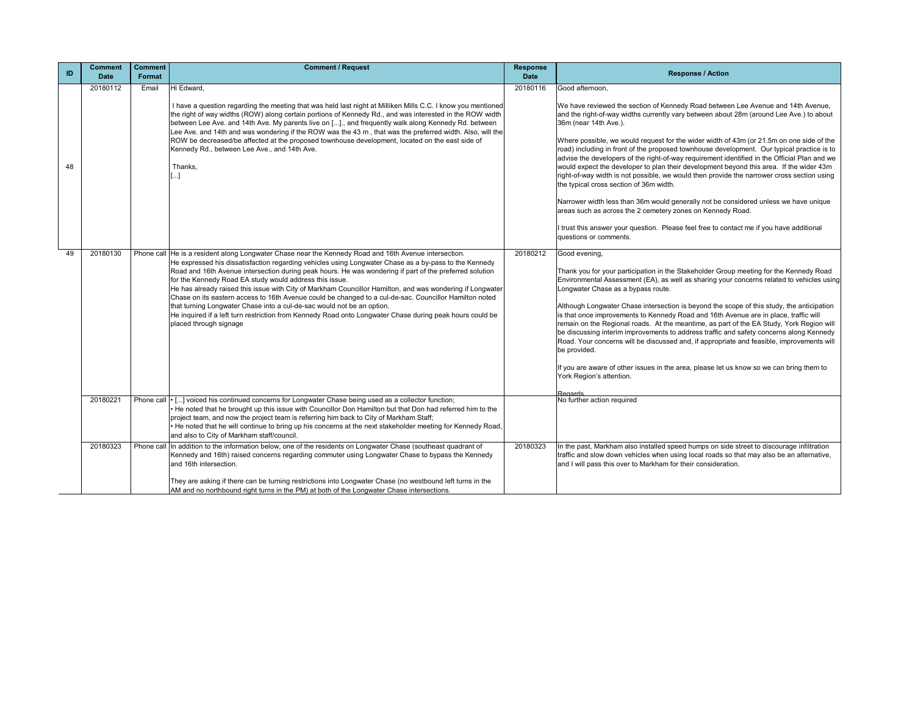| ID | Comment Date | Comment Format | Comment / Request | Response Date | Response / Action |
|---|---|---|---|---|---|
| 48 | 20180112 | Email | Hi Edward,<br><br>I have a question regarding the meeting that was held last night at Milliken Mills C.C. I know you mentioned the right of way widths (ROW) along certain portions of Kennedy Rd., and was interested in the ROW width between Lee Ave. and 14th Ave. My parents live on [...]., and frequently walk along Kennedy Rd. between Lee Ave. and 14th and was wondering if the ROW was the 43 m , that was the preferred width. Also, will the ROW be decreased/be affected at the proposed townhouse development, located on the east side of Kennedy Rd., between Lee Ave., and 14th Ave.<br><br>Thanks,<br>[...] | 20180116 | Good afternoon,<br><br>We have reviewed the section of Kennedy Road between Lee Avenue and 14th Avenue, and the right-of-way widths currently vary between about 28m (around Lee Ave.) to about 36m (near 14th Ave.).<br><br>Where possible, we would request for the wider width of 43m (or 21.5m on one side of the road) including in front of the proposed townhouse development. Our typical practice is to advise the developers of the right-of-way requirement identified in the Official Plan and we would expect the developer to plan their development beyond this area. If the wider 43m right-of-way width is not possible, we would then provide the narrower cross section using the typical cross section of 36m width.<br><br>Narrower width less than 36m would generally not be considered unless we have unique areas such as across the 2 cemetery zones on Kennedy Road.<br><br>I trust this answer your question. Please feel free to contact me if you have additional questions or comments. |
| 49 | 20180130 | Phone call | He is a resident along Longwater Chase near the Kennedy Road and 16th Avenue intersection.<br>He expressed his dissatisfaction regarding vehicles using Longwater Chase as a by-pass to the Kennedy Road and 16th Avenue intersection during peak hours. He was wondering if part of the preferred solution for the Kennedy Road EA study would address this issue.<br>He has already raised this issue with City of Markham Councillor Hamilton, and was wondering if Longwater Chase on its eastern access to 16th Avenue could be changed to a cul-de-sac. Councillor Hamilton noted that turning Longwater Chase into a cul-de-sac would not be an option.<br>He inquired if a left turn restriction from Kennedy Road onto Longwater Chase during peak hours could be placed through signage | 20180212 | Good evening,<br><br>Thank you for your participation in the Stakeholder Group meeting for the Kennedy Road Environmental Assessment (EA), as well as sharing your concerns related to vehicles using Longwater Chase as a bypass route.<br><br>Although Longwater Chase intersection is beyond the scope of this study, the anticipation is that once improvements to Kennedy Road and 16th Avenue are in place, traffic will remain on the Regional roads. At the meantime, as part of the EA Study, York Region will be discussing interim improvements to address traffic and safety concerns along Kennedy Road. Your concerns will be discussed and, if appropriate and feasible, improvements will be provided.<br><br>If you are aware of other issues in the area, please let us know so we can bring them to York Region's attention.<br><br>Regards |
| | 20180221 | Phone call | • [...] voiced his continued concerns for Longwater Chase being used as a collector function;<br>• He noted that he brought up this issue with Councillor Don Hamilton but that Don had referred him to the project team, and now the project team is referring him back to City of Markham Staff;<br>• He noted that he will continue to bring up his concerns at the next stakeholder meeting for Kennedy Road, and also to City of Markham staff/council. | | No further action required |
| | 20180323 | Phone call | In addition to the information below, one of the residents on Longwater Chase (southeast quadrant of Kennedy and 16th) raised concerns regarding commuter using Longwater Chase to bypass the Kennedy and 16th intersection.<br><br>They are asking if there can be turning restrictions into Longwater Chase (no westbound left turns in the AM and no northbound right turns in the PM) at both of the Longwater Chase intersections. | 20180323 | In the past, Markham also installed speed humps on side street to discourage infiltration traffic and slow down vehicles when using local roads so that may also be an alternative, and I will pass this over to Markham for their consideration. |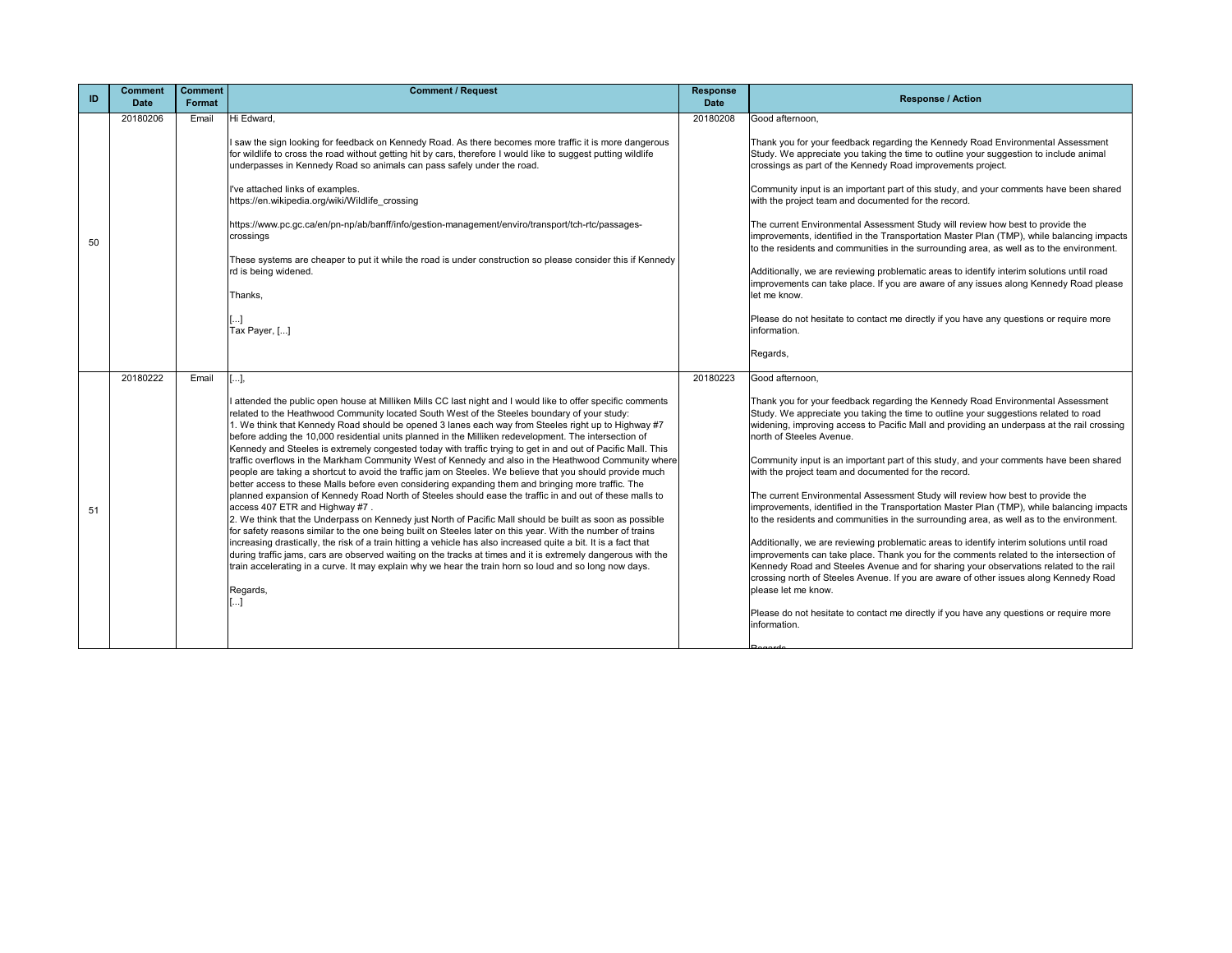| ID | Comment Date | Comment Format | Comment / Request | Response Date | Response / Action |
|---|---|---|---|---|---|
| 50 | 20180206 | Email | Hi Edward,<br><br>I saw the sign looking for feedback on Kennedy Road. As there becomes more traffic it is more dangerous for wildlife to cross the road without getting hit by cars, therefore I would like to suggest putting wildlife underpasses in Kennedy Road so animals can pass safely under the road.<br><br>I've attached links of examples.<br>https://en.wikipedia.org/wiki/Wildlife_crossing<br><br>https://www.pc.gc.ca/en/pn-np/ab/banff/info/gestion-management/enviro/transport/tch-rtc/passages-crossings<br><br>These systems are cheaper to put it while the road is under construction so please consider this if Kennedy rd is being widened.<br><br>Thanks,<br><br>[...]<br>Tax Payer, [...] | 20180208 | Good afternoon,<br><br>Thank you for your feedback regarding the Kennedy Road Environmental Assessment Study. We appreciate you taking the time to outline your suggestion to include animal crossings as part of the Kennedy Road improvements project.<br><br>Community input is an important part of this study, and your comments have been shared with the project team and documented for the record.<br><br>The current Environmental Assessment Study will review how best to provide the improvements, identified in the Transportation Master Plan (TMP), while balancing impacts to the residents and communities in the surrounding area, as well as to the environment.<br><br>Additionally, we are reviewing problematic areas to identify interim solutions until road improvements can take place. If you are aware of any issues along Kennedy Road please let me know.<br><br>Please do not hesitate to contact me directly if you have any questions or require more information.<br><br>Regards, |
| 51 | 20180222 | Email | [...],<br><br>I attended the public open house at Milliken Mills CC last night and I would like to offer specific comments related to the Heathwood Community located South West of the Steeles boundary of your study:<br>1. We think that Kennedy Road should be opened 3 lanes each way from Steeles right up to Highway #7 before adding the 10,000 residential units planned in the Milliken redevelopment. The intersection of Kennedy and Steeles is extremely congested today with traffic trying to get in and out of Pacific Mall. This traffic overflows in the Markham Community West of Kennedy and also in the Heathwood Community where people are taking a shortcut to avoid the traffic jam on Steeles. We believe that you should provide much better access to these Malls before even considering expanding them and bringing more traffic. The planned expansion of Kennedy Road North of Steeles should ease the traffic in and out of these malls to access 407 ETR and Highway #7 .<br>2. We think that the Underpass on Kennedy just North of Pacific Mall should be built as soon as possible for safety reasons similar to the one being built on Steeles later on this year. With the number of trains increasing drastically, the risk of a train hitting a vehicle has also increased quite a bit. It is a fact that during traffic jams, cars are observed waiting on the tracks at times and it is extremely dangerous with the train accelerating in a curve. It may explain why we hear the train horn so loud and so long now days.<br><br>Regards,<br>[...] | 20180223 | Good afternoon,<br><br>Thank you for your feedback regarding the Kennedy Road Environmental Assessment Study. We appreciate you taking the time to outline your suggestions related to road widening, improving access to Pacific Mall and providing an underpass at the rail crossing north of Steeles Avenue.<br><br>Community input is an important part of this study, and your comments have been shared with the project team and documented for the record.<br><br>The current Environmental Assessment Study will review how best to provide the improvements, identified in the Transportation Master Plan (TMP), while balancing impacts to the residents and communities in the surrounding area, as well as to the environment.<br><br>Additionally, we are reviewing problematic areas to identify interim solutions until road improvements can take place. Thank you for the comments related to the intersection of Kennedy Road and Steeles Avenue and for sharing your observations related to the rail crossing north of Steeles Avenue. If you are aware of other issues along Kennedy Road please let me know.<br><br>Please do not hesitate to contact me directly if you have any questions or require more information.<br><br>Regards, |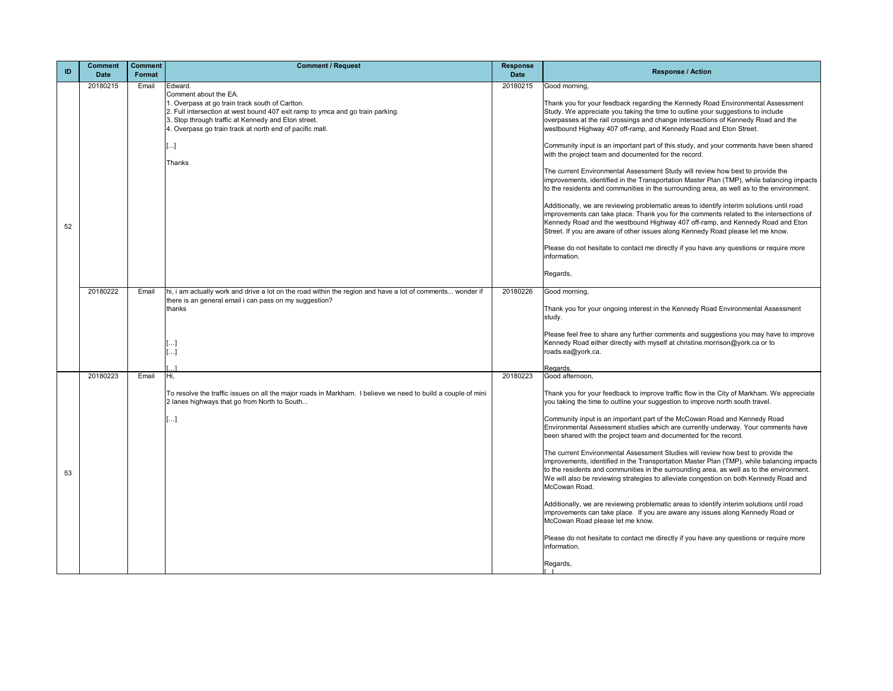| ID | Comment Date | Comment Format | Comment / Request | Response Date | Response / Action |
|---|---|---|---|---|---|
| 52 | 20180215 | Email | Edward.<br>Comment about the EA.<br>1. Overpass at go train track south of Carlton.<br>2. Full intersection at west bound 407 exit ramp to ymca and go train parking.<br>3. Stop through traffic at Kennedy and Eton street.<br>4. Overpass go train track at north end of pacific mall.<br><br>[...]<br><br>Thanks | 20180215 | Good morning,<br><br>Thank you for your feedback regarding the Kennedy Road Environmental Assessment Study. We appreciate you taking the time to outline your suggestions to include overpasses at the rail crossings and change intersections of Kennedy Road and the westbound Highway 407 off-ramp, and Kennedy Road and Eton Street.<br><br>Community input is an important part of this study, and your comments have been shared with the project team and documented for the record.<br><br>The current Environmental Assessment Study will review how best to provide the improvements, identified in the Transportation Master Plan (TMP), while balancing impacts to the residents and communities in the surrounding area, as well as to the environment.<br><br>Additionally, we are reviewing problematic areas to identify interim solutions until road improvements can take place. Thank you for the comments related to the intersections of Kennedy Road and the westbound Highway 407 off-ramp, and Kennedy Road and Eton Street. If you are aware of other issues along Kennedy Road please let me know.<br><br>Please do not hesitate to contact me directly if you have any questions or require more information.<br><br>Regards, |
| | 20180222 | Email | hi, i am actually work and drive a lot on the road within the region and have a lot of comments... wonder if there is an general email i can pass on my suggestion?<br>thanks<br><br>[…]<br>[…]<br>[…] | 20180226 | Good morning,<br><br>Thank you for your ongoing interest in the Kennedy Road Environmental Assessment study.<br><br>Please feel free to share any further comments and suggestions you may have to improve Kennedy Road either directly with myself at christine.morrison@york.ca or to roads.ea@york.ca.<br><br>Regards, |
| 53 | 20180223 | Email | Hi,<br><br>To resolve the traffic issues on all the major roads in Markham. I believe we need to build a couple of mini 2 lanes highways that go from North to South...<br><br>[…] | 20180223 | Good afternoon,<br><br>Thank you for your feedback to improve traffic flow in the City of Markham. We appreciate you taking the time to outline your suggestion to improve north south travel.<br><br>Community input is an important part of the McCowan Road and Kennedy Road Environmental Assessment studies which are currently underway. Your comments have been shared with the project team and documented for the record.<br><br>The current Environmental Assessment Studies will review how best to provide the improvements, identified in the Transportation Master Plan (TMP), while balancing impacts to the residents and communities in the surrounding area, as well as to the environment. We will also be reviewing strategies to alleviate congestion on both Kennedy Road and McCowan Road.<br><br>Additionally, we are reviewing problematic areas to identify interim solutions until road improvements can take place. If you are aware any issues along Kennedy Road or McCowan Road please let me know.<br><br>Please do not hesitate to contact me directly if you have any questions or require more information.<br><br>Regards,<br>[…] |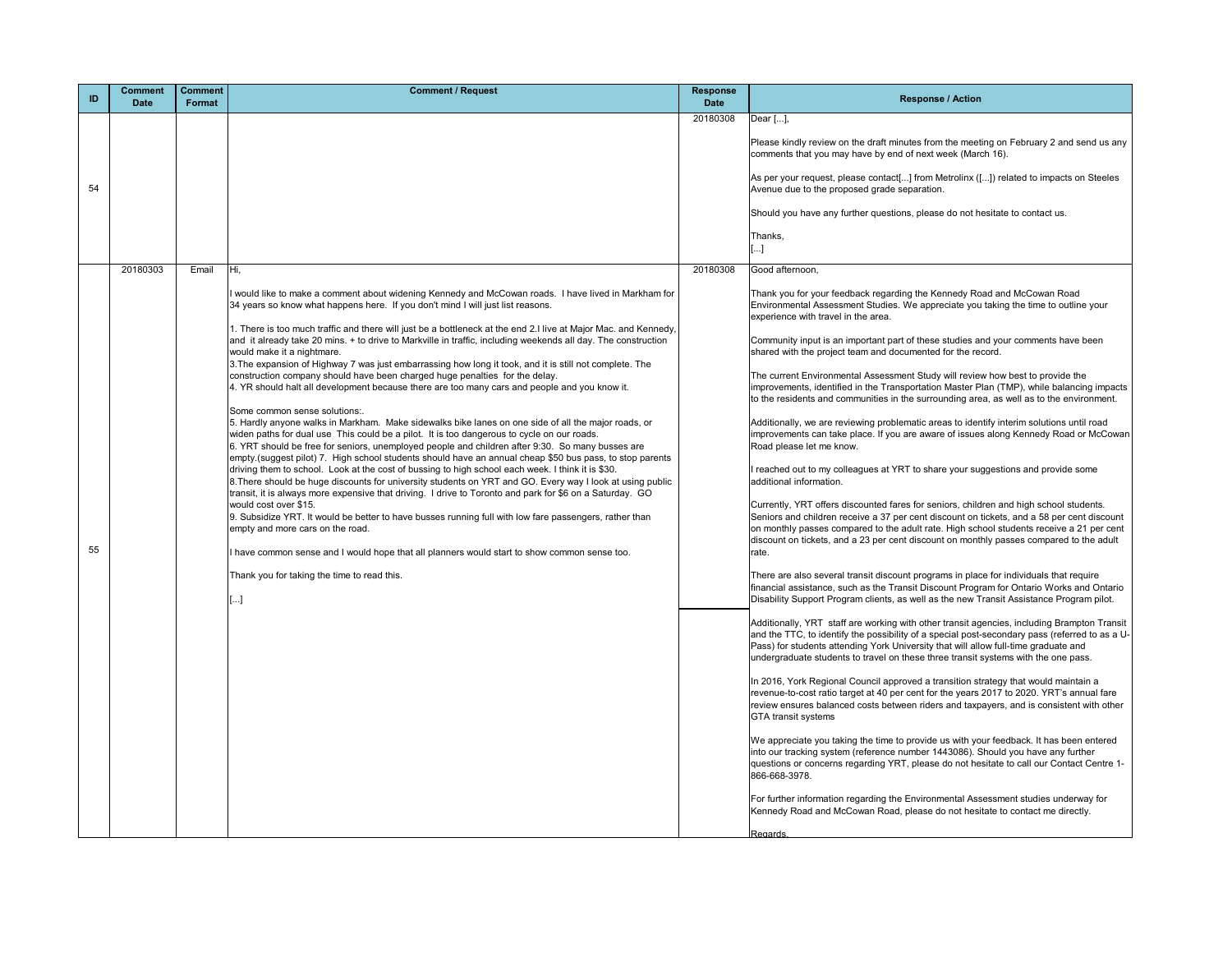| ID | Comment Date | Comment Format | Comment / Request | Response Date | Response / Action |
|---|---|---|---|---|---|
| 54 | | | | 20180308 | Dear [...],<br><br>Please kindly review on the draft minutes from the meeting on February 2 and send us any comments that you may have by end of next week (March 16).<br><br>As per your request, please contact[...] from Metrolinx ([...]) related to impacts on Steeles Avenue due to the proposed grade separation.<br><br>Should you have any further questions, please do not hesitate to contact us.<br><br>Thanks,<br>[...] |
| 55 | 20180303 | Email | Hi,<br><br>I would like to make a comment about widening Kennedy and McCowan roads. I have lived in Markham for 34 years so know what happens here. If you don't mind I will just list reasons.<br><br>1. There is too much traffic and there will just be a bottleneck at the end 2.I live at Major Mac. and Kennedy, and it already take 20 mins. + to drive to Markville in traffic, including weekends all day. The construction would make it a nightmare.<br>3.The expansion of Highway 7 was just embarrassing how long it took, and it is still not complete. The construction company should have been charged huge penalties for the delay.<br>4. YR should halt all development because there are too many cars and people and you know it.<br><br>Some common sense solutions:.<br>5. Hardly anyone walks in Markham. Make sidewalks bike lanes on one side of all the major roads, or widen paths for dual use This could be a pilot. It is too dangerous to cycle on our roads.<br>6. YRT should be free for seniors, unemployed people and children after 9:30. So many busses are empty.(suggest pilot) 7. High school students should have an annual cheap $50 bus pass, to stop parents driving them to school. Look at the cost of bussing to high school each week. I think it is $30.<br>8.There should be huge discounts for university students on YRT and GO. Every way I look at using public transit, it is always more expensive that driving. I drive to Toronto and park for $6 on a Saturday. GO would cost over $15.<br>9. Subsidize YRT. It would be better to have busses running full with low fare passengers, rather than empty and more cars on the road.<br><br>I have common sense and I would hope that all planners would start to show common sense too.<br><br>Thank you for taking the time to read this.<br><br>[...] | 20180308 | Good afternoon,<br><br>Thank you for your feedback regarding the Kennedy Road and McCowan Road Environmental Assessment Studies. We appreciate you taking the time to outline your experience with travel in the area.<br><br>Community input is an important part of these studies and your comments have been shared with the project team and documented for the record.<br><br>The current Environmental Assessment Study will review how best to provide the improvements, identified in the Transportation Master Plan (TMP), while balancing impacts to the residents and communities in the surrounding area, as well as to the environment.<br><br>Additionally, we are reviewing problematic areas to identify interim solutions until road improvements can take place. If you are aware of issues along Kennedy Road or McCowan Road please let me know.<br><br>I reached out to my colleagues at YRT to share your suggestions and provide some additional information.<br><br>Currently, YRT offers discounted fares for seniors, children and high school students. Seniors and children receive a 37 per cent discount on tickets, and a 58 per cent discount on monthly passes compared to the adult rate. High school students receive a 21 per cent discount on tickets, and a 23 per cent discount on monthly passes compared to the adult rate.<br><br>There are also several transit discount programs in place for individuals that require financial assistance, such as the Transit Discount Program for Ontario Works and Ontario Disability Support Program clients, as well as the new Transit Assistance Program pilot.<br><br>Additionally, YRT staff are working with other transit agencies, including Brampton Transit and the TTC, to identify the possibility of a special post-secondary pass (referred to as a U-Pass) for students attending York University that will allow full-time graduate and undergraduate students to travel on these three transit systems with the one pass.<br><br>In 2016, York Regional Council approved a transition strategy that would maintain a revenue-to-cost ratio target at 40 per cent for the years 2017 to 2020. YRT's annual fare review ensures balanced costs between riders and taxpayers, and is consistent with other GTA transit systems<br><br>We appreciate you taking the time to provide us with your feedback. It has been entered into our tracking system (reference number 1443086). Should you have any further questions or concerns regarding YRT, please do not hesitate to call our Contact Centre 1-866-668-3978.<br><br>For further information regarding the Environmental Assessment studies underway for Kennedy Road and McCowan Road, please do not hesitate to contact me directly.<br><br>Regards, |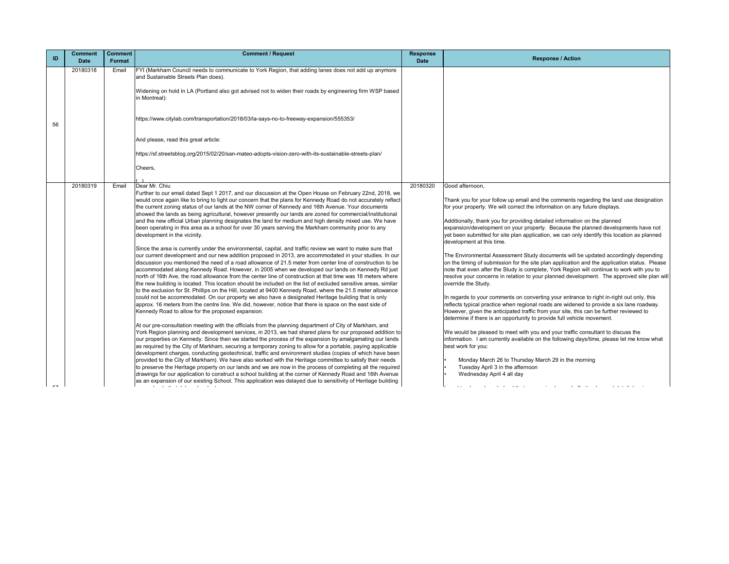| ID | Comment Date | Comment Format | Comment / Request | Response Date | Response / Action |
|---|---|---|---|---|---|
| 56 | 20180318 | Email | FYI (Markham Council needs to communicate to York Region, that adding lanes does not add up anymore and Sustainable Streets Plan does).<br><br>Widening on hold in LA (Portland also got advised not to widen their roads by engineering firm WSP based in Montreal):<br><br>https://www.citylab.com/transportation/2018/03/la-says-no-to-freeway-expansion/555353/<br><br>And please, read this great article:<br><br>https://sf.streetsblog.org/2015/02/20/san-mateo-adopts-vision-zero-with-its-sustainable-streets-plan/<br><br>Cheers,<br><br>[ ] | | |
| 57 | 20180319 | Email | Dear Mr. Chiu<br>Further to our email dated Sept 1 2017, and our discussion at the Open House on February 22nd, 2018, we would once again like to bring to light our concern that the plans for Kennedy Road do not accurately reflect the current zoning status of our lands at the NW corner of Kennedy and 16th Avenue. Your documents showed the lands as being agricultural, however presently our lands are zoned for commercial/institutional and the new official Urban planning designates the land for medium and high density mixed use. We have been operating in this area as a school for over 30 years serving the Markham community prior to any development in the vicinity.<br><br>Since the area is currently under the environmental, capital, and traffic review we want to make sure that our current development and our new addition proposed in 2013, are accommodated in your studies. In our discussion you mentioned the need of a road allowance of 21.5 meter from center line of construction to be accommodated along Kennedy Road. However, in 2005 when we developed our lands on Kennedy Rd just north of 16th Ave, the road allowance from the center line of construction at that time was 18 meters where the new building is located. This location should be included on the list of excluded sensitive areas, similar to the exclusion for St. Phillips on the Hill, located at 9400 Kennedy Road, where the 21.5 meter allowance could not be accommodated. On our property we also have a designated Heritage building that is only approx. 16 meters from the centre line. We did, however, notice that there is space on the east side of Kennedy Road to allow for the proposed expansion.<br><br>At our pre-consultation meeting with the officials from the planning department of City of Markham, and York Region planning and development services, in 2013, we had shared plans for our proposed addition to our properties on Kennedy. Since then we started the process of the expansion by amalgamating our lands as required by the City of Markham, securing a temporary zoning to allow for a portable, paying applicable development charges, conducting geotechnical, traffic and environment studies (copies of which have been provided to the City of Markham). We have also worked with the Heritage committee to satisfy their needs to preserve the Heritage property on our lands and we are now in the process of completing all the required drawings for our application to construct a school building at the corner of Kennedy Road and 16th Avenue as an expansion of our existing School. This application was delayed due to sensitivity of Heritage building | 20180320 | Good afternoon,<br><br>Thank you for your follow up email and the comments regarding the land use designation for your property. We will correct the information on any future displays.<br><br>Additionally, thank you for providing detailed information on the planned expansion/development on your property. Because the planned developments have not yet been submitted for site plan application, we can only identify this location as planned development at this time.<br><br>The Environmental Assessment Study documents will be updated accordingly depending on the timing of submission for the site plan application and the application status. Please note that even after the Study is complete, York Region will continue to work with you to resolve your concerns in relation to your planned development. The approved site plan will override the Study.<br><br>In regards to your comments on converting your entrance to right in-right out only, this reflects typical practice when regional roads are widened to provide a six lane roadway. However, given the anticipated traffic from your site, this can be further reviewed to determine if there is an opportunity to provide full vehicle movement.<br><br>We would be pleased to meet with you and your traffic consultant to discuss the information. I am currently available on the following days/time, please let me know what best work for you:<br><br>• Monday March 26 to Thursday March 29 in the morning<br>• Tuesday April 3 in the afternoon<br>• Wednesday April 4 all day |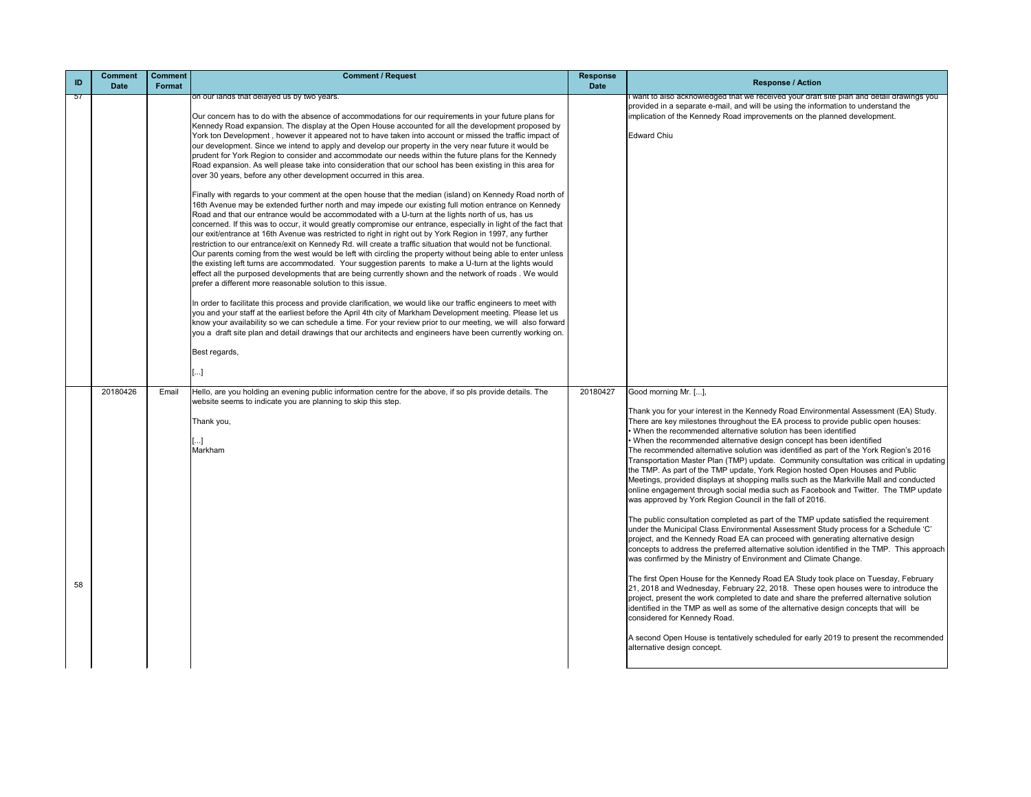| ID | Comment Date | Comment Format | Comment / Request | Response Date | Response / Action |
|---|---|---|---|---|---|
| 57 | | | on our lands that delayed us by two years.<br><br>Our concern has to do with the absence of accommodations for our requirements in your future plans for Kennedy Road expansion. The display at the Open House accounted for all the development proposed by York ton Development , however it appeared not to have taken into account or missed the traffic impact of our development. Since we intend to apply and develop our property in the very near future it would be prudent for York Region to consider and accommodate our needs within the future plans for the Kennedy Road expansion. As well please take into consideration that our school has been existing in this area for over 30 years, before any other development occurred in this area.<br><br>Finally with regards to your comment at the open house that the median (island) on Kennedy Road north of 16th Avenue may be extended further north and may impede our existing full motion entrance on Kennedy Road and that our entrance would be accommodated with a U-turn at the lights north of us, has us concerned. If this was to occur, it would greatly compromise our entrance, especially in light of the fact that our exit/entrance at 16th Avenue was restricted to right in right out by York Region in 1997, any further restriction to our entrance/exit on Kennedy Rd. will create a traffic situation that would not be functional. Our parents coming from the west would be left with circling the property without being able to enter unless the existing left turns are accommodated. Your suggestion parents to make a U-turn at the lights would effect all the purposed developments that are being currently shown and the network of roads . We would prefer a different more reasonable solution to this issue.<br><br>In order to facilitate this process and provide clarification, we would like our traffic engineers to meet with you and your staff at the earliest before the April 4th city of Markham Development meeting. Please let us know your availability so we can schedule a time. For your review prior to our meeting, we will also forward you a draft site plan and detail drawings that our architects and engineers have been currently working on.<br><br>Best regards,<br><br>[...] | | I want to also acknowledged that we received your draft site plan and detail drawings you provided in a separate e-mail, and will be using the information to understand the implication of the Kennedy Road improvements on the planned development.<br><br>Edward Chiu |
| 58 | 20180426 | Email | Hello, are you holding an evening public information centre for the above, if so pls provide details. The website seems to indicate you are planning to skip this step.<br><br>Thank you,<br><br>[...]<br>Markham | 20180427 | Good morning Mr. [...],<br><br>Thank you for your interest in the Kennedy Road Environmental Assessment (EA) Study. There are key milestones throughout the EA process to provide public open houses:<br>• When the recommended alternative solution has been identified<br>• When the recommended alternative design concept has been identified<br>The recommended alternative solution was identified as part of the York Region's 2016 Transportation Master Plan (TMP) update. Community consultation was critical in updating the TMP. As part of the TMP update, York Region hosted Open Houses and Public Meetings, provided displays at shopping malls such as the Markville Mall and conducted online engagement through social media such as Facebook and Twitter. The TMP update was approved by York Region Council in the fall of 2016.<br><br>The public consultation completed as part of the TMP update satisfied the requirement under the Municipal Class Environmental Assessment Study process for a Schedule 'C' project, and the Kennedy Road EA can proceed with generating alternative design concepts to address the preferred alternative solution identified in the TMP. This approach was confirmed by the Ministry of Environment and Climate Change.<br><br>The first Open House for the Kennedy Road EA Study took place on Tuesday, February 21, 2018 and Wednesday, February 22, 2018. These open houses were to introduce the project, present the work completed to date and share the preferred alternative solution identified in the TMP as well as some of the alternative design concepts that will be considered for Kennedy Road.<br><br>A second Open House is tentatively scheduled for early 2019 to present the recommended alternative design concept. |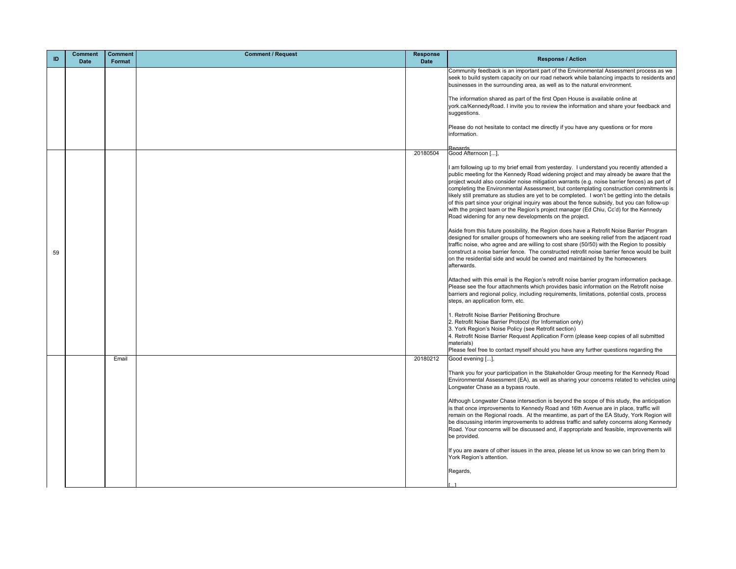| ID | Comment Date | Comment Format | Comment / Request | Response Date | Response / Action |
|---|---|---|---|---|---|
| | | | | | Community feedback is an important part of the Environmental Assessment process as we seek to build system capacity on our road network while balancing impacts to residents and businesses in the surrounding area, as well as to the natural environment.<br><br>The information shared as part of the first Open House is available online at york.ca/KennedyRoad. I invite you to review the information and share your feedback and suggestions.<br><br>Please do not hesitate to contact me directly if you have any questions or for more information.<br><br>Regards |
| 59 | | | | 20180504 | Good Afternoon [...],<br><br>I am following up to my brief email from yesterday. I understand you recently attended a public meeting for the Kennedy Road widening project and may already be aware that the project would also consider noise mitigation warrants (e.g. noise barrier fences) as part of completing the Environmental Assessment, but contemplating construction commitments is likely still premature as studies are yet to be completed. I won't be getting into the details of this part since your original inquiry was about the fence subsidy, but you can follow-up with the project team or the Region's project manager (Ed Chiu, Cc'd) for the Kennedy Road widening for any new developments on the project.<br><br>Aside from this future possibility, the Region does have a Retrofit Noise Barrier Program designed for smaller groups of homeowners who are seeking relief from the adjacent road traffic noise, who agree and are willing to cost share (50/50) with the Region to possibly construct a noise barrier fence. The constructed retrofit noise barrier fence would be built on the residential side and would be owned and maintained by the homeowners afterwards.<br><br>Attached with this email is the Region's retrofit noise barrier program information package. Please see the four attachments which provides basic information on the Retrofit noise barriers and regional policy, including requirements, limitations, potential costs, process steps, an application form, etc.<br><br>1. Retrofit Noise Barrier Petitioning Brochure<br>2. Retrofit Noise Barrier Protocol (for Information only)<br>3. York Region's Noise Policy (see Retrofit section)<br>4. Retrofit Noise Barrier Request Application Form (please keep copies of all submitted materials)<br>Please feel free to contact myself should you have any further questions regarding the |
| | | Email | | 20180212 | Good evening [...],<br><br>Thank you for your participation in the Stakeholder Group meeting for the Kennedy Road Environmental Assessment (EA), as well as sharing your concerns related to vehicles using Longwater Chase as a bypass route.<br><br>Although Longwater Chase intersection is beyond the scope of this study, the anticipation is that once improvements to Kennedy Road and 16th Avenue are in place, traffic will remain on the Regional roads. At the meantime, as part of the EA Study, York Region will be discussing interim improvements to address traffic and safety concerns along Kennedy Road. Your concerns will be discussed and, if appropriate and feasible, improvements will be provided.<br><br>If you are aware of other issues in the area, please let us know so we can bring them to York Region's attention.<br><br>Regards,<br><br>[...] |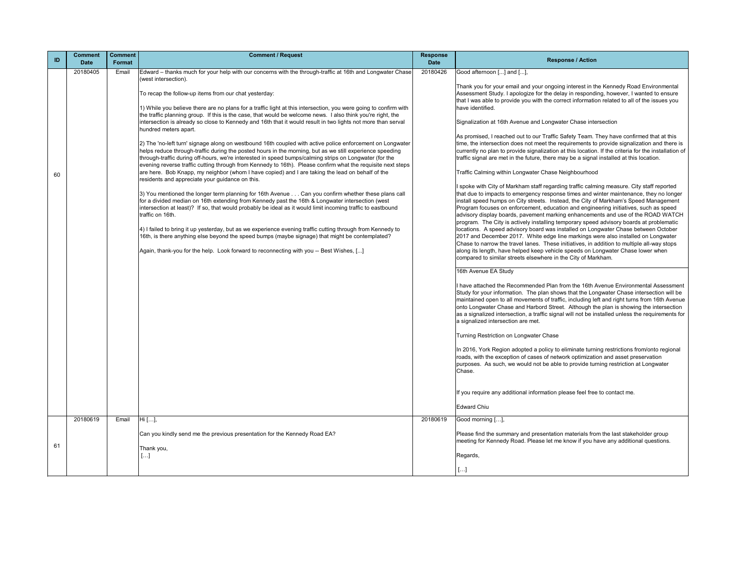| ID | Comment Date | Comment Format | Comment / Request | Response Date | Response / Action |
|---|---|---|---|---|---|
| 60 | 20180405 | Email | Edward – thanks much for your help with our concerns with the through-traffic at 16th and Longwater Chase (west intersection).<br><br>To recap the follow-up items from our chat yesterday:<br><br>1) While you believe there are no plans for a traffic light at this intersection, you were going to confirm with the traffic planning group. If this is the case, that would be welcome news. I also think you're right, the intersection is already so close to Kennedy and 16th that it would result in two lights not more than serval hundred meters apart.<br><br>2) The 'no-left turn' signage along on westbound 16th coupled with active police enforcement on Longwater helps reduce through-traffic during the posted hours in the morning, but as we still experience speeding through-traffic during off-hours, we're interested in speed bumps/calming strips on Longwater (for the evening reverse traffic cutting through from Kennedy to 16th). Please confirm what the requisite next steps are here. Bob Knapp, my neighbor (whom I have copied) and I are taking the lead on behalf of the residents and appreciate your guidance on this.<br><br>3) You mentioned the longer term planning for 16th Avenue . . . Can you confirm whether these plans call for a divided median on 16th extending from Kennedy past the 16th & Longwater intersection (west intersection at least)? If so, that would probably be ideal as it would limit incoming traffic to eastbound traffic on 16th.<br><br>4) I failed to bring it up yesterday, but as we experience evening traffic cutting through from Kennedy to 16th, is there anything else beyond the speed bumps (maybe signage) that might be contemplated?<br><br>Again, thank-you for the help. Look forward to reconnecting with you -- Best Wishes, [...] | 20180426 | Good afternoon [...] and [...],<br><br>Thank you for your email and your ongoing interest in the Kennedy Road Environmental Assessment Study. I apologize for the delay in responding, however, I wanted to ensure that I was able to provide you with the correct information related to all of the issues you have identified.<br><br>Signalization at 16th Avenue and Longwater Chase intersection<br><br>As promised, I reached out to our Traffic Safety Team. They have confirmed that at this time, the intersection does not meet the requirements to provide signalization and there is currently no plan to provide signalization at this location. If the criteria for the installation of traffic signal are met in the future, there may be a signal installed at this location.<br><br>Traffic Calming within Longwater Chase Neighbourhood<br><br>I spoke with City of Markham staff regarding traffic calming measure. City staff reported that due to impacts to emergency response times and winter maintenance, they no longer install speed humps on City streets. Instead, the City of Markham's Speed Management Program focuses on enforcement, education and engineering initiatives, such as speed advisory display boards, pavement marking enhancements and use of the ROAD WATCH program. The City is actively installing temporary speed advisory boards at problematic locations. A speed advisory board was installed on Longwater Chase between October 2017 and December 2017. White edge line markings were also installed on Longwater Chase to narrow the travel lanes. These initiatives, in addition to multiple all-way stops along its length, have helped keep vehicle speeds on Longwater Chase lower when compared to similar streets elsewhere in the City of Markham.<br><br>16th Avenue EA Study<br><br>I have attached the Recommended Plan from the 16th Avenue Environmental Assessment Study for your information. The plan shows that the Longwater Chase intersection will be maintained open to all movements of traffic, including left and right turns from 16th Avenue onto Longwater Chase and Harbord Street. Although the plan is showing the intersection as a signalized intersection, a traffic signal will not be installed unless the requirements for a signalized intersection are met.<br><br>Turning Restriction on Longwater Chase<br><br>In 2016, York Region adopted a policy to eliminate turning restrictions from/onto regional roads, with the exception of cases of network optimization and asset preservation purposes. As such, we would not be able to provide turning restriction at Longwater Chase.<br><br>If you require any additional information please feel free to contact me.<br><br>Edward Chiu |
| 61 | 20180619 | Email | Hi […],<br><br>Can you kindly send me the previous presentation for the Kennedy Road EA?<br><br>Thank you,<br>[…] | 20180619 | Good morning […],<br><br>Please find the summary and presentation materials from the last stakeholder group meeting for Kennedy Road. Please let me know if you have any additional questions.<br><br>Regards,<br><br>[…] |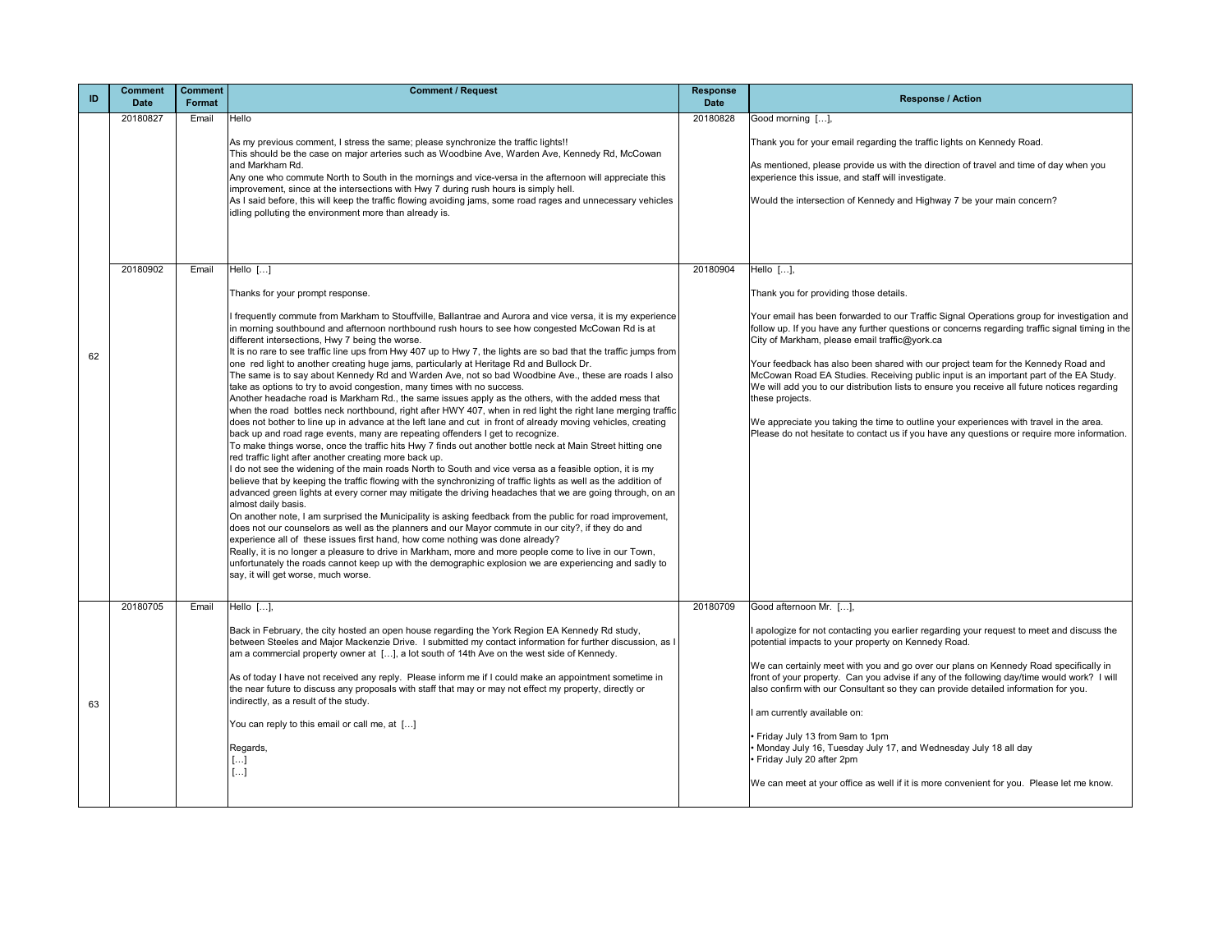| ID | Comment Date | Comment Format | Comment / Request | Response Date | Response / Action |
|---|---|---|---|---|---|
| 62 | 20180827 | Email | Hello<br><br>As my previous comment, I stress the same; please synchronize the traffic lights!!<br>This should be the case on major arteries such as Woodbine Ave, Warden Ave, Kennedy Rd, McCowan and Markham Rd.<br>Any one who commute North to South in the mornings and vice-versa in the afternoon will appreciate this improvement, since at the intersections with Hwy 7 during rush hours is simply hell.<br>As I said before, this will keep the traffic flowing avoiding jams, some road rages and unnecessary vehicles idling polluting the environment more than already is. | 20180828 | Good morning […],<br><br>Thank you for your email regarding the traffic lights on Kennedy Road.<br><br>As mentioned, please provide us with the direction of travel and time of day when you experience this issue, and staff will investigate.<br><br>Would the intersection of Kennedy and Highway 7 be your main concern? |
| | 20180902 | Email | Hello […]<br><br>Thanks for your prompt response.<br><br>I frequently commute from Markham to Stouffville, Ballantrae and Aurora and vice versa, it is my experience in morning southbound and afternoon northbound rush hours to see how congested McCowan Rd is at different intersections, Hwy 7 being the worse.<br>It is no rare to see traffic line ups from Hwy 407 up to Hwy 7, the lights are so bad that the traffic jumps from one red light to another creating huge jams, particularly at Heritage Rd and Bullock Dr.<br>The same is to say about Kennedy Rd and Warden Ave, not so bad Woodbine Ave., these are roads I also take as options to try to avoid congestion, many times with no success.<br>Another headache road is Markham Rd., the same issues apply as the others, with the added mess that when the road bottles neck northbound, right after HWY 407, when in red light the right lane merging traffic does not bother to line up in advance at the left lane and cut in front of already moving vehicles, creating back up and road rage events, many are repeating offenders I get to recognize.<br>To make things worse, once the traffic hits Hwy 7 finds out another bottle neck at Main Street hitting one red traffic light after another creating more back up.<br>I do not see the widening of the main roads North to South and vice versa as a feasible option, it is my believe that by keeping the traffic flowing with the synchronizing of traffic lights as well as the addition of advanced green lights at every corner may mitigate the driving headaches that we are going through, on an almost daily basis.<br>On another note, I am surprised the Municipality is asking feedback from the public for road improvement, does not our counselors as well as the planners and our Mayor commute in our city?, if they do and experience all of these issues first hand, how come nothing was done already?<br>Really, it is no longer a pleasure to drive in Markham, more and more people come to live in our Town, unfortunately the roads cannot keep up with the demographic explosion we are experiencing and sadly to say, it will get worse, much worse. | 20180904 | Hello […],<br><br>Thank you for providing those details.<br><br>Your email has been forwarded to our Traffic Signal Operations group for investigation and follow up. If you have any further questions or concerns regarding traffic signal timing in the City of Markham, please email traffic@york.ca<br><br>Your feedback has also been shared with our project team for the Kennedy Road and McCowan Road EA Studies. Receiving public input is an important part of the EA Study. We will add you to our distribution lists to ensure you receive all future notices regarding these projects.<br><br>We appreciate you taking the time to outline your experiences with travel in the area. Please do not hesitate to contact us if you have any questions or require more information. |
| 63 | 20180705 | Email | Hello […],<br><br>Back in February, the city hosted an open house regarding the York Region EA Kennedy Rd study, between Steeles and Major Mackenzie Drive. I submitted my contact information for further discussion, as I am a commercial property owner at […], a lot south of 14th Ave on the west side of Kennedy.<br><br>As of today I have not received any reply. Please inform me if I could make an appointment sometime in the near future to discuss any proposals with staff that may or may not effect my property, directly or indirectly, as a result of the study.<br><br>You can reply to this email or call me, at […]<br><br>Regards,<br>[…]<br>[…] | 20180709 | Good afternoon Mr. […],<br><br>I apologize for not contacting you earlier regarding your request to meet and discuss the potential impacts to your property on Kennedy Road.<br><br>We can certainly meet with you and go over our plans on Kennedy Road specifically in front of your property. Can you advise if any of the following day/time would work? I will also confirm with our Consultant so they can provide detailed information for you.<br><br>I am currently available on:<br><br>• Friday July 13 from 9am to 1pm<br>• Monday July 16, Tuesday July 17, and Wednesday July 18 all day<br>• Friday July 20 after 2pm<br><br>We can meet at your office as well if it is more convenient for you. Please let me know. |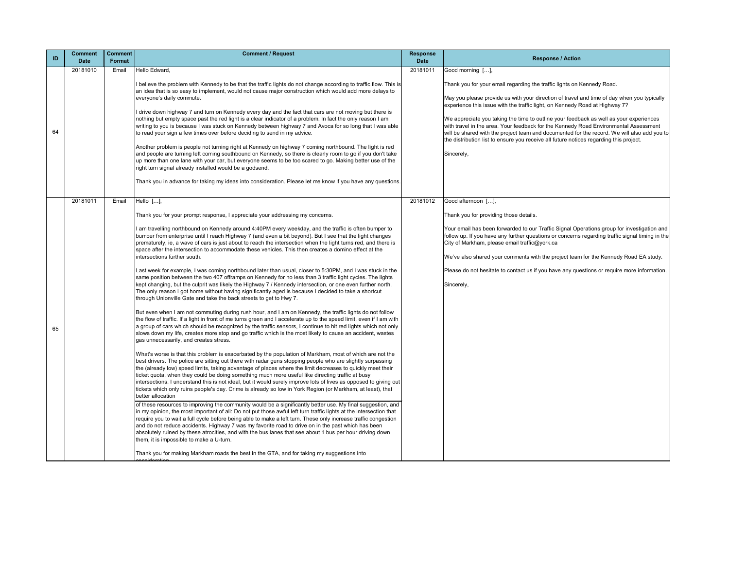| ID | Comment Date | Comment Format | Comment / Request | Response Date | Response / Action |
|---|---|---|---|---|---|
| 64 | 20181010 | Email | Hello Edward,<br><br>I believe the problem with Kennedy to be that the traffic lights do not change according to traffic flow. This is an idea that is so easy to implement, would not cause major construction which would add more delays to everyone's daily commute.<br><br>I drive down highway 7 and turn on Kennedy every day and the fact that cars are not moving but there is nothing but empty space past the red light is a clear indicator of a problem. In fact the only reason I am writing to you is because I was stuck on Kennedy between highway 7 and Avoca for so long that I was able to read your sign a few times over before deciding to send in my advice.<br><br>Another problem is people not turning right at Kennedy on highway 7 coming northbound. The light is red and people are turning left coming southbound on Kennedy, so there is clearly room to go if you don't take up more than one lane with your car, but everyone seems to be too scared to go. Making better use of the right turn signal already installed would be a godsend.<br><br>Thank you in advance for taking my ideas into consideration. Please let me know if you have any questions. | 20181011 | Good morning […],<br><br>Thank you for your email regarding the traffic lights on Kennedy Road.<br><br>May you please provide us with your direction of travel and time of day when you typically experience this issue with the traffic light, on Kennedy Road at Highway 7?<br><br>We appreciate you taking the time to outline your feedback as well as your experiences with travel in the area. Your feedback for the Kennedy Road Environmental Assessment will be shared with the project team and documented for the record. We will also add you to the distribution list to ensure you receive all future notices regarding this project.<br><br>Sincerely, |
| 65 | 20181011 | Email | Hello […],<br><br>Thank you for your prompt response, I appreciate your addressing my concerns.<br><br>I am travelling northbound on Kennedy around 4:40PM every weekday, and the traffic is often bumper to bumper from enterprise until I reach Highway 7 (and even a bit beyond). But I see that the light changes prematurely, ie, a wave of cars is just about to reach the intersection when the light turns red, and there is space after the intersection to accommodate these vehicles. This then creates a domino effect at the intersections further south.<br><br>Last week for example, I was coming northbound later than usual, closer to 5:30PM, and I was stuck in the same position between the two 407 offramps on Kennedy for no less than 3 traffic light cycles. The lights kept changing, but the culprit was likely the Highway 7 / Kennedy intersection, or one even further north. The only reason I got home without having significantly aged is because I decided to take a shortcut through Unionville Gate and take the back streets to get to Hwy 7.<br><br>But even when I am not commuting during rush hour, and I am on Kennedy, the traffic lights do not follow the flow of traffic. If a light in front of me turns green and I accelerate up to the speed limit, even if I am with a group of cars which should be recognized by the traffic sensors, I continue to hit red lights which not only slows down my life, creates more stop and go traffic which is the most likely to cause an accident, wastes gas unnecessarily, and creates stress.<br><br>What's worse is that this problem is exacerbated by the population of Markham, most of which are not the best drivers. The police are sitting out there with radar guns stopping people who are slightly surpassing the (already low) speed limits, taking advantage of places where the limit decreases to quickly meet their ticket quota, when they could be doing something much more useful like directing traffic at busy intersections. I understand this is not ideal, but it would surely improve lots of lives as opposed to giving out tickets which only ruins people's day. Crime is already so low in York Region (or Markham, at least), that better allocation of these resources to improving the community would be a significantly better use. My final suggestion, and in my opinion, the most important of all: Do not put those awful left turn traffic lights at the intersection that require you to wait a full cycle before being able to make a left turn. These only increase traffic congestion and do not reduce accidents. Highway 7 was my favorite road to drive on in the past which has been absolutely ruined by these atrocities, and with the bus lanes that see about 1 bus per hour driving down them, it is impossible to make a U-turn.<br><br>Thank you for making Markham roads the best in the GTA, and for taking my suggestions into consideration | 20181012 | Good afternoon […],<br><br>Thank you for providing those details.<br><br>Your email has been forwarded to our Traffic Signal Operations group for investigation and follow up. If you have any further questions or concerns regarding traffic signal timing in the City of Markham, please email traffic@york.ca<br><br>We've also shared your comments with the project team for the Kennedy Road EA study.<br><br>Please do not hesitate to contact us if you have any questions or require more information.<br><br>Sincerely, |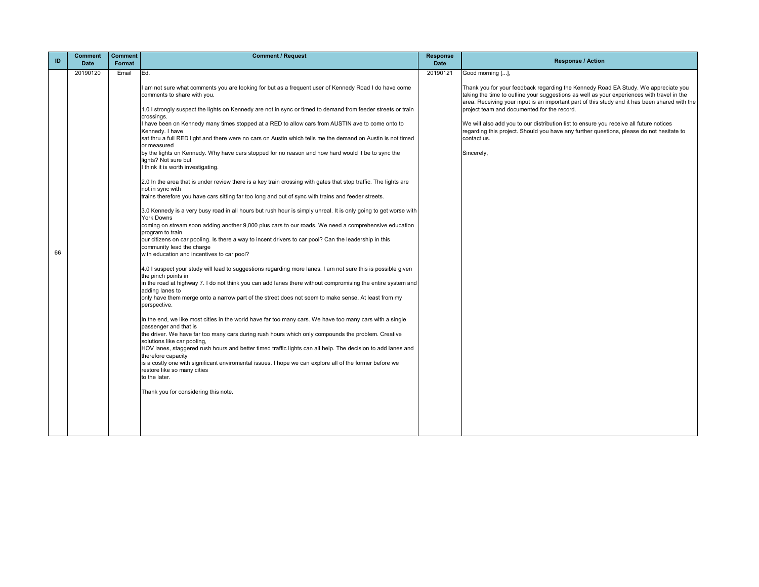| ID | Comment Date | Comment Format | Comment / Request | Response Date | Response / Action |
|---|---|---|---|---|---|
| 66 | 20190120 | Email | Ed.<br><br>I am not sure what comments you are looking for but as a frequent user of Kennedy Road I do have come comments to share with you.<br><br>1.0 I strongly suspect the lights on Kennedy are not in sync or timed to demand from feeder streets or train crossings.<br>I have been on Kennedy many times stopped at a RED to allow cars from AUSTIN ave to come onto to Kennedy. I have<br>sat thru a full RED light and there were no cars on Austin which tells me the demand on Austin is not timed or measured<br>by the lights on Kennedy. Why have cars stopped for no reason and how hard would it be to sync the lights? Not sure but<br>I think it is worth investigating.<br><br>2.0 In the area that is under review there is a key train crossing with gates that stop traffic. The lights are not in sync with<br>trains therefore you have cars sitting far too long and out of sync with trains and feeder streets.<br><br>3.0 Kennedy is a very busy road in all hours but rush hour is simply unreal. It is only going to get worse with York Downs<br>coming on stream soon adding another 9,000 plus cars to our roads. We need a comprehensive education program to train<br>our citizens on car pooling. Is there a way to incent drivers to car pool? Can the leadership in this community lead the charge<br>with education and incentives to car pool?<br><br>4.0 I suspect your study will lead to suggestions regarding more lanes. I am not sure this is possible given the pinch points in<br>in the road at highway 7. I do not think you can add lanes there without compromising the entire system and adding lanes to<br>only have them merge onto a narrow part of the street does not seem to make sense. At least from my perspective.<br><br>In the end, we like most cities in the world have far too many cars. We have too many cars with a single passenger and that is<br>the driver. We have far too many cars during rush hours which only compounds the problem. Creative solutions like car pooling,<br>HOV lanes, staggered rush hours and better timed traffic lights can all help. The decision to add lanes and therefore capacity<br>is a costly one with significant enviromental issues. I hope we can explore all of the former before we restore like so many cities<br>to the later.<br><br>Thank you for considering this note. | 20190121 | Good morning [...],<br><br>Thank you for your feedback regarding the Kennedy Road EA Study. We appreciate you taking the time to outline your suggestions as well as your experiences with travel in the area. Receiving your input is an important part of this study and it has been shared with the project team and documented for the record.<br><br>We will also add you to our distribution list to ensure you receive all future notices regarding this project. Should you have any further questions, please do not hesitate to contact us.<br><br>Sincerely, |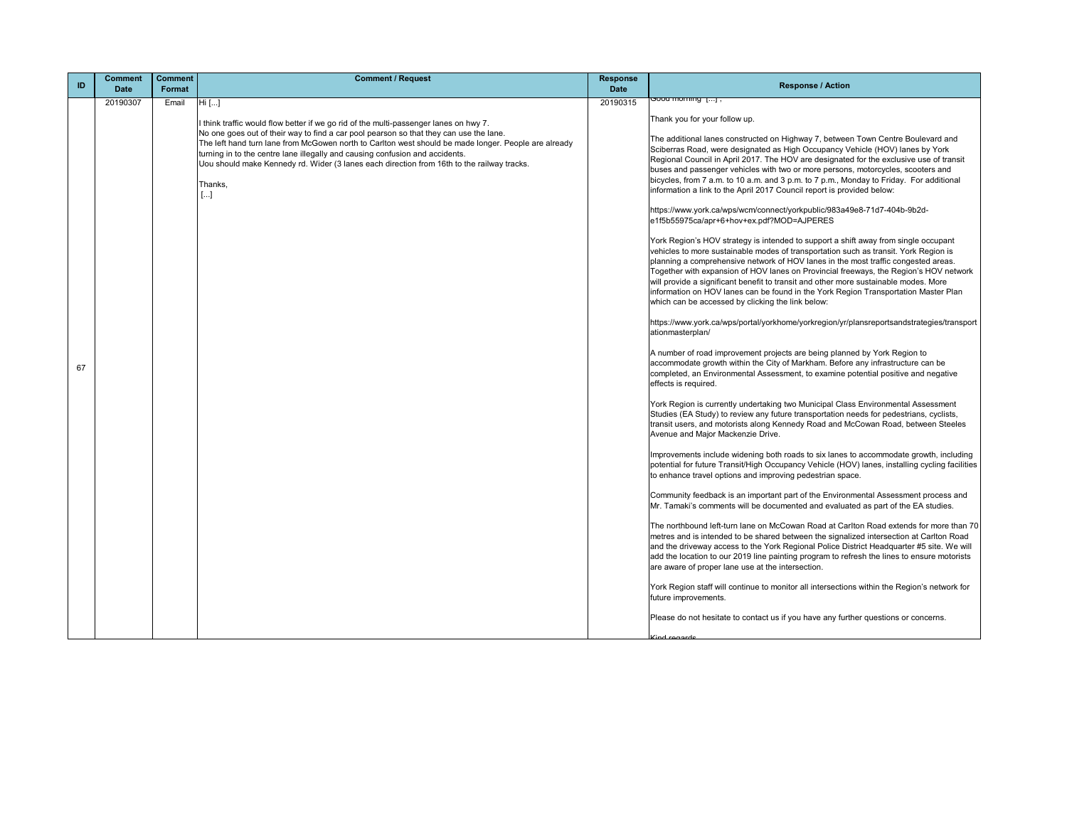| ID | Comment Date | Comment Format | Comment / Request | Response Date | Response / Action |
|---|---|---|---|---|---|
| 67 | 20190307 | Email | Hi [...]<br><br>I think traffic would flow better if we go rid of the multi-passenger lanes on hwy 7.<br>No one goes out of their way to find a car pool pearson so that they can use the lane.<br>The left hand turn lane from McGowen north to Carlton west should be made longer. People are already turning in to the centre lane illegally and causing confusion and accidents.<br>Uou should make Kennedy rd. Wider (3 lanes each direction from 16th to the railway tracks.<br><br>Thanks,<br>[...] | 20190315 | Good morning [...],<br><br>Thank you for your follow up.<br><br>The additional lanes constructed on Highway 7, between Town Centre Boulevard and Sciberras Road, were designated as High Occupancy Vehicle (HOV) lanes by York Regional Council in April 2017. The HOV are designated for the exclusive use of transit buses and passenger vehicles with two or more persons, motorcycles, scooters and bicycles, from 7 a.m. to 10 a.m. and 3 p.m. to 7 p.m., Monday to Friday. For additional information a link to the April 2017 Council report is provided below:<br><br>https://www.york.ca/wps/wcm/connect/yorkpublic/983a49e8-71d7-404b-9b2d-e1f5b55975ca/apr+6+hov+ex.pdf?MOD=AJPERES<br><br>York Region's HOV strategy is intended to support a shift away from single occupant vehicles to more sustainable modes of transportation such as transit. York Region is planning a comprehensive network of HOV lanes in the most traffic congested areas. Together with expansion of HOV lanes on Provincial freeways, the Region's HOV network will provide a significant benefit to transit and other more sustainable modes. More information on HOV lanes can be found in the York Region Transportation Master Plan which can be accessed by clicking the link below:<br><br>https://www.york.ca/wps/portal/yorkhome/yorkregion/yr/plansreportsandstrategies/transportationmasterplan/<br><br>A number of road improvement projects are being planned by York Region to accommodate growth within the City of Markham. Before any infrastructure can be completed, an Environmental Assessment, to examine potential positive and negative effects is required.<br><br>York Region is currently undertaking two Municipal Class Environmental Assessment Studies (EA Study) to review any future transportation needs for pedestrians, cyclists, transit users, and motorists along Kennedy Road and McCowan Road, between Steeles Avenue and Major Mackenzie Drive.<br><br>Improvements include widening both roads to six lanes to accommodate growth, including potential for future Transit/High Occupancy Vehicle (HOV) lanes, installing cycling facilities to enhance travel options and improving pedestrian space.<br><br>Community feedback is an important part of the Environmental Assessment process and Mr. Tamaki's comments will be documented and evaluated as part of the EA studies.<br><br>The northbound left-turn lane on McCowan Road at Carlton Road extends for more than 70 metres and is intended to be shared between the signalized intersection at Carlton Road and the driveway access to the York Regional Police District Headquarter #5 site. We will add the location to our 2019 line painting program to refresh the lines to ensure motorists are aware of proper lane use at the intersection.<br><br>York Region staff will continue to monitor all intersections within the Region's network for future improvements.<br><br>Please do not hesitate to contact us if you have any further questions or concerns.<br><br>Kind regards |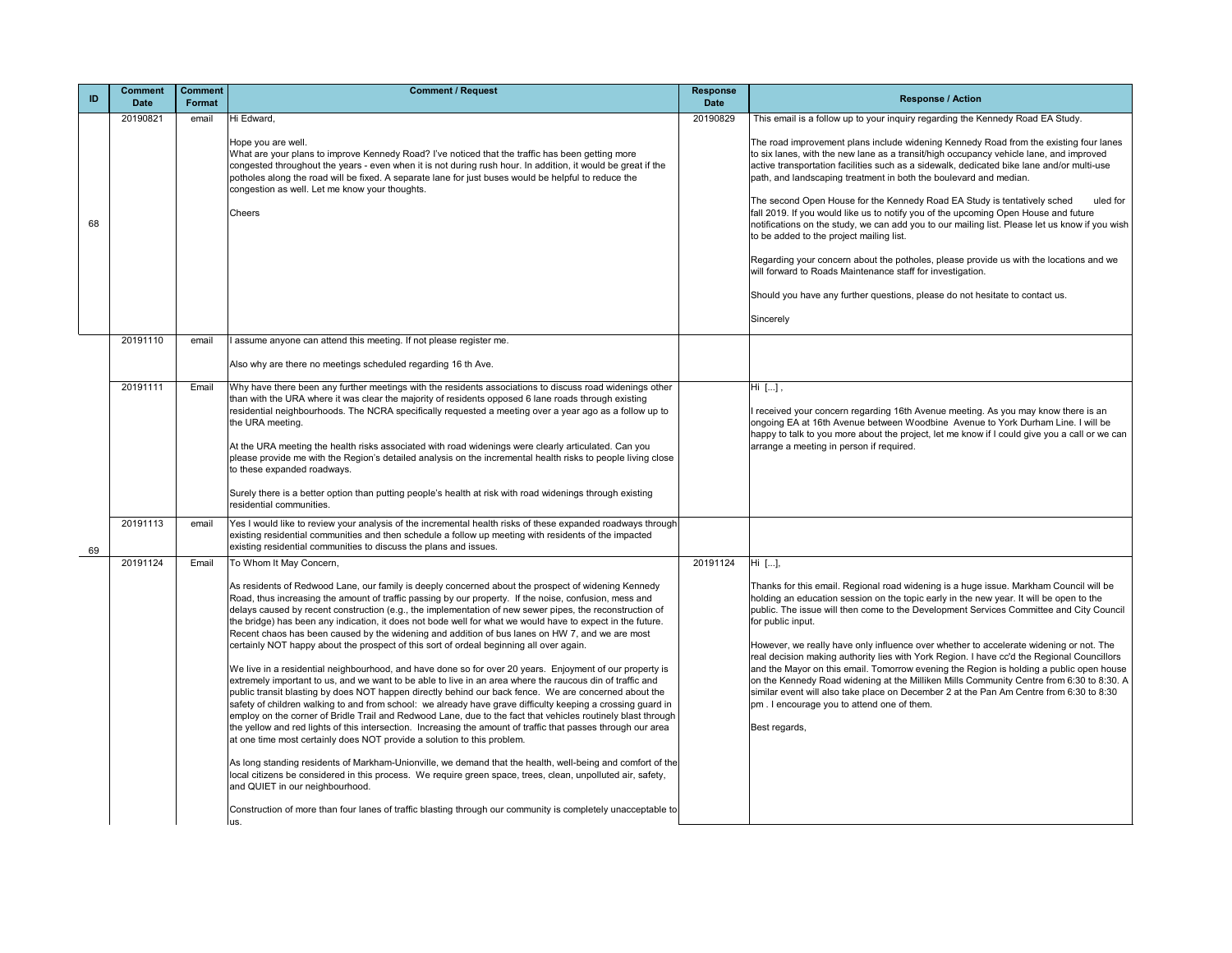| ID | Comment Date | Comment Format | Comment / Request | Response Date | Response / Action |
|---|---|---|---|---|---|
| 68 | 20190821 | email | Hi Edward,<br><br>Hope you are well.<br>What are your plans to improve Kennedy Road? I've noticed that the traffic has been getting more congested throughout the years - even when it is not during rush hour. In addition, it would be great if the potholes along the road will be fixed. A separate lane for just buses would be helpful to reduce the congestion as well. Let me know your thoughts.<br><br>Cheers | 20190829 | This email is a follow up to your inquiry regarding the Kennedy Road EA Study.<br><br>The road improvement plans include widening Kennedy Road from the existing four lanes to six lanes, with the new lane as a transit/high occupancy vehicle lane, and improved active transportation facilities such as a sidewalk, dedicated bike lane and/or multi-use path, and landscaping treatment in both the boulevard and median.<br><br>The second Open House for the Kennedy Road EA Study is tentatively sched uled for fall 2019. If you would like us to notify you of the upcoming Open House and future notifications on the study, we can add you to our mailing list. Please let us know if you wish to be added to the project mailing list.<br><br>Regarding your concern about the potholes, please provide us with the locations and we will forward to Roads Maintenance staff for investigation.<br><br>Should you have any further questions, please do not hesitate to contact us.<br><br>Sincerely |
| 69 | 20191110 | email | I assume anyone can attend this meeting. If not please register me.<br><br>Also why are there no meetings scheduled regarding 16 th Ave. | | |
| | 20191111 | Email | Why have there been any further meetings with the residents associations to discuss road widenings other than with the URA where it was clear the majority of residents opposed 6 lane roads through existing residential neighbourhoods. The NCRA specifically requested a meeting over a year ago as a follow up to the URA meeting.<br><br>At the URA meeting the health risks associated with road widenings were clearly articulated. Can you please provide me with the Region's detailed analysis on the incremental health risks to people living close to these expanded roadways.<br><br>Surely there is a better option than putting people's health at risk with road widenings through existing residential communities. | | Hi [...] ,<br><br>I received your concern regarding 16th Avenue meeting. As you may know there is an ongoing EA at 16th Avenue between Woodbine Avenue to York Durham Line. I will be happy to talk to you more about the project, let me know if I could give you a call or we can arrange a meeting in person if required. |
| | 20191113 | email | Yes I would like to review your analysis of the incremental health risks of these expanded roadways through existing residential communities and then schedule a follow up meeting with residents of the impacted existing residential communities to discuss the plans and issues. | | |
| | 20191124 | Email | To Whom It May Concern,<br><br>As residents of Redwood Lane, our family is deeply concerned about the prospect of widening Kennedy Road, thus increasing the amount of traffic passing by our property. If the noise, confusion, mess and delays caused by recent construction (e.g., the implementation of new sewer pipes, the reconstruction of the bridge) has been any indication, it does not bode well for what we would have to expect in the future. Recent chaos has been caused by the widening and addition of bus lanes on HW 7, and we are most certainly NOT happy about the prospect of this sort of ordeal beginning all over again.<br><br>We live in a residential neighbourhood, and have done so for over 20 years. Enjoyment of our property is extremely important to us, and we want to be able to live in an area where the raucous din of traffic and public transit blasting by does NOT happen directly behind our back fence. We are concerned about the safety of children walking to and from school: we already have grave difficulty keeping a crossing guard in employ on the corner of Bridle Trail and Redwood Lane, due to the fact that vehicles routinely blast through the yellow and red lights of this intersection. Increasing the amount of traffic that passes through our area at one time most certainly does NOT provide a solution to this problem.<br><br>As long standing residents of Markham-Unionville, we demand that the health, well-being and comfort of the local citizens be considered in this process. We require green space, trees, clean, unpolluted air, safety, and QUIET in our neighbourhood.<br><br>Construction of more than four lanes of traffic blasting through our community is completely unacceptable to us. | 20191124 | Hi [...],<br><br>Thanks for this email. Regional road widening is a huge issue. Markham Council will be holding an education session on the topic early in the new year. It will be open to the public. The issue will then come to the Development Services Committee and City Council for public input.<br><br>However, we really have only influence over whether to accelerate widening or not. The real decision making authority lies with York Region. I have cc'd the Regional Councillors and the Mayor on this email. Tomorrow evening the Region is holding a public open house on the Kennedy Road widening at the Milliken Mills Community Centre from 6:30 to 8:30. A similar event will also take place on December 2 at the Pan Am Centre from 6:30 to 8:30 pm . I encourage you to attend one of them.<br><br>Best regards, |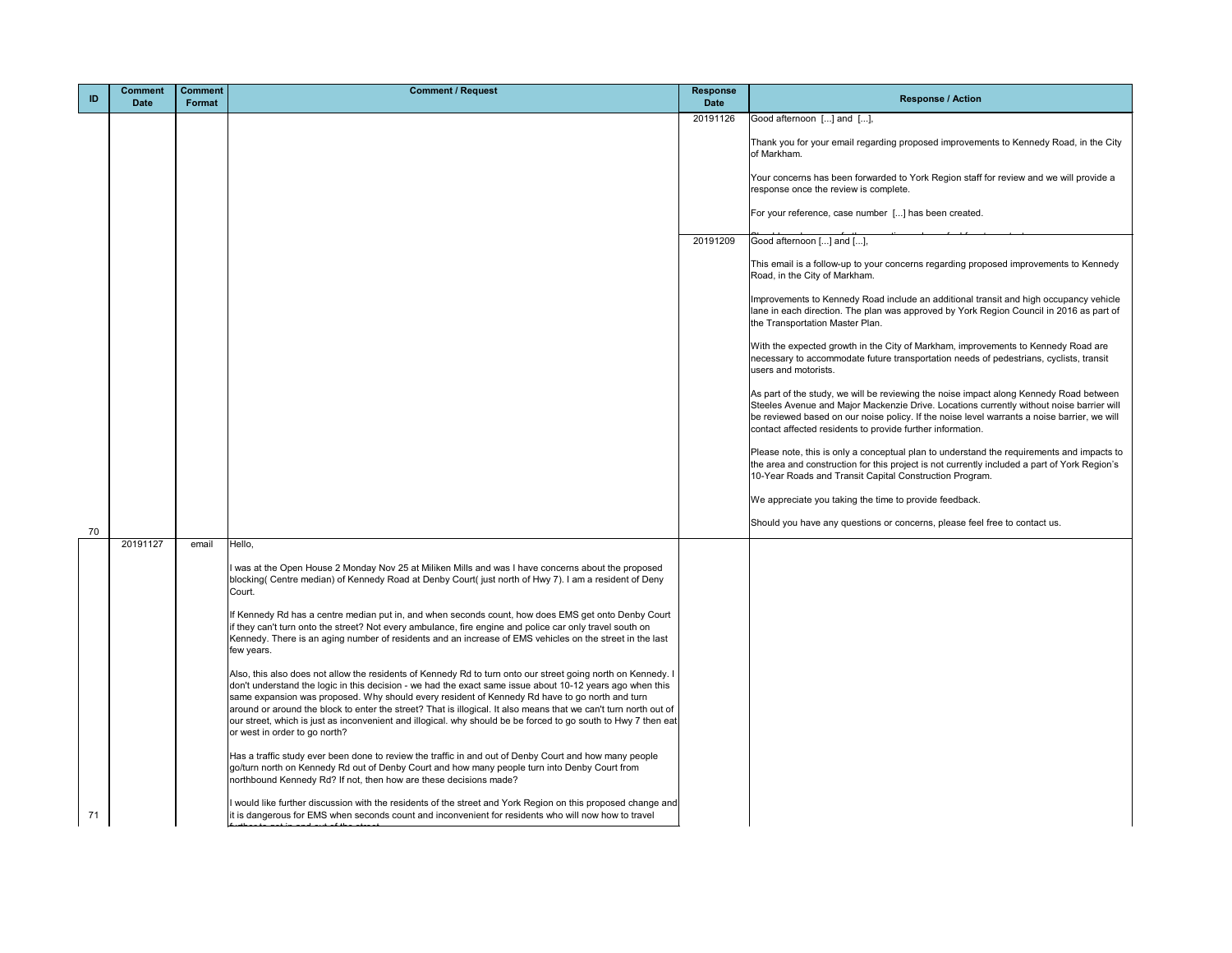| ID | Comment Date | Comment Format | Comment / Request | Response Date | Response / Action |
|---|---|---|---|---|---|
| 70 | | | | 20191126 | Good afternoon [...] and [...],<br><br>Thank you for your email regarding proposed improvements to Kennedy Road, in the City of Markham.<br><br>Your concerns has been forwarded to York Region staff for review and we will provide a response once the review is complete.<br><br>For your reference, case number [...] has been created. |
| | | | | 20191209 | Good afternoon [...] and [...],<br><br>This email is a follow-up to your concerns regarding proposed improvements to Kennedy Road, in the City of Markham.<br><br>Improvements to Kennedy Road include an additional transit and high occupancy vehicle lane in each direction. The plan was approved by York Region Council in 2016 as part of the Transportation Master Plan.<br><br>With the expected growth in the City of Markham, improvements to Kennedy Road are necessary to accommodate future transportation needs of pedestrians, cyclists, transit users and motorists.<br><br>As part of the study, we will be reviewing the noise impact along Kennedy Road between Steeles Avenue and Major Mackenzie Drive. Locations currently without noise barrier will be reviewed based on our noise policy. If the noise level warrants a noise barrier, we will contact affected residents to provide further information.<br><br>Please note, this is only a conceptual plan to understand the requirements and impacts to the area and construction for this project is not currently included a part of York Region's 10-Year Roads and Transit Capital Construction Program.<br><br>We appreciate you taking the time to provide feedback.<br><br>Should you have any questions or concerns, please feel free to contact us. |
| 71 | 20191127 | email | Hello,<br><br>I was at the Open House 2 Monday Nov 25 at Miliken Mills and was I have concerns about the proposed blocking( Centre median) of Kennedy Road at Denby Court( just north of Hwy 7). I am a resident of Deny Court.<br><br>If Kennedy Rd has a centre median put in, and when seconds count, how does EMS get onto Denby Court if they can't turn onto the street? Not every ambulance, fire engine and police car only travel south on Kennedy. There is an aging number of residents and an increase of EMS vehicles on the street in the last few years.<br><br>Also, this also does not allow the residents of Kennedy Rd to turn onto our street going north on Kennedy. I don't understand the logic in this decision - we had the exact same issue about 10-12 years ago when this same expansion was proposed. Why should every resident of Kennedy Rd have to go north and turn around or around the block to enter the street? That is illogical. It also means that we can't turn north out of our street, which is just as inconvenient and illogical. why should be be forced to go south to Hwy 7 then eat or west in order to go north?<br><br>Has a traffic study ever been done to review the traffic in and out of Denby Court and how many people go/turn north on Kennedy Rd out of Denby Court and how many people turn into Denby Court from northbound Kennedy Rd? If not, then how are these decisions made?<br><br>I would like further discussion with the residents of the street and York Region on this proposed change and it is dangerous for EMS when seconds count and inconvenient for residents who will now how to travel | | |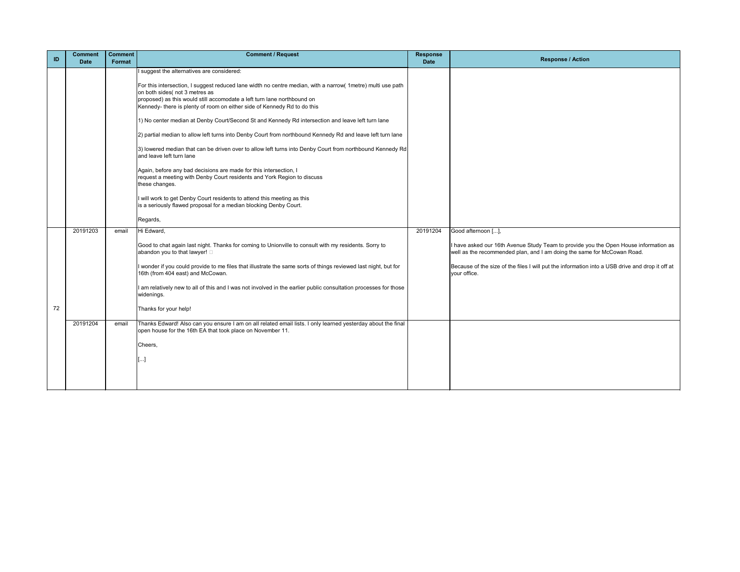| ID | Comment Date | Comment Format | Comment / Request | Response Date | Response / Action |
|---|---|---|---|---|---|
| | | | I suggest the alternatives are considered:<br><br>For this intersection, I suggest reduced lane width no centre median, with a narrow( 1metre) multi use path on both sides( not 3 metres as proposed) as this would still accomodate a left turn lane northbound on Kennedy- there is plenty of room on either side of Kennedy Rd to do this<br><br>1) No center median at Denby Court/Second St and Kennedy Rd intersection and leave left turn lane<br><br>2) partial median to allow left turns into Denby Court from northbound Kennedy Rd and leave left turn lane<br><br>3) lowered median that can be driven over to allow left turns into Denby Court from northbound Kennedy Rd and leave left turn lane<br><br>Again, before any bad decisions are made for this intersection, I request a meeting with Denby Court residents and York Region to discuss these changes.<br><br>I will work to get Denby Court residents to attend this meeting as this is a seriously flawed proposal for a median blocking Denby Court.<br><br>Regards, | | |
| 72 | 20191203 | email | Hi Edward,<br><br>Good to chat again last night. Thanks for coming to Unionville to consult with my residents. Sorry to abandon you to that lawyer! □<br><br>I wonder if you could provide to me files that illustrate the same sorts of things reviewed last night, but for 16th (from 404 east) and McCowan.<br><br>I am relatively new to all of this and I was not involved in the earlier public consultation processes for those widenings.<br><br>Thanks for your help! | 20191204 | Good afternoon [...],<br><br>I have asked our 16th Avenue Study Team to provide you the Open House information as well as the recommended plan, and I am doing the same for McCowan Road.<br><br>Because of the size of the files I will put the information into a USB drive and drop it off at your office. |
| | 20191204 | email | Thanks Edward! Also can you ensure I am on all related email lists. I only learned yesterday about the final open house for the 16th EA that took place on November 11.<br><br>Cheers,<br><br>[...] | | |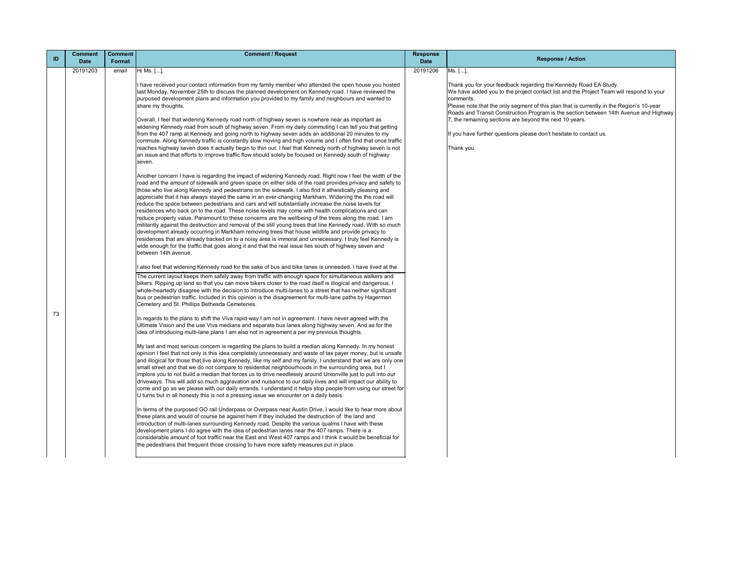| ID | Comment Date | Comment Format | Comment / Request | Response Date | Response / Action |
|---|---|---|---|---|---|
| 73 | 20191203 | email | Hi Ms. [...],<br><br>I have received your contact information from my family member who attended the open house you hosted last Monday, November 25th to discuss the planned development on Kennedy road. I have reviewed the purposed development plans and information you provided to my family and neighbours and wanted to share my thoughts.<br><br>Overall, I feel that widening Kennedy road north of highway seven is nowhere near as important as widening Kennedy road from south of highway seven. From my daily commuting I can tell you that getting from the 407 ramp at Kennedy and going north to highway seven adds an additional 20 minutes to my commute. Along Kennedy traffic is constantly slow moving and high volume and I often find that once traffic reaches highway seven does it actually begin to thin out. I feel that Kennedy north of highway seven is not an issue and that efforts to improve traffic flow should solely be focused on Kennedy south of highway seven.<br><br>Another concern I have is regarding the impact of widening Kennedy road. Right now I feel the width of the road and the amount of sidewalk and green space on either side of the road provides privacy and safety to those who live along Kennedy and pedestrians on the sidewalk. I also find it atheistically pleasing and appreciate that it has always stayed the same in an ever-changing Markham. Widening the road will reduce the space between pedestrians and cars and will substantially increase the noise levels for residences who back on to the road. These noise levels may come with health complications and can reduce property value. Paramount to these concerns are the wellbeing of the trees along the road. I am militantly against the destruction and removal of the still young trees that line Kennedy road. With so much development already occurring in Markham removing trees that house wildlife and provide privacy to residences that are already backed on to a noisy area is immoral and unnecessary. I truly feel Kennedy is wide enough for the traffic that goes along it and that the real issue lies south of highway seven and between 14th avenue.<br><br>I also feel that widening Kennedy road for the sake of bus and bike lanes is unneeded. I have lived at the [...] The current layout keeps them safely away from traffic with enough space for simultaneous walkers and bikers. Ripping up land so that you can move bikers closer to the road itself is illogical and dangerous. I whole-heartedly disagree with the decision to introduce multi-lanes to a street that has neither significant bus or pedestrian traffic. Included in this opinion is the disagreement for multi-lane paths by Hagerman Cemetery and St. Phillips Bethesda Cemeteries.<br><br>In regards to the plans to shift the Viva rapid-way I am not in agreement. I have never agreed with the Ultimate Vision and the use Viva medians and separate bus lanes along highway seven. And as for the idea of introducing multi-lane plans I am also not in agreement a per my previous thoughts.<br><br>My last and most serious concern is regarding the plans to build a median along Kennedy. In my honest opinion I feel that not only is this idea completely unnecessary and waste of tax payer money, but is unsafe and illogical for those that live along Kennedy, like my self and my family. I understand that we are only one small street and that we do not compare to residential neighbourhoods in the surrounding area, but I implore you to not build a median that forces us to drive needlessly around Unionville just to pull into our driveways. This will add so much aggravation and nuisance to our daily lives and will impact our ability to come and go as we please with our daily errands. I understand it helps stop people from using our street for U turns but in all honesty this is not a pressing issue we encounter on a daily basis.<br><br>In terms of the purposed GO rail Underpass or Overpass near Austin Drive, I would like to hear more about these plans and would of course be against hem if they included the destruction of the land and introduction of multi-lanes surrounding Kennedy road. Despite the various qualms I have with these development plans I do agree with the idea of pedestrian lanes near the 407 ramps. There is a considerable amount of foot traffic near the East and West 407 ramps and I think it would be beneficial for the pedestrians that frequent those crossing to have more safety measures put in place. | 20191206 | Ms. [...],<br><br>Thank you for your feedback regarding the Kennedy Road EA Study.<br>We have added you to the project contact list and the Project Team will respond to your comments.<br>Please note that the only segment of this plan that is currently in the Region's 10-year Roads and Transit Construction Program is the section between 14th Avenue and Highway 7, the remaining sections are beyond the next 10 years.<br><br>If you have further questions please don't hesitate to contact us.<br><br>Thank you |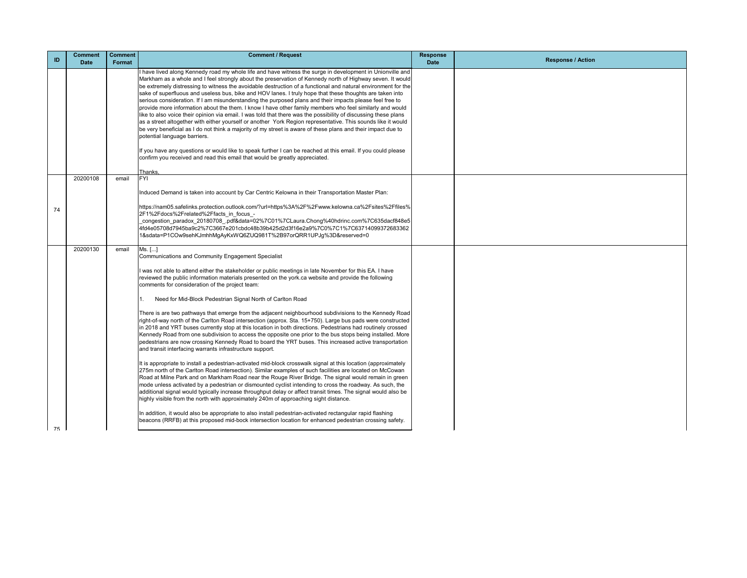| ID | Comment Date | Comment Format | Comment / Request | Response Date | Response / Action |
|---|---|---|---|---|---|
| | | | I have lived along Kennedy road my whole life and have witness the surge in development in Unionville and Markham as a whole and I feel strongly about the preservation of Kennedy north of Highway seven. It would be extremely distressing to witness the avoidable destruction of a functional and natural environment for the sake of superfluous and useless bus, bike and HOV lanes. I truly hope that these thoughts are taken into serious consideration. If I am misunderstanding the purposed plans and their impacts please feel free to provide more information about the them. I know I have other family members who feel similarly and would like to also voice their opinion via email. I was told that there was the possibility of discussing these plans as a street altogether with either yourself or another York Region representative. This sounds like it would be very beneficial as I do not think a majority of my street is aware of these plans and their impact due to potential language barriers.<br><br>If you have any questions or would like to speak further I can be reached at this email. If you could please confirm you received and read this email that would be greatly appreciated.<br><br>Thanks, | | |
| 74 | 20200108 | email | FYI<br><br>Induced Demand is taken into account by Car Centric Kelowna in their Transportation Master Plan:<br><br>https://nam05.safelinks.protection.outlook.com/?url=https%3A%2F%2Fwww.kelowna.ca%2Fsites%2Ffiles%2F1%2Fdocs%2Frelated%2Ffacts_in_focus_-_congestion_paradox_20180708_.pdf&data=02%7C01%7CLaura.Chong%40hdrinc.com%7C635dacf848e54fd4e05708d7945ba9c2%7C3667e201cbdc48b39b425d2d3f16e2a9%7C0%7C1%7C637140993726833621&sdata=P1COw9sehKJmhhMgAyKxWQ6ZUQ981T%2B97orQRR1UPJg%3D&reserved=0 | | |
| 75 | 20200130 | email | Ms. [...]<br>Communications and Community Engagement Specialist<br><br>I was not able to attend either the stakeholder or public meetings in late November for this EA. I have reviewed the public information materials presented on the york.ca website and provide the following comments for consideration of the project team:<br><br>1. Need for Mid-Block Pedestrian Signal North of Carlton Road<br><br>There is are two pathways that emerge from the adjacent neighbourhood subdivisions to the Kennedy Road right-of-way north of the Carlton Road intersection (approx. Sta. 15+750). Large bus pads were constructed in 2018 and YRT buses currently stop at this location in both directions. Pedestrians had routinely crossed Kennedy Road from one subdivision to access the opposite one prior to the bus stops being installed. More pedestrians are now crossing Kennedy Road to board the YRT buses. This increased active transportation and transit interfacing warrants infrastructure support.<br><br>It is appropriate to install a pedestrian-activated mid-block crosswalk signal at this location (approximately 275m north of the Carlton Road intersection). Similar examples of such facilities are located on McCowan Road at Milne Park and on Markham Road near the Rouge River Bridge. The signal would remain in green mode unless activated by a pedestrian or dismounted cyclist intending to cross the roadway. As such, the additional signal would typically increase throughput delay or affect transit times. The signal would also be highly visible from the north with approximately 240m of approaching sight distance.<br><br>In addition, it would also be appropriate to also install pedestrian-activated rectangular rapid flashing beacons (RRFB) at this proposed mid-bock intersection location for enhanced pedestrian crossing safety. | | |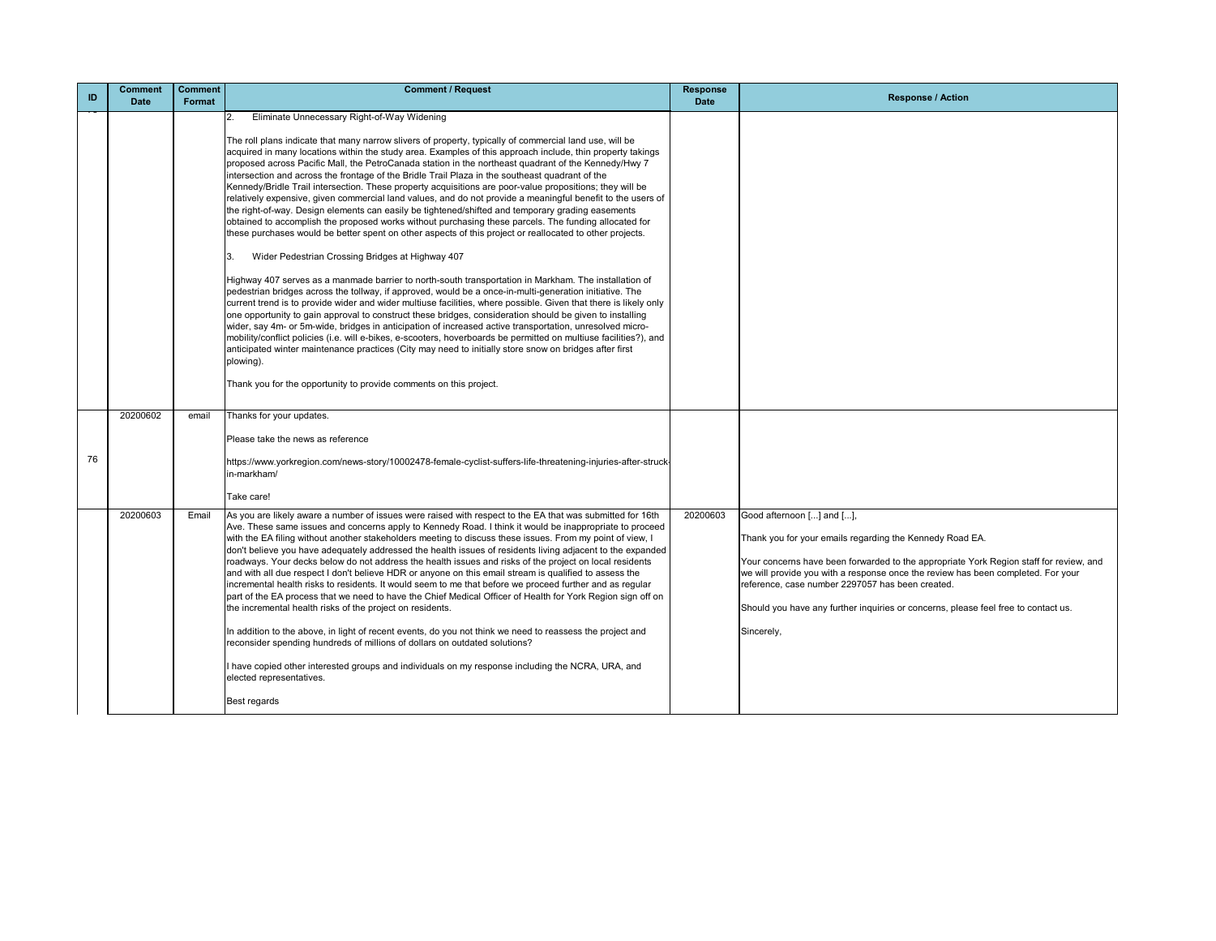| ID | Comment Date | Comment Format | Comment / Request | Response Date | Response / Action |
|---|---|---|---|---|---|
| | | | 2. Eliminate Unnecessary Right-of-Way Widening<br><br>The roll plans indicate that many narrow slivers of property, typically of commercial land use, will be acquired in many locations within the study area. Examples of this approach include, thin property takings proposed across Pacific Mall, the PetroCanada station in the northeast quadrant of the Kennedy/Hwy 7 intersection and across the frontage of the Bridle Trail Plaza in the southeast quadrant of the Kennedy/Bridle Trail intersection. These property acquisitions are poor-value propositions; they will be relatively expensive, given commercial land values, and do not provide a meaningful benefit to the users of the right-of-way. Design elements can easily be tightened/shifted and temporary grading easements obtained to accomplish the proposed works without purchasing these parcels. The funding allocated for these purchases would be better spent on other aspects of this project or reallocated to other projects.<br><br>3. Wider Pedestrian Crossing Bridges at Highway 407<br><br>Highway 407 serves as a manmade barrier to north-south transportation in Markham. The installation of pedestrian bridges across the tollway, if approved, would be a once-in-multi-generation initiative. The current trend is to provide wider and wider multiuse facilities, where possible. Given that there is likely only one opportunity to gain approval to construct these bridges, consideration should be given to installing wider, say 4m- or 5m-wide, bridges in anticipation of increased active transportation, unresolved micro-mobility/conflict policies (i.e. will e-bikes, e-scooters, hoverboards be permitted on multiuse facilities?), and anticipated winter maintenance practices (City may need to initially store snow on bridges after first plowing).<br><br>Thank you for the opportunity to provide comments on this project. | | |
| 76 | 20200602 | email | Thanks for your updates.<br><br>Please take the news as reference<br><br>https://www.yorkregion.com/news-story/10002478-female-cyclist-suffers-life-threatening-injuries-after-struck-in-markham/<br><br>Take care! | | |
| | 20200603 | Email | As you are likely aware a number of issues were raised with respect to the EA that was submitted for 16th Ave. These same issues and concerns apply to Kennedy Road. I think it would be inappropriate to proceed with the EA filing without another stakeholders meeting to discuss these issues. From my point of view, I don't believe you have adequately addressed the health issues of residents living adjacent to the expanded roadways. Your decks below do not address the health issues and risks of the project on local residents and with all due respect I don't believe HDR or anyone on this email stream is qualified to assess the incremental health risks to residents. It would seem to me that before we proceed further and as regular part of the EA process that we need to have the Chief Medical Officer of Health for York Region sign off on the incremental health risks of the project on residents.<br><br>In addition to the above, in light of recent events, do you not think we need to reassess the project and reconsider spending hundreds of millions of dollars on outdated solutions?<br><br>I have copied other interested groups and individuals on my response including the NCRA, URA, and elected representatives.<br><br>Best regards | 20200603 | Good afternoon [...] and [...],<br><br>Thank you for your emails regarding the Kennedy Road EA.<br><br>Your concerns have been forwarded to the appropriate York Region staff for review, and we will provide you with a response once the review has been completed. For your reference, case number 2297057 has been created.<br><br>Should you have any further inquiries or concerns, please feel free to contact us.<br><br>Sincerely, |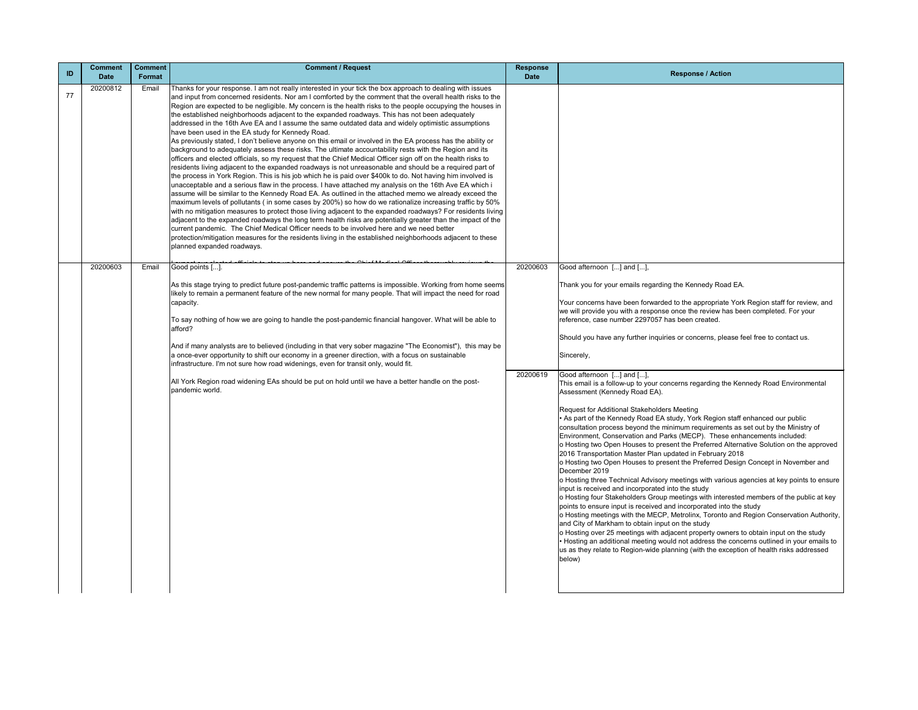| ID | Comment Date | Comment Format | Comment / Request | Response Date | Response / Action |
|---|---|---|---|---|---|
| 77 | 20200812 | Email | Thanks for your response. I am not really interested in your tick the box approach to dealing with issues and input from concerned residents. Nor am I comforted by the comment that the overall health risks to the Region are expected to be negligible. My concern is the health risks to the people occupying the houses in the established neighborhoods adjacent to the expanded roadways. This has not been adequately addressed in the 16th Ave EA and I assume the same outdated data and widely optimistic assumptions have been used in the EA study for Kennedy Road.<br>As previously stated, I don't believe anyone on this email or involved in the EA process has the ability or background to adequately assess these risks. The ultimate accountability rests with the Region and its officers and elected officials, so my request that the Chief Medical Officer sign off on the health risks to residents living adjacent to the expanded roadways is not unreasonable and should be a required part of the process in York Region. This is his job which he is paid over $400k to do. Not having him involved is unacceptable and a serious flaw in the process. I have attached my analysis on the 16th Ave EA which i assume will be similar to the Kennedy Road EA. As outlined in the attached memo we already exceed the maximum levels of pollutants ( in some cases by 200%) so how do we rationalize increasing traffic by 50% with no mitigation measures to protect those living adjacent to the expanded roadways? For residents living adjacent to the expanded roadways the long term health risks are potentially greater than the impact of the current pandemic. The Chief Medical Officer needs to be involved here and we need better protection/mitigation measures for the residents living in the established neighborhoods adjacent to these planned expanded roadways. | | |
| | 20200603 | Email | Good points [...].<br><br>As this stage trying to predict future post-pandemic traffic patterns is impossible. Working from home seems likely to remain a permanent feature of the new normal for many people. That will impact the need for road capacity.<br><br>To say nothing of how we are going to handle the post-pandemic financial hangover. What will be able to afford?<br><br>And if many analysts are to believed (including in that very sober magazine "The Economist"), this may be a once-ever opportunity to shift our economy in a greener direction, with a focus on sustainable infrastructure. I'm not sure how road widenings, even for transit only, would fit.<br><br>All York Region road widening EAs should be put on hold until we have a better handle on the post-pandemic world. | 20200603 | Good afternoon [...] and [...],<br><br>Thank you for your emails regarding the Kennedy Road EA.<br><br>Your concerns have been forwarded to the appropriate York Region staff for review, and we will provide you with a response once the review has been completed. For your reference, case number 2297057 has been created.<br><br>Should you have any further inquiries or concerns, please feel free to contact us.<br><br>Sincerely, |
| | | | | 20200619 | Good afternoon [...] and [...],<br>This email is a follow-up to your concerns regarding the Kennedy Road Environmental Assessment (Kennedy Road EA).<br><br>Request for Additional Stakeholders Meeting<br>• As part of the Kennedy Road EA study, York Region staff enhanced our public consultation process beyond the minimum requirements as set out by the Ministry of Environment, Conservation and Parks (MECP). These enhancements included:<br>o Hosting two Open Houses to present the Preferred Alternative Solution on the approved 2016 Transportation Master Plan updated in February 2018<br>o Hosting two Open Houses to present the Preferred Design Concept in November and December 2019<br>o Hosting three Technical Advisory meetings with various agencies at key points to ensure input is received and incorporated into the study<br>o Hosting four Stakeholders Group meetings with interested members of the public at key points to ensure input is received and incorporated into the study<br>o Hosting meetings with the MECP, Metrolinx, Toronto and Region Conservation Authority, and City of Markham to obtain input on the study<br>o Hosting over 25 meetings with adjacent property owners to obtain input on the study<br>• Hosting an additional meeting would not address the concerns outlined in your emails to us as they relate to Region-wide planning (with the exception of health risks addressed below) |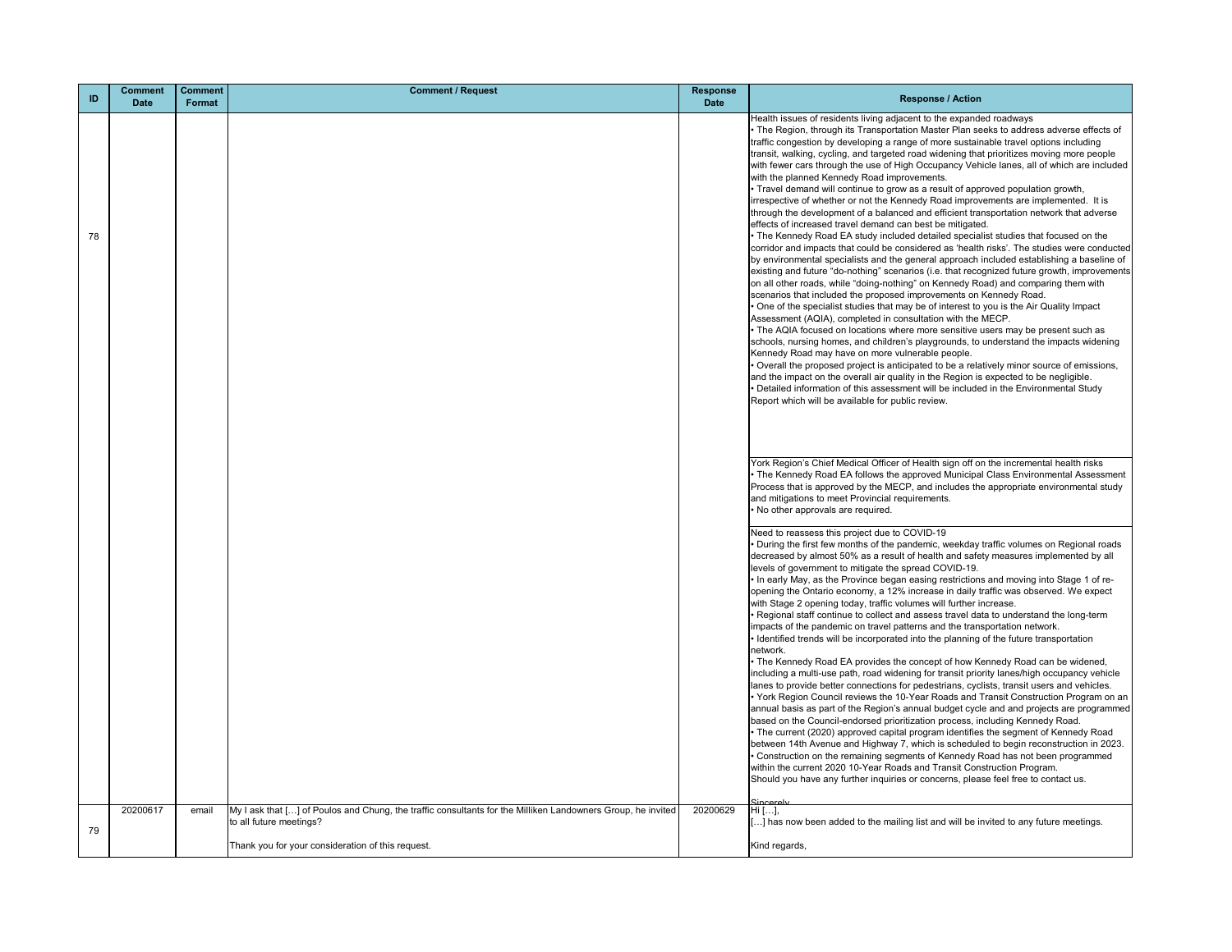| ID | Comment Date | Comment Format | Comment / Request | Response Date | Response / Action |
|---|---|---|---|---|---|
| 78 | | | | | Health issues of residents living adjacent to the expanded roadways<br>• The Region, through its Transportation Master Plan seeks to address adverse effects of traffic congestion by developing a range of more sustainable travel options including transit, walking, cycling, and targeted road widening that prioritizes moving more people with fewer cars through the use of High Occupancy Vehicle lanes, all of which are included with the planned Kennedy Road improvements.<br>• Travel demand will continue to grow as a result of approved population growth, irrespective of whether or not the Kennedy Road improvements are implemented. It is through the development of a balanced and efficient transportation network that adverse effects of increased travel demand can best be mitigated.<br>• The Kennedy Road EA study included detailed specialist studies that focused on the corridor and impacts that could be considered as 'health risks'. The studies were conducted by environmental specialists and the general approach included establishing a baseline of existing and future "do-nothing" scenarios (i.e. that recognized future growth, improvements on all other roads, while "doing-nothing" on Kennedy Road) and comparing them with scenarios that included the proposed improvements on Kennedy Road.<br>• One of the specialist studies that may be of interest to you is the Air Quality Impact Assessment (AQIA), completed in consultation with the MECP.<br>• The AQIA focused on locations where more sensitive users may be present such as schools, nursing homes, and children's playgrounds, to understand the impacts widening Kennedy Road may have on more vulnerable people.<br>• Overall the proposed project is anticipated to be a relatively minor source of emissions, and the impact on the overall air quality in the Region is expected to be negligible.<br>• Detailed information of this assessment will be included in the Environmental Study Report which will be available for public review. |
| | | | | | York Region's Chief Medical Officer of Health sign off on the incremental health risks<br>• The Kennedy Road EA follows the approved Municipal Class Environmental Assessment Process that is approved by the MECP, and includes the appropriate environmental study and mitigations to meet Provincial requirements.<br>• No other approvals are required. |
| | | | | | Need to reassess this project due to COVID-19<br>• During the first few months of the pandemic, weekday traffic volumes on Regional roads decreased by almost 50% as a result of health and safety measures implemented by all levels of government to mitigate the spread COVID-19.<br>• In early May, as the Province began easing restrictions and moving into Stage 1 of re-opening the Ontario economy, a 12% increase in daily traffic was observed. We expect with Stage 2 opening today, traffic volumes will further increase.<br>• Regional staff continue to collect and assess travel data to understand the long-term impacts of the pandemic on travel patterns and the transportation network.<br>• Identified trends will be incorporated into the planning of the future transportation network.<br>• The Kennedy Road EA provides the concept of how Kennedy Road can be widened, including a multi-use path, road widening for transit priority lanes/high occupancy vehicle lanes to provide better connections for pedestrians, cyclists, transit users and vehicles.<br>• York Region Council reviews the 10-Year Roads and Transit Construction Program on an annual basis as part of the Region's annual budget cycle and and projects are programmed based on the Council-endorsed prioritization process, including Kennedy Road.<br>• The current (2020) approved capital program identifies the segment of Kennedy Road between 14th Avenue and Highway 7, which is scheduled to begin reconstruction in 2023.<br>• Construction on the remaining segments of Kennedy Road has not been programmed within the current 2020 10-Year Roads and Transit Construction Program.<br>Should you have any further inquiries or concerns, please feel free to contact us.<br><br>Sincerely |
| 79 | 20200617 | email | My I ask that […] of Poulos and Chung, the traffic consultants for the Milliken Landowners Group, he invited to all future meetings?<br><br>Thank you for your consideration of this request. | 20200629 | Hi […],<br>[…] has now been added to the mailing list and will be invited to any future meetings.<br><br>Kind regards, |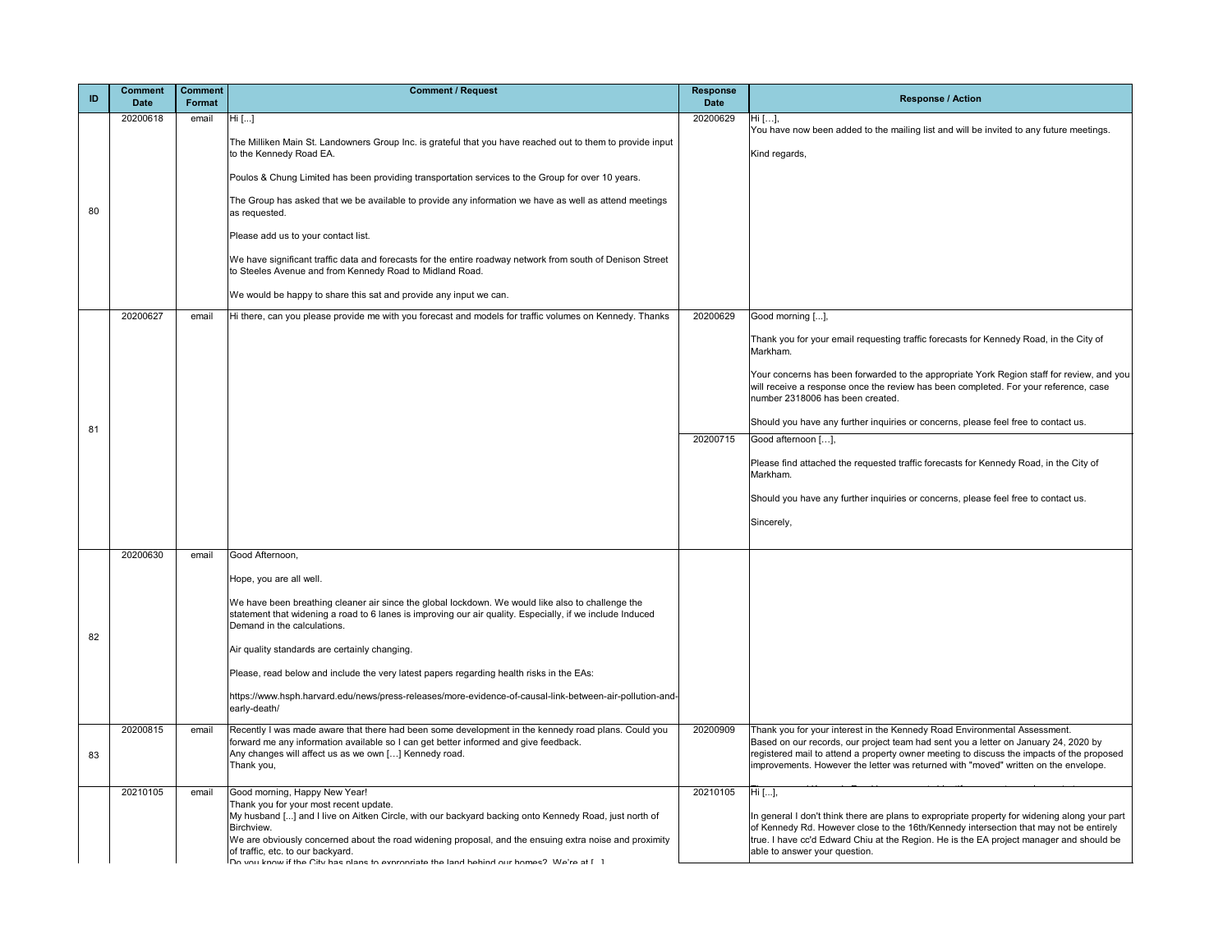| ID | Comment Date | Comment Format | Comment / Request | Response Date | Response / Action |
|---|---|---|---|---|---|
| 80 | 20200618 | email | Hi [...]<br><br>The Milliken Main St. Landowners Group Inc. is grateful that you have reached out to them to provide input to the Kennedy Road EA.<br><br>Poulos & Chung Limited has been providing transportation services to the Group for over 10 years.<br><br>The Group has asked that we be available to provide any information we have as well as attend meetings as requested.<br><br>Please add us to your contact list.<br><br>We have significant traffic data and forecasts for the entire roadway network from south of Denison Street to Steeles Avenue and from Kennedy Road to Midland Road.<br><br>We would be happy to share this sat and provide any input we can. | 20200629 | Hi […],<br>You have now been added to the mailing list and will be invited to any future meetings.<br><br>Kind regards, |
| 81 | 20200627 | email | Hi there, can you please provide me with you forecast and models for traffic volumes on Kennedy. Thanks | 20200629 | Good morning [...],<br><br>Thank you for your email requesting traffic forecasts for Kennedy Road, in the City of Markham.<br><br>Your concerns has been forwarded to the appropriate York Region staff for review, and you will receive a response once the review has been completed. For your reference, case number 2318006 has been created.<br><br>Should you have any further inquiries or concerns, please feel free to contact us. |
| | | | | 20200715 | Good afternoon […],<br><br>Please find attached the requested traffic forecasts for Kennedy Road, in the City of Markham.<br><br>Should you have any further inquiries or concerns, please feel free to contact us.<br><br>Sincerely, |
| 82 | 20200630 | email | Good Afternoon,<br><br>Hope, you are all well.<br><br>We have been breathing cleaner air since the global lockdown. We would like also to challenge the statement that widening a road to 6 lanes is improving our air quality. Especially, if we include Induced Demand in the calculations.<br><br>Air quality standards are certainly changing.<br><br>Please, read below and include the very latest papers regarding health risks in the EAs:<br><br>https://www.hsph.harvard.edu/news/press-releases/more-evidence-of-causal-link-between-air-pollution-and-early-death/ | | |
| 83 | 20200815 | email | Recently I was made aware that there had been some development in the kennedy road plans. Could you forward me any information available so I can get better informed and give feedback.<br>Any changes will affect us as we own […] Kennedy road.<br>Thank you, | 20200909 | Thank you for your interest in the Kennedy Road Environmental Assessment.<br>Based on our records, our project team had sent you a letter on January 24, 2020 by registered mail to attend a property owner meeting to discuss the impacts of the proposed improvements. However the letter was returned with "moved" written on the envelope. |
| | 20210105 | email | Good morning, Happy New Year!<br>Thank you for your most recent update.<br>My husband [...] and I live on Aitken Circle, with our backyard backing onto Kennedy Road, just north of Birchview.<br>We are obviously concerned about the road widening proposal, and the ensuing extra noise and proximity of traffic, etc. to our backyard.<br>Do you know if the City has plans to expropriate the land behind our homes? We're at [...] | 20210105 | Hi [...],<br><br>In general I don't think there are plans to expropriate property for widening along your part of Kennedy Rd. However close to the 16th/Kennedy intersection that may not be entirely true. I have cc'd Edward Chiu at the Region. He is the EA project manager and should be able to answer your question. |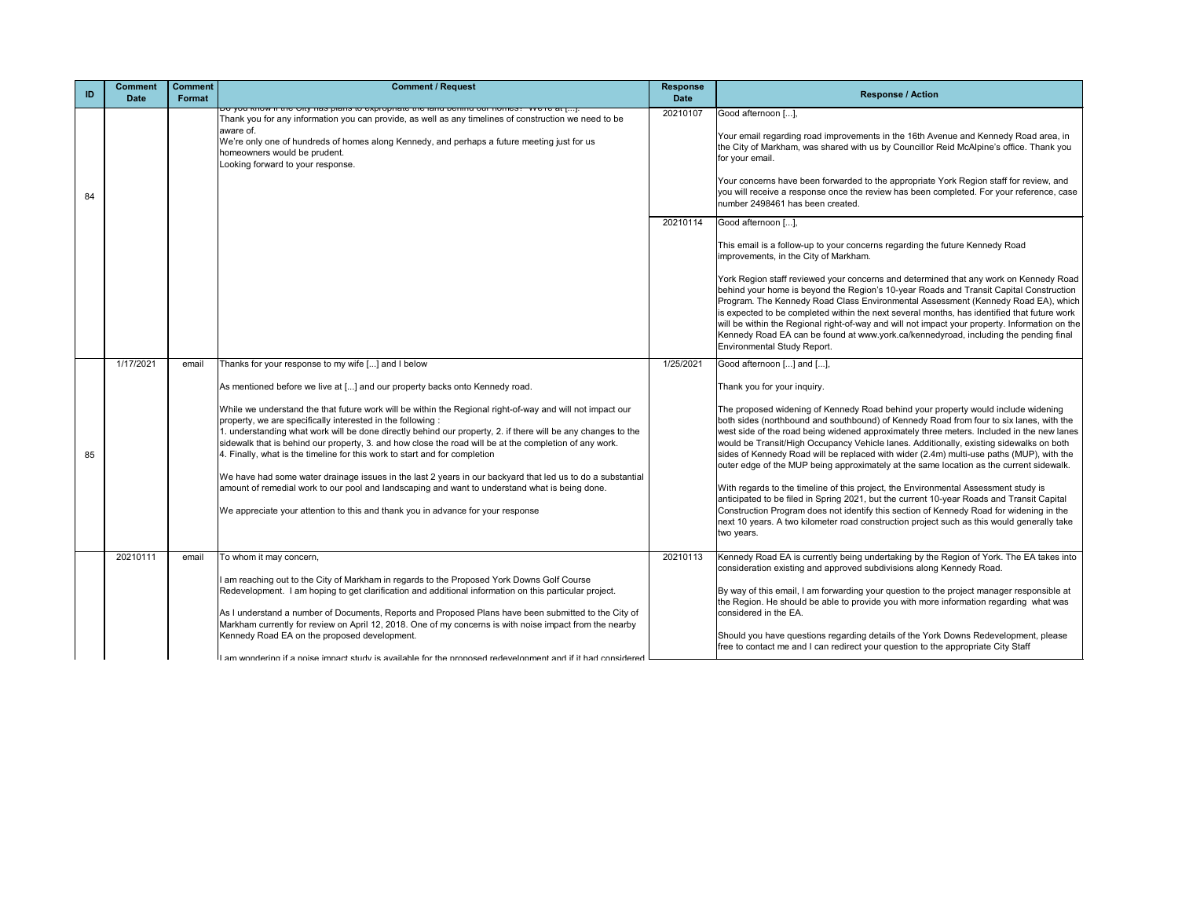| ID | Comment Date | Comment Format | Comment / Request | Response Date | Response / Action |
|---|---|---|---|---|---|
| 84 | | | Do you know if the City has plans to expropriate the land behind our homes? We're at [...].<br>Thank you for any information you can provide, as well as any timelines of construction we need to be aware of.<br>We're only one of hundreds of homes along Kennedy, and perhaps a future meeting just for us homeowners would be prudent.<br>Looking forward to your response. | 20210107 | Good afternoon [...],<br><br>Your email regarding road improvements in the 16th Avenue and Kennedy Road area, in the City of Markham, was shared with us by Councillor Reid McAlpine's office. Thank you for your email.<br><br>Your concerns have been forwarded to the appropriate York Region staff for review, and you will receive a response once the review has been completed. For your reference, case number 2498461 has been created. |
| | | | | 20210114 | Good afternoon [...],<br><br>This email is a follow-up to your concerns regarding the future Kennedy Road improvements, in the City of Markham.<br><br>York Region staff reviewed your concerns and determined that any work on Kennedy Road behind your home is beyond the Region's 10-year Roads and Transit Capital Construction Program. The Kennedy Road Class Environmental Assessment (Kennedy Road EA), which is expected to be completed within the next several months, has identified that future work will be within the Regional right-of-way and will not impact your property. Information on the Kennedy Road EA can be found at www.york.ca/kennedyroad, including the pending final Environmental Study Report. |
| 85 | 1/17/2021 | email | Thanks for your response to my wife [...] and I below<br><br>As mentioned before we live at [...] and our property backs onto Kennedy road.<br><br>While we understand the that future work will be within the Regional right-of-way and will not impact our property, we are specifically interested in the following :<br>1. understanding what work will be done directly behind our property, 2. if there will be any changes to the sidewalk that is behind our property, 3. and how close the road will be at the completion of any work.<br>4. Finally, what is the timeline for this work to start and for completion<br><br>We have had some water drainage issues in the last 2 years in our backyard that led us to do a substantial amount of remedial work to our pool and landscaping and want to understand what is being done.<br><br>We appreciate your attention to this and thank you in advance for your response | 1/25/2021 | Good afternoon [...] and [...],<br><br>Thank you for your inquiry.<br><br>The proposed widening of Kennedy Road behind your property would include widening both sides (northbound and southbound) of Kennedy Road from four to six lanes, with the west side of the road being widened approximately three meters. Included in the new lanes would be Transit/High Occupancy Vehicle lanes. Additionally, existing sidewalks on both sides of Kennedy Road will be replaced with wider (2.4m) multi-use paths (MUP), with the outer edge of the MUP being approximately at the same location as the current sidewalk.<br><br>With regards to the timeline of this project, the Environmental Assessment study is anticipated to be filed in Spring 2021, but the current 10-year Roads and Transit Capital Construction Program does not identify this section of Kennedy Road for widening in the next 10 years. A two kilometer road construction project such as this would generally take two years. |
| | 20210111 | email | To whom it may concern,<br><br>I am reaching out to the City of Markham in regards to the Proposed York Downs Golf Course Redevelopment. I am hoping to get clarification and additional information on this particular project.<br><br>As I understand a number of Documents, Reports and Proposed Plans have been submitted to the City of Markham currently for review on April 12, 2018. One of my concerns is with noise impact from the nearby Kennedy Road EA on the proposed development.<br><br>I am wondering if a noise impact study is available for the proposed redevelopment and if it had considered | 20210113 | Kennedy Road EA is currently being undertaking by the Region of York. The EA takes into consideration existing and approved subdivisions along Kennedy Road.<br><br>By way of this email, I am forwarding your question to the project manager responsible at the Region. He should be able to provide you with more information regarding what was considered in the EA.<br><br>Should you have questions regarding details of the York Downs Redevelopment, please free to contact me and I can redirect your question to the appropriate City Staff |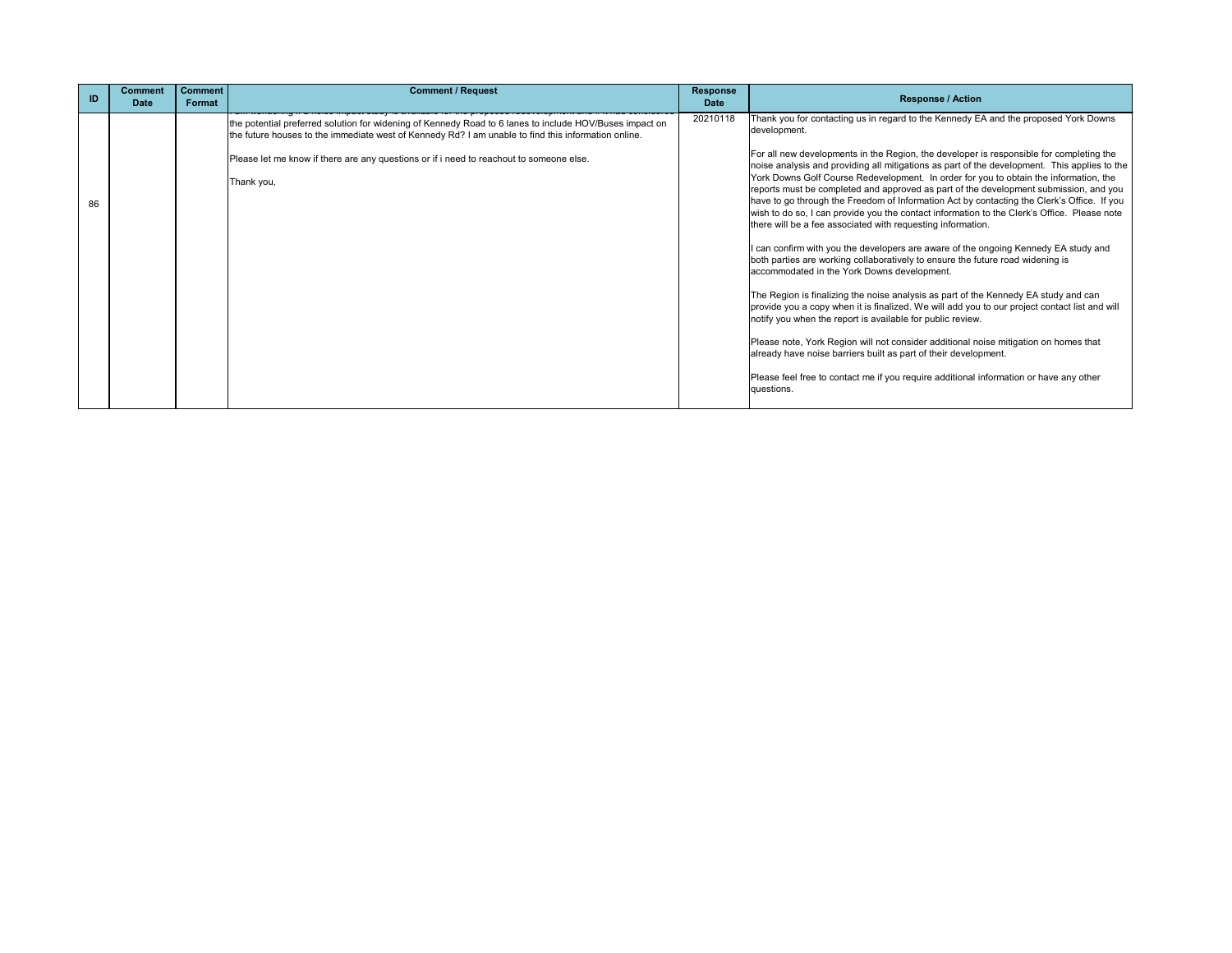| ID | Comment Date | Comment Format | Comment / Request | Response Date | Response / Action |
|---|---|---|---|---|---|
| 86 | | | I am wondering if a noise impact study is available for the proposed redevelopment and if it had considered the potential preferred solution for widening of Kennedy Road to 6 lanes to include HOV/Buses impact on the future houses to the immediate west of Kennedy Rd? I am unable to find this information online.<br><br>Please let me know if there are any questions or if i need to reachout to someone else.<br><br>Thank you, | 20210118 | Thank you for contacting us in regard to the Kennedy EA and the proposed York Downs development.<br><br>For all new developments in the Region, the developer is responsible for completing the noise analysis and providing all mitigations as part of the development. This applies to the York Downs Golf Course Redevelopment. In order for you to obtain the information, the reports must be completed and approved as part of the development submission, and you have to go through the Freedom of Information Act by contacting the Clerk's Office. If you wish to do so, I can provide you the contact information to the Clerk's Office. Please note there will be a fee associated with requesting information.<br><br>I can confirm with you the developers are aware of the ongoing Kennedy EA study and both parties are working collaboratively to ensure the future road widening is accommodated in the York Downs development.<br><br>The Region is finalizing the noise analysis as part of the Kennedy EA study and can provide you a copy when it is finalized. We will add you to our project contact list and will notify you when the report is available for public review.<br><br>Please note, York Region will not consider additional noise mitigation on homes that already have noise barriers built as part of their development.<br><br>Please feel free to contact me if you require additional information or have any other questions. |